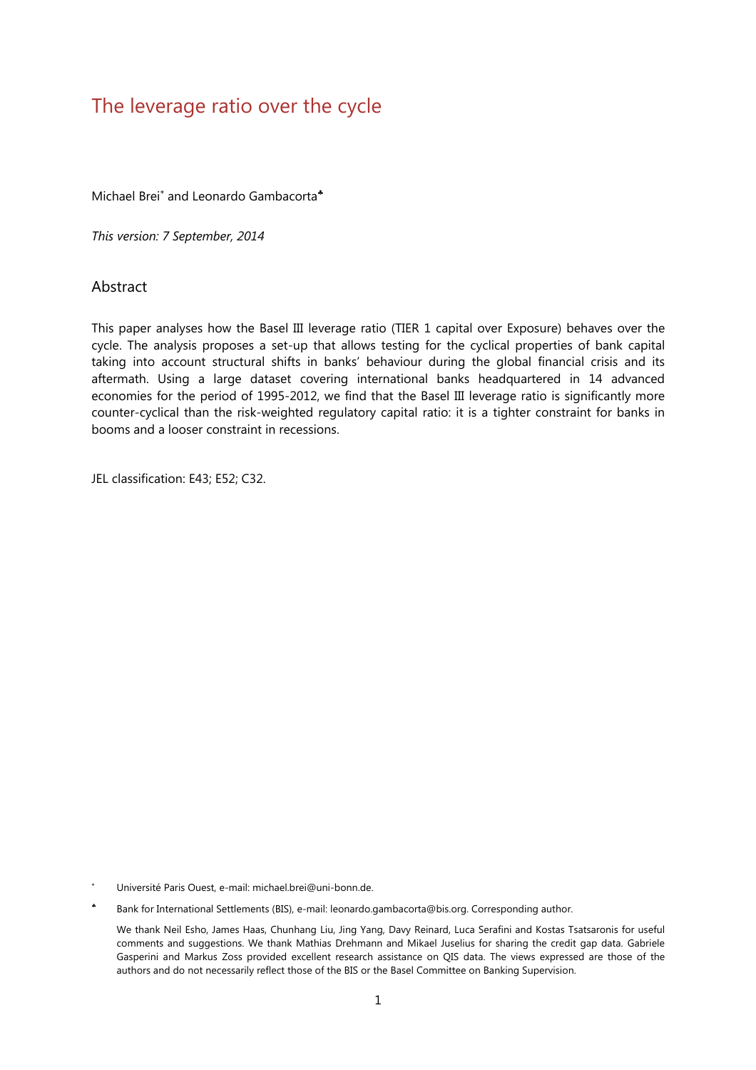# The leverage ratio over the cycle

Michael Brei[*] and Leonardo Gambacorta[♣]

*This version: 7 September, 2014*

## Abstract

This paper analyses how the Basel III leverage ratio (TIER 1 capital over Exposure) behaves over the cycle. The analysis proposes a set-up that allows testing for the cyclical properties of bank capital taking into account structural shifts in banks' behaviour during the global financial crisis and its aftermath. Using a large dataset covering international banks headquartered in 14 advanced economies for the period of 1995-2012, we find that the Basel III leverage ratio is significantly more counter-cyclical than the risk-weighted regulatory capital ratio: it is a tighter constraint for banks in booms and a looser constraint in recessions.

JEL classification: E43; E52; C32.

[*] Université Paris Ouest, e-mail: michael.brei@uni-bonn.de.

[♣] Bank for International Settlements (BIS), e-mail: leonardo.gambacorta@bis.org. Corresponding author.

We thank Neil Esho, James Haas, Chunhang Liu, Jing Yang, Davy Reinard, Luca Serafini and Kostas Tsatsaronis for useful comments and suggestions. We thank Mathias Drehmann and Mikael Juselius for sharing the credit gap data. Gabriele Gasperini and Markus Zoss provided excellent research assistance on QIS data. The views expressed are those of the authors and do not necessarily reflect those of the BIS or the Basel Committee on Banking Supervision.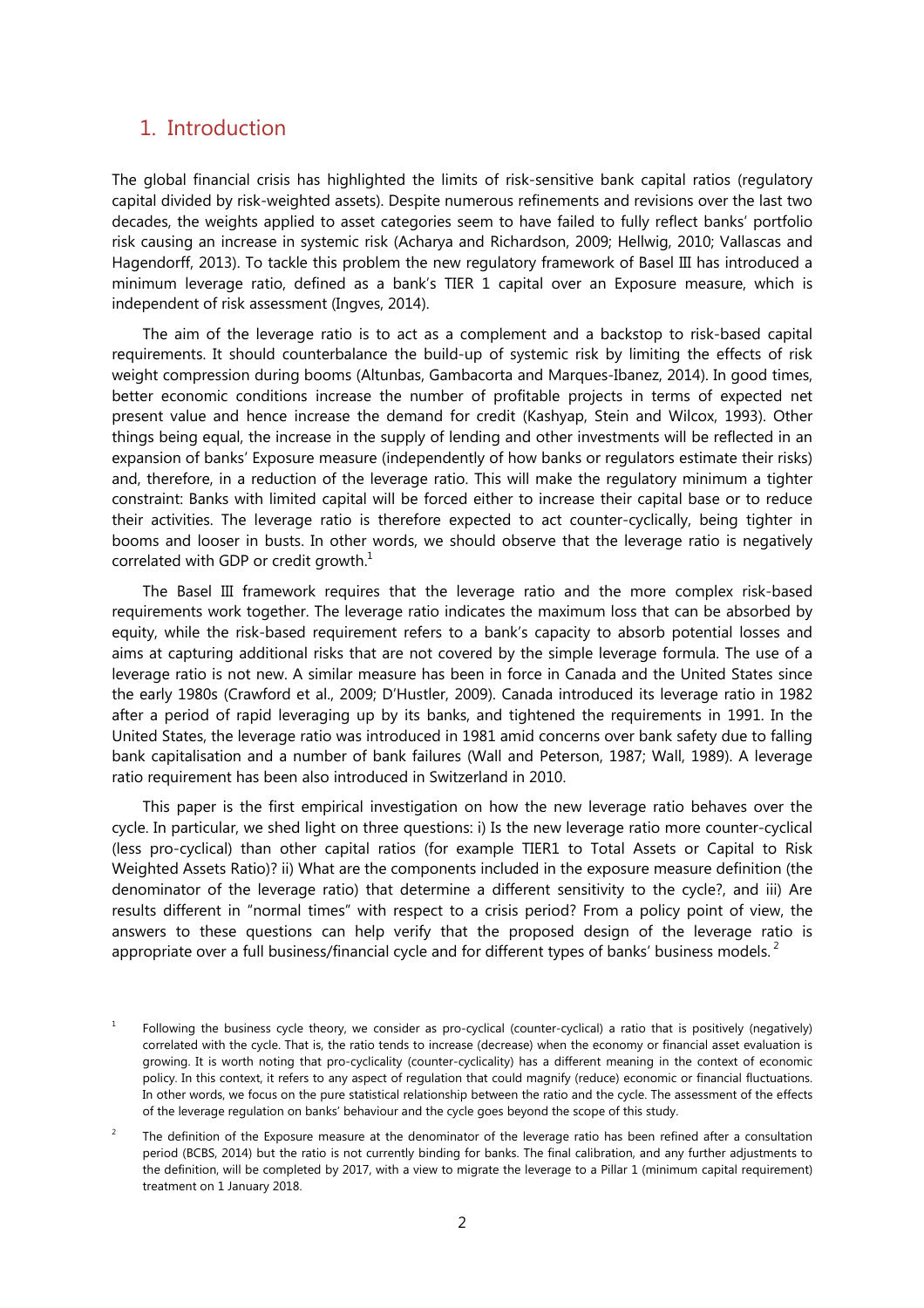## 1. Introduction

The global financial crisis has highlighted the limits of risk-sensitive bank capital ratios (regulatory capital divided by risk-weighted assets). Despite numerous refinements and revisions over the last two decades, the weights applied to asset categories seem to have failed to fully reflect banks' portfolio risk causing an increase in systemic risk (Acharya and Richardson, 2009; Hellwig, 2010; Vallascas and Hagendorff, 2013). To tackle this problem the new regulatory framework of Basel III has introduced a minimum leverage ratio, defined as a bank's TIER 1 capital over an Exposure measure, which is independent of risk assessment (Ingves, 2014).

The aim of the leverage ratio is to act as a complement and a backstop to risk-based capital requirements. It should counterbalance the build-up of systemic risk by limiting the effects of risk weight compression during booms (Altunbas, Gambacorta and Marques-Ibanez, 2014). In good times, better economic conditions increase the number of profitable projects in terms of expected net present value and hence increase the demand for credit (Kashyap, Stein and Wilcox, 1993). Other things being equal, the increase in the supply of lending and other investments will be reflected in an expansion of banks' Exposure measure (independently of how banks or regulators estimate their risks) and, therefore, in a reduction of the leverage ratio. This will make the regulatory minimum a tighter constraint: Banks with limited capital will be forced either to increase their capital base or to reduce their activities. The leverage ratio is therefore expected to act counter-cyclically, being tighter in booms and looser in busts. In other words, we should observe that the leverage ratio is negatively correlated with GDP or credit growth.[1]

The Basel III framework requires that the leverage ratio and the more complex risk-based requirements work together. The leverage ratio indicates the maximum loss that can be absorbed by equity, while the risk-based requirement refers to a bank's capacity to absorb potential losses and aims at capturing additional risks that are not covered by the simple leverage formula. The use of a leverage ratio is not new. A similar measure has been in force in Canada and the United States since the early 1980s (Crawford et al., 2009; D'Hustler, 2009). Canada introduced its leverage ratio in 1982 after a period of rapid leveraging up by its banks, and tightened the requirements in 1991. In the United States, the leverage ratio was introduced in 1981 amid concerns over bank safety due to falling bank capitalisation and a number of bank failures (Wall and Peterson, 1987; Wall, 1989). A leverage ratio requirement has been also introduced in Switzerland in 2010.

This paper is the first empirical investigation on how the new leverage ratio behaves over the cycle. In particular, we shed light on three questions: i) Is the new leverage ratio more counter-cyclical (less pro-cyclical) than other capital ratios (for example TIER1 to Total Assets or Capital to Risk Weighted Assets Ratio)? ii) What are the components included in the exposure measure definition (the denominator of the leverage ratio) that determine a different sensitivity to the cycle?, and iii) Are results different in "normal times" with respect to a crisis period? From a policy point of view, the answers to these questions can help verify that the proposed design of the leverage ratio is appropriate over a full business/financial cycle and for different types of banks' business models.[2]

[1] Following the business cycle theory, we consider as pro-cyclical (counter-cyclical) a ratio that is positively (negatively) correlated with the cycle. That is, the ratio tends to increase (decrease) when the economy or financial asset evaluation is growing. It is worth noting that pro-cyclicality (counter-cyclicality) has a different meaning in the context of economic policy. In this context, it refers to any aspect of regulation that could magnify (reduce) economic or financial fluctuations. In other words, we focus on the pure statistical relationship between the ratio and the cycle. The assessment of the effects of the leverage regulation on banks' behaviour and the cycle goes beyond the scope of this study.

[2] The definition of the Exposure measure at the denominator of the leverage ratio has been refined after a consultation period (BCBS, 2014) but the ratio is not currently binding for banks. The final calibration, and any further adjustments to the definition, will be completed by 2017, with a view to migrate the leverage to a Pillar 1 (minimum capital requirement) treatment on 1 January 2018.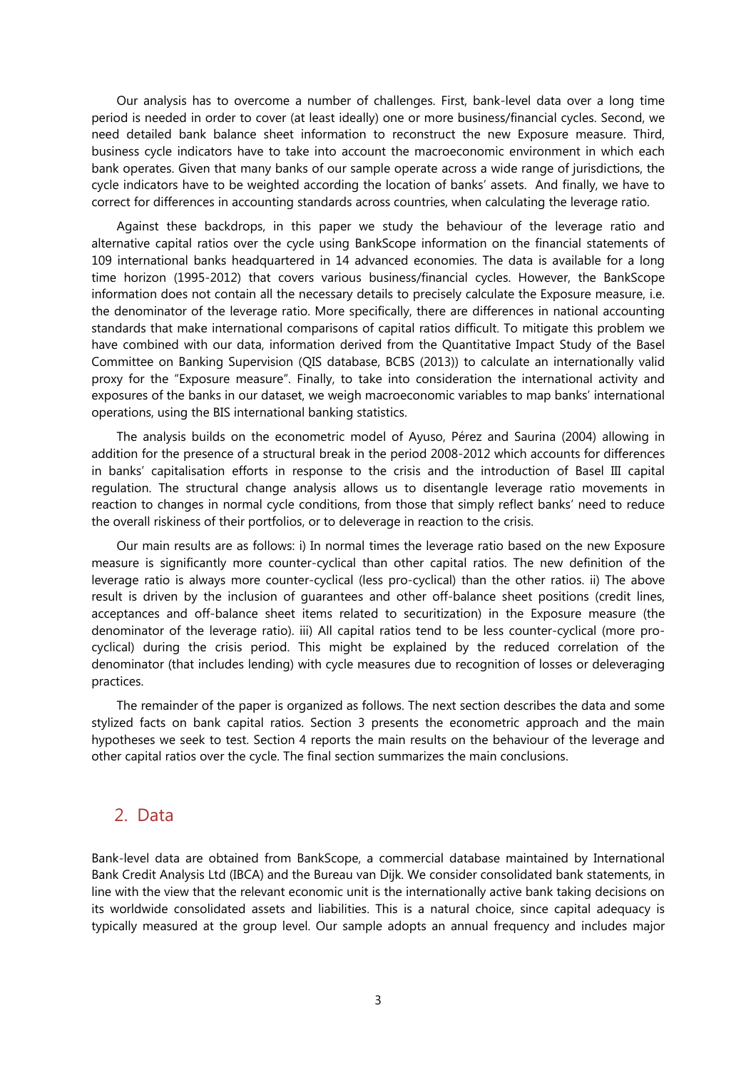Our analysis has to overcome a number of challenges. First, bank-level data over a long time period is needed in order to cover (at least ideally) one or more business/financial cycles. Second, we need detailed bank balance sheet information to reconstruct the new Exposure measure. Third, business cycle indicators have to take into account the macroeconomic environment in which each bank operates. Given that many banks of our sample operate across a wide range of jurisdictions, the cycle indicators have to be weighted according the location of banks' assets. And finally, we have to correct for differences in accounting standards across countries, when calculating the leverage ratio.

Against these backdrops, in this paper we study the behaviour of the leverage ratio and alternative capital ratios over the cycle using BankScope information on the financial statements of 109 international banks headquartered in 14 advanced economies. The data is available for a long time horizon (1995-2012) that covers various business/financial cycles. However, the BankScope information does not contain all the necessary details to precisely calculate the Exposure measure, i.e. the denominator of the leverage ratio. More specifically, there are differences in national accounting standards that make international comparisons of capital ratios difficult. To mitigate this problem we have combined with our data, information derived from the Quantitative Impact Study of the Basel Committee on Banking Supervision (QIS database, BCBS (2013)) to calculate an internationally valid proxy for the "Exposure measure". Finally, to take into consideration the international activity and exposures of the banks in our dataset, we weigh macroeconomic variables to map banks' international operations, using the BIS international banking statistics.

The analysis builds on the econometric model of Ayuso, Pérez and Saurina (2004) allowing in addition for the presence of a structural break in the period 2008-2012 which accounts for differences in banks' capitalisation efforts in response to the crisis and the introduction of Basel III capital regulation. The structural change analysis allows us to disentangle leverage ratio movements in reaction to changes in normal cycle conditions, from those that simply reflect banks' need to reduce the overall riskiness of their portfolios, or to deleverage in reaction to the crisis.

Our main results are as follows: i) In normal times the leverage ratio based on the new Exposure measure is significantly more counter-cyclical than other capital ratios. The new definition of the leverage ratio is always more counter-cyclical (less pro-cyclical) than the other ratios. ii) The above result is driven by the inclusion of guarantees and other off-balance sheet positions (credit lines, acceptances and off-balance sheet items related to securitization) in the Exposure measure (the denominator of the leverage ratio). iii) All capital ratios tend to be less counter-cyclical (more pro-cyclical) during the crisis period. This might be explained by the reduced correlation of the denominator (that includes lending) with cycle measures due to recognition of losses or deleveraging practices.

The remainder of the paper is organized as follows. The next section describes the data and some stylized facts on bank capital ratios. Section 3 presents the econometric approach and the main hypotheses we seek to test. Section 4 reports the main results on the behaviour of the leverage and other capital ratios over the cycle. The final section summarizes the main conclusions.

## 2. Data

Bank-level data are obtained from BankScope, a commercial database maintained by International Bank Credit Analysis Ltd (IBCA) and the Bureau van Dijk. We consider consolidated bank statements, in line with the view that the relevant economic unit is the internationally active bank taking decisions on its worldwide consolidated assets and liabilities. This is a natural choice, since capital adequacy is typically measured at the group level. Our sample adopts an annual frequency and includes major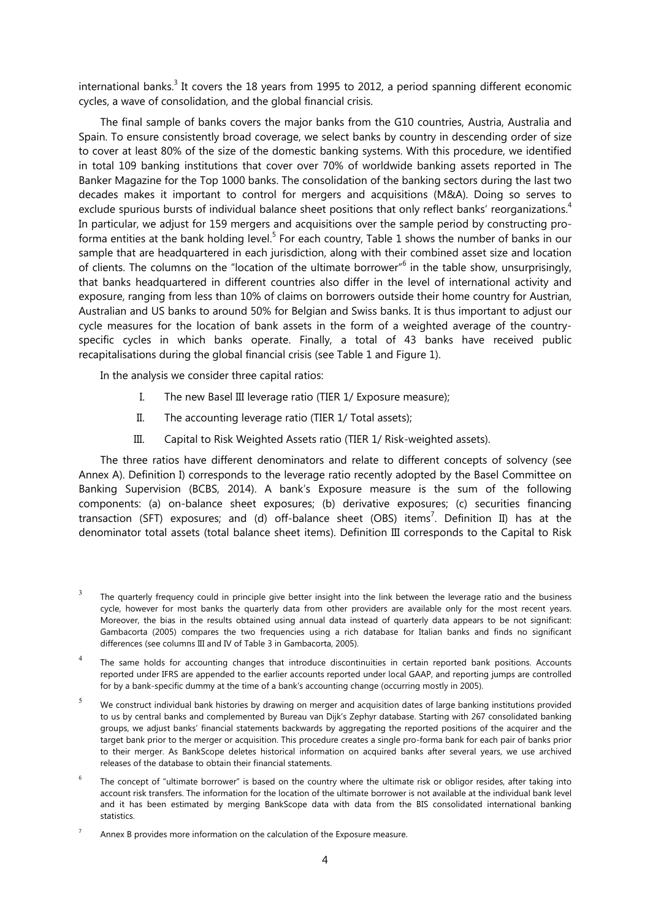international banks.[3] It covers the 18 years from 1995 to 2012, a period spanning different economic cycles, a wave of consolidation, and the global financial crisis.

The final sample of banks covers the major banks from the G10 countries, Austria, Australia and Spain. To ensure consistently broad coverage, we select banks by country in descending order of size to cover at least 80% of the size of the domestic banking systems. With this procedure, we identified in total 109 banking institutions that cover over 70% of worldwide banking assets reported in The Banker Magazine for the Top 1000 banks. The consolidation of the banking sectors during the last two decades makes it important to control for mergers and acquisitions (M&A). Doing so serves to exclude spurious bursts of individual balance sheet positions that only reflect banks' reorganizations.[4] In particular, we adjust for 159 mergers and acquisitions over the sample period by constructing pro-forma entities at the bank holding level.[5] For each country, Table 1 shows the number of banks in our sample that are headquartered in each jurisdiction, along with their combined asset size and location of clients. The columns on the "location of the ultimate borrower"[6] in the table show, unsurprisingly, that banks headquartered in different countries also differ in the level of international activity and exposure, ranging from less than 10% of claims on borrowers outside their home country for Austrian, Australian and US banks to around 50% for Belgian and Swiss banks. It is thus important to adjust our cycle measures for the location of bank assets in the form of a weighted average of the country-specific cycles in which banks operate. Finally, a total of 43 banks have received public recapitalisations during the global financial crisis (see Table 1 and Figure 1).

In the analysis we consider three capital ratios:

I. The new Basel III leverage ratio (TIER 1/ Exposure measure);

II. The accounting leverage ratio (TIER 1/ Total assets);

III. Capital to Risk Weighted Assets ratio (TIER 1/ Risk-weighted assets).

The three ratios have different denominators and relate to different concepts of solvency (see Annex A). Definition I) corresponds to the leverage ratio recently adopted by the Basel Committee on Banking Supervision (BCBS, 2014). A bank's Exposure measure is the sum of the following components: (a) on-balance sheet exposures; (b) derivative exposures; (c) securities financing transaction (SFT) exposures; and (d) off-balance sheet (OBS) items[7]. Definition II) has at the denominator total assets (total balance sheet items). Definition III corresponds to the Capital to Risk

---

[3] The quarterly frequency could in principle give better insight into the link between the leverage ratio and the business cycle, however for most banks the quarterly data from other providers are available only for the most recent years. Moreover, the bias in the results obtained using annual data instead of quarterly data appears to be not significant: Gambacorta (2005) compares the two frequencies using a rich database for Italian banks and finds no significant differences (see columns III and IV of Table 3 in Gambacorta, 2005).

[4] The same holds for accounting changes that introduce discontinuities in certain reported bank positions. Accounts reported under IFRS are appended to the earlier accounts reported under local GAAP, and reporting jumps are controlled for by a bank-specific dummy at the time of a bank's accounting change (occurring mostly in 2005).

[5] We construct individual bank histories by drawing on merger and acquisition dates of large banking institutions provided to us by central banks and complemented by Bureau van Dijk's Zephyr database. Starting with 267 consolidated banking groups, we adjust banks' financial statements backwards by aggregating the reported positions of the acquirer and the target bank prior to the merger or acquisition. This procedure creates a single pro-forma bank for each pair of banks prior to their merger. As BankScope deletes historical information on acquired banks after several years, we use archived releases of the database to obtain their financial statements.

[6] The concept of "ultimate borrower" is based on the country where the ultimate risk or obligor resides, after taking into account risk transfers. The information for the location of the ultimate borrower is not available at the individual bank level and it has been estimated by merging BankScope data with data from the BIS consolidated international banking statistics.

[7] Annex B provides more information on the calculation of the Exposure measure.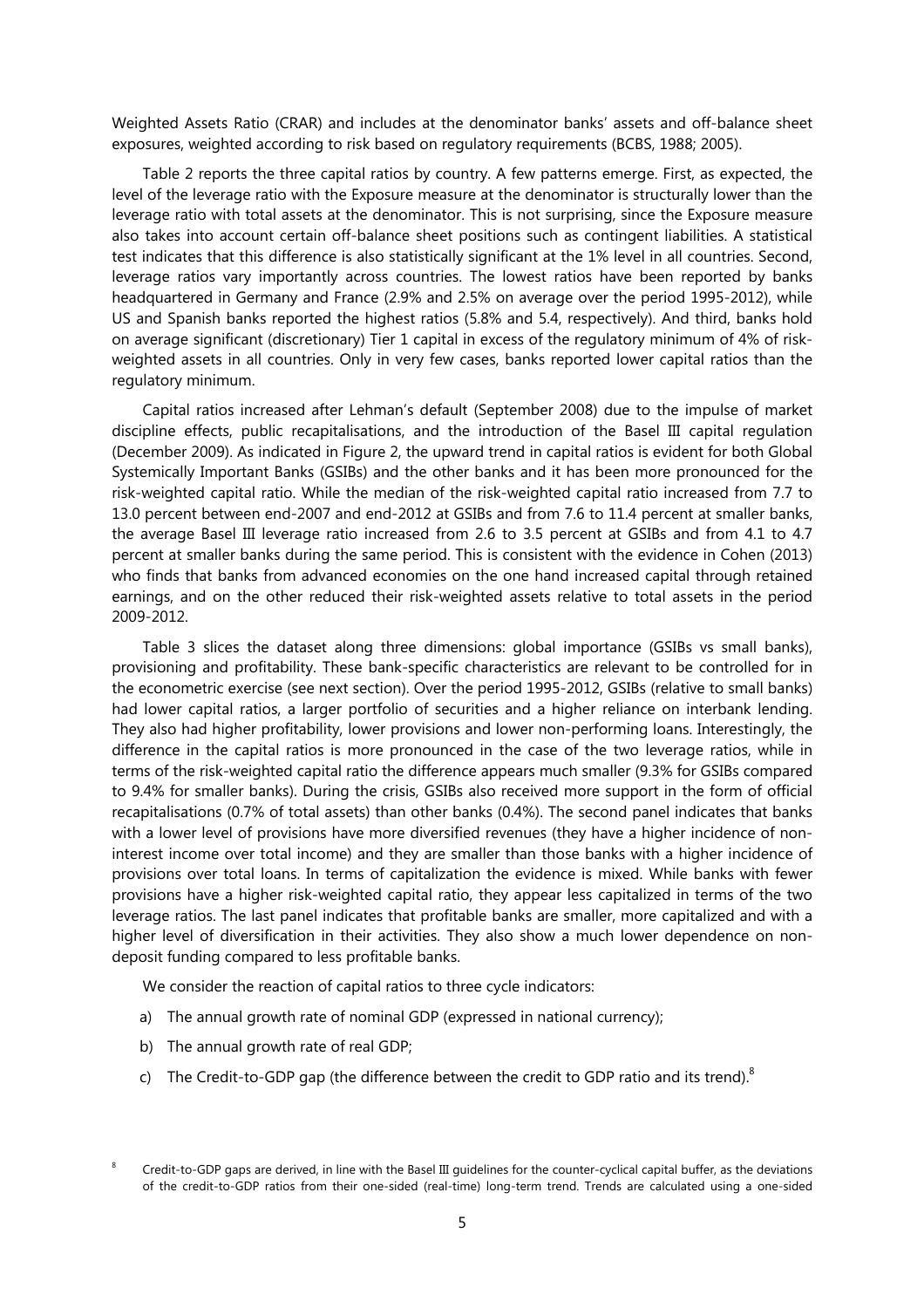Weighted Assets Ratio (CRAR) and includes at the denominator banks' assets and off-balance sheet exposures, weighted according to risk based on regulatory requirements (BCBS, 1988; 2005).

Table 2 reports the three capital ratios by country. A few patterns emerge. First, as expected, the level of the leverage ratio with the Exposure measure at the denominator is structurally lower than the leverage ratio with total assets at the denominator. This is not surprising, since the Exposure measure also takes into account certain off-balance sheet positions such as contingent liabilities. A statistical test indicates that this difference is also statistically significant at the 1% level in all countries. Second, leverage ratios vary importantly across countries. The lowest ratios have been reported by banks headquartered in Germany and France (2.9% and 2.5% on average over the period 1995-2012), while US and Spanish banks reported the highest ratios (5.8% and 5.4, respectively). And third, banks hold on average significant (discretionary) Tier 1 capital in excess of the regulatory minimum of 4% of risk-weighted assets in all countries. Only in very few cases, banks reported lower capital ratios than the regulatory minimum.

Capital ratios increased after Lehman's default (September 2008) due to the impulse of market discipline effects, public recapitalisations, and the introduction of the Basel III capital regulation (December 2009). As indicated in Figure 2, the upward trend in capital ratios is evident for both Global Systemically Important Banks (GSIBs) and the other banks and it has been more pronounced for the risk-weighted capital ratio. While the median of the risk-weighted capital ratio increased from 7.7 to 13.0 percent between end-2007 and end-2012 at GSIBs and from 7.6 to 11.4 percent at smaller banks, the average Basel III leverage ratio increased from 2.6 to 3.5 percent at GSIBs and from 4.1 to 4.7 percent at smaller banks during the same period. This is consistent with the evidence in Cohen (2013) who finds that banks from advanced economies on the one hand increased capital through retained earnings, and on the other reduced their risk-weighted assets relative to total assets in the period 2009-2012.

Table 3 slices the dataset along three dimensions: global importance (GSIBs vs small banks), provisioning and profitability. These bank-specific characteristics are relevant to be controlled for in the econometric exercise (see next section). Over the period 1995-2012, GSIBs (relative to small banks) had lower capital ratios, a larger portfolio of securities and a higher reliance on interbank lending. They also had higher profitability, lower provisions and lower non-performing loans. Interestingly, the difference in the capital ratios is more pronounced in the case of the two leverage ratios, while in terms of the risk-weighted capital ratio the difference appears much smaller (9.3% for GSIBs compared to 9.4% for smaller banks). During the crisis, GSIBs also received more support in the form of official recapitalisations (0.7% of total assets) than other banks (0.4%). The second panel indicates that banks with a lower level of provisions have more diversified revenues (they have a higher incidence of non-interest income over total income) and they are smaller than those banks with a higher incidence of provisions over total loans. In terms of capitalization the evidence is mixed. While banks with fewer provisions have a higher risk-weighted capital ratio, they appear less capitalized in terms of the two leverage ratios. The last panel indicates that profitable banks are smaller, more capitalized and with a higher level of diversification in their activities. They also show a much lower dependence on non-deposit funding compared to less profitable banks.

We consider the reaction of capital ratios to three cycle indicators:

a) The annual growth rate of nominal GDP (expressed in national currency);

b) The annual growth rate of real GDP;

c) The Credit-to-GDP gap (the difference between the credit to GDP ratio and its trend).[8]

[8] Credit-to-GDP gaps are derived, in line with the Basel III guidelines for the counter-cyclical capital buffer, as the deviations of the credit-to-GDP ratios from their one-sided (real-time) long-term trend. Trends are calculated using a one-sided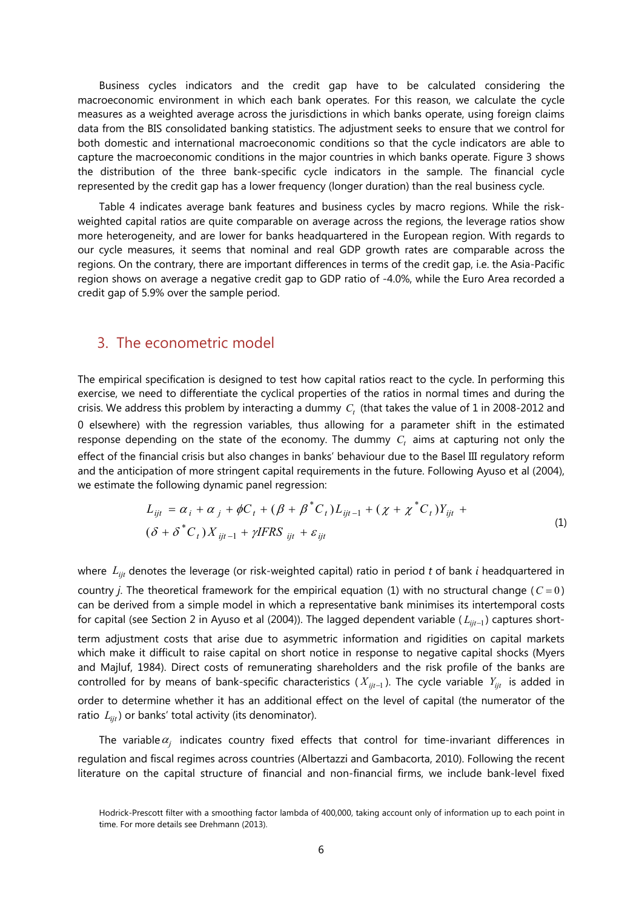Business cycles indicators and the credit gap have to be calculated considering the macroeconomic environment in which each bank operates. For this reason, we calculate the cycle measures as a weighted average across the jurisdictions in which banks operate, using foreign claims data from the BIS consolidated banking statistics. The adjustment seeks to ensure that we control for both domestic and international macroeconomic conditions so that the cycle indicators are able to capture the macroeconomic conditions in the major countries in which banks operate. Figure 3 shows the distribution of the three bank-specific cycle indicators in the sample. The financial cycle represented by the credit gap has a lower frequency (longer duration) than the real business cycle.

Table 4 indicates average bank features and business cycles by macro regions. While the risk-weighted capital ratios are quite comparable on average across the regions, the leverage ratios show more heterogeneity, and are lower for banks headquartered in the European region. With regards to our cycle measures, it seems that nominal and real GDP growth rates are comparable across the regions. On the contrary, there are important differences in terms of the credit gap, i.e. the Asia-Pacific region shows on average a negative credit gap to GDP ratio of -4.0%, while the Euro Area recorded a credit gap of 5.9% over the sample period.

## 3. The econometric model

The empirical specification is designed to test how capital ratios react to the cycle. In performing this exercise, we need to differentiate the cyclical properties of the ratios in normal times and during the crisis. We address this problem by interacting a dummy $C_t$ (that takes the value of 1 in 2008-2012 and 0 elsewhere) with the regression variables, thus allowing for a parameter shift in the estimated response depending on the state of the economy. The dummy $C_t$ aims at capturing not only the effect of the financial crisis but also changes in banks' behaviour due to the Basel III regulatory reform and the anticipation of more stringent capital requirements in the future. Following Ayuso et al (2004), we estimate the following dynamic panel regression:

$$
\begin{aligned}
L_{ijt} &= \alpha_i + \alpha_j + \phi C_t + (\beta + \beta^* C_t) L_{ijt-1} + (\chi + \chi^* C_t) Y_{ijt} + \\
&(\delta + \delta^* C_t) X_{ijt-1} + \gamma IFRS_{ijt} + \varepsilon_{ijt}
\end{aligned}
\tag{1}
$$

where $L_{ijt}$ denotes the leverage (or risk-weighted capital) ratio in period *t* of bank *i* headquartered in country *j*. The theoretical framework for the empirical equation (1) with no structural change ($C = 0$) can be derived from a simple model in which a representative bank minimises its intertemporal costs for capital (see Section 2 in Ayuso et al (2004)). The lagged dependent variable ($L_{ijt-1}$) captures short-term adjustment costs that arise due to asymmetric information and rigidities on capital markets which make it difficult to raise capital on short notice in response to negative capital shocks (Myers and Majluf, 1984). Direct costs of remunerating shareholders and the risk profile of the banks are controlled for by means of bank-specific characteristics ($X_{ijt-1}$). The cycle variable $Y_{ijt}$ is added in order to determine whether it has an additional effect on the level of capital (the numerator of the ratio $L_{ijt}$) or banks' total activity (its denominator).

The variable $\alpha_j$ indicates country fixed effects that control for time-invariant differences in regulation and fiscal regimes across countries (Albertazzi and Gambacorta, 2010). Following the recent literature on the capital structure of financial and non-financial firms, we include bank-level fixed

Hodrick-Prescott filter with a smoothing factor lambda of 400,000, taking account only of information up to each point in time. For more details see Drehmann (2013).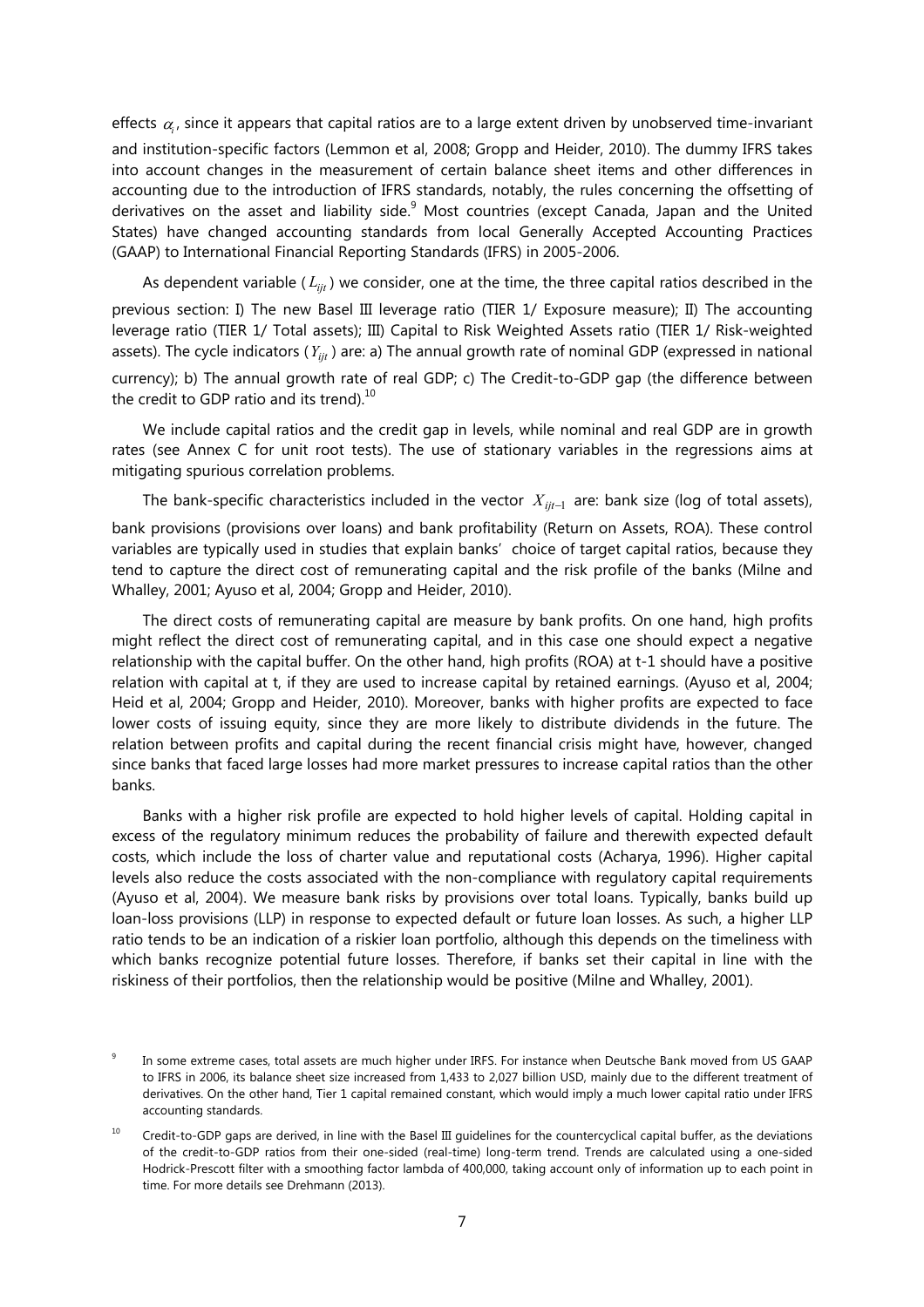effects $\alpha_i$, since it appears that capital ratios are to a large extent driven by unobserved time-invariant and institution-specific factors (Lemmon et al, 2008; Gropp and Heider, 2010). The dummy IFRS takes into account changes in the measurement of certain balance sheet items and other differences in accounting due to the introduction of IFRS standards, notably, the rules concerning the offsetting of derivatives on the asset and liability side.[9] Most countries (except Canada, Japan and the United States) have changed accounting standards from local Generally Accepted Accounting Practices (GAAP) to International Financial Reporting Standards (IFRS) in 2005-2006.

As dependent variable ($L_{ijt}$) we consider, one at the time, the three capital ratios described in the previous section: I) The new Basel III leverage ratio (TIER 1/ Exposure measure); II) The accounting leverage ratio (TIER 1/ Total assets); III) Capital to Risk Weighted Assets ratio (TIER 1/ Risk-weighted assets). The cycle indicators ($Y_{ijt}$) are: a) The annual growth rate of nominal GDP (expressed in national currency); b) The annual growth rate of real GDP; c) The Credit-to-GDP gap (the difference between the credit to GDP ratio and its trend).[10]

We include capital ratios and the credit gap in levels, while nominal and real GDP are in growth rates (see Annex C for unit root tests). The use of stationary variables in the regressions aims at mitigating spurious correlation problems.

The bank-specific characteristics included in the vector $X_{ijt-1}$ are: bank size (log of total assets), bank provisions (provisions over loans) and bank profitability (Return on Assets, ROA). These control variables are typically used in studies that explain banks' choice of target capital ratios, because they tend to capture the direct cost of remunerating capital and the risk profile of the banks (Milne and Whalley, 2001; Ayuso et al, 2004; Gropp and Heider, 2010).

The direct costs of remunerating capital are measure by bank profits. On one hand, high profits might reflect the direct cost of remunerating capital, and in this case one should expect a negative relationship with the capital buffer. On the other hand, high profits (ROA) at t-1 should have a positive relation with capital at t, if they are used to increase capital by retained earnings. (Ayuso et al, 2004; Heid et al, 2004; Gropp and Heider, 2010). Moreover, banks with higher profits are expected to face lower costs of issuing equity, since they are more likely to distribute dividends in the future. The relation between profits and capital during the recent financial crisis might have, however, changed since banks that faced large losses had more market pressures to increase capital ratios than the other banks.

Banks with a higher risk profile are expected to hold higher levels of capital. Holding capital in excess of the regulatory minimum reduces the probability of failure and therewith expected default costs, which include the loss of charter value and reputational costs (Acharya, 1996). Higher capital levels also reduce the costs associated with the non-compliance with regulatory capital requirements (Ayuso et al, 2004). We measure bank risks by provisions over total loans. Typically, banks build up loan-loss provisions (LLP) in response to expected default or future loan losses. As such, a higher LLP ratio tends to be an indication of a riskier loan portfolio, although this depends on the timeliness with which banks recognize potential future losses. Therefore, if banks set their capital in line with the riskiness of their portfolios, then the relationship would be positive (Milne and Whalley, 2001).

[9] In some extreme cases, total assets are much higher under IRFS. For instance when Deutsche Bank moved from US GAAP to IFRS in 2006, its balance sheet size increased from 1,433 to 2,027 billion USD, mainly due to the different treatment of derivatives. On the other hand, Tier 1 capital remained constant, which would imply a much lower capital ratio under IFRS accounting standards.

[10] Credit-to-GDP gaps are derived, in line with the Basel III guidelines for the countercyclical capital buffer, as the deviations of the credit-to-GDP ratios from their one-sided (real-time) long-term trend. Trends are calculated using a one-sided Hodrick-Prescott filter with a smoothing factor lambda of 400,000, taking account only of information up to each point in time. For more details see Drehmann (2013).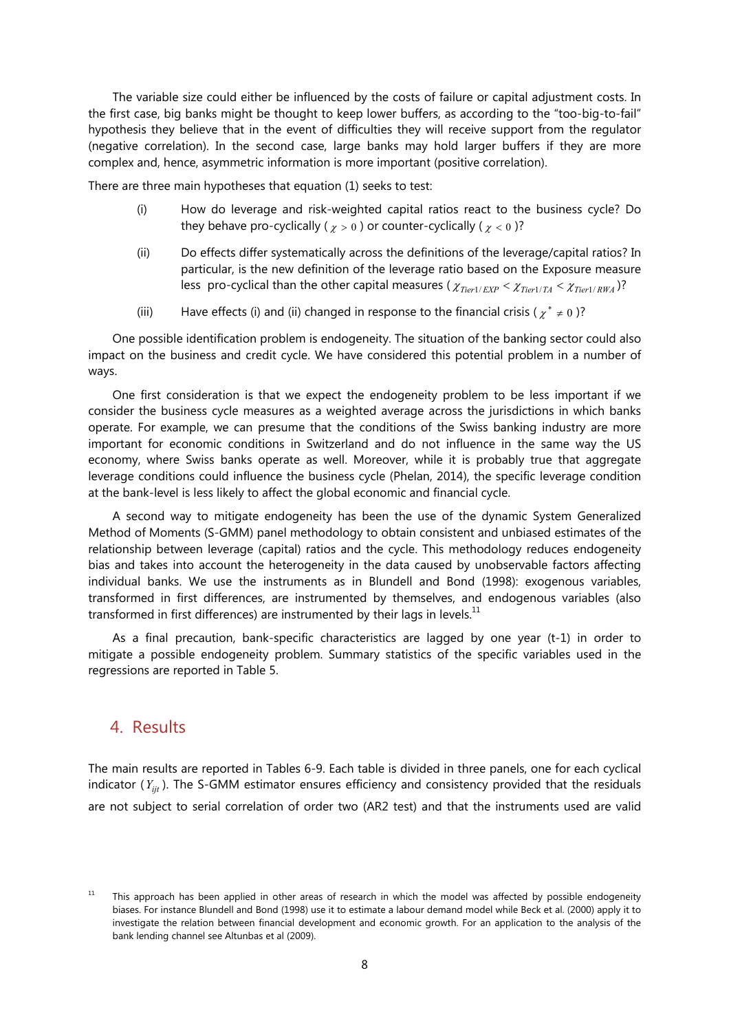The variable size could either be influenced by the costs of failure or capital adjustment costs. In the first case, big banks might be thought to keep lower buffers, as according to the "too-big-to-fail" hypothesis they believe that in the event of difficulties they will receive support from the regulator (negative correlation). In the second case, large banks may hold larger buffers if they are more complex and, hence, asymmetric information is more important (positive correlation).

There are three main hypotheses that equation (1) seeks to test:

(i) How do leverage and risk-weighted capital ratios react to the business cycle? Do they behave pro-cyclically ( $\chi > 0$ ) or counter-cyclically ( $\chi < 0$ )?

(ii) Do effects differ systematically across the definitions of the leverage/capital ratios? In particular, is the new definition of the leverage ratio based on the Exposure measure less pro-cyclical than the other capital measures ( $\chi_{Tier1/EXP} < \chi_{Tier1/TA} < \chi_{Tier1/RWA}$ )?

(iii) Have effects (i) and (ii) changed in response to the financial crisis ( $\chi^* \neq 0$ )?

One possible identification problem is endogeneity. The situation of the banking sector could also impact on the business and credit cycle. We have considered this potential problem in a number of ways.

One first consideration is that we expect the endogeneity problem to be less important if we consider the business cycle measures as a weighted average across the jurisdictions in which banks operate. For example, we can presume that the conditions of the Swiss banking industry are more important for economic conditions in Switzerland and do not influence in the same way the US economy, where Swiss banks operate as well. Moreover, while it is probably true that aggregate leverage conditions could influence the business cycle (Phelan, 2014), the specific leverage condition at the bank-level is less likely to affect the global economic and financial cycle.

A second way to mitigate endogeneity has been the use of the dynamic System Generalized Method of Moments (S-GMM) panel methodology to obtain consistent and unbiased estimates of the relationship between leverage (capital) ratios and the cycle. This methodology reduces endogeneity bias and takes into account the heterogeneity in the data caused by unobservable factors affecting individual banks. We use the instruments as in Blundell and Bond (1998): exogenous variables, transformed in first differences, are instrumented by themselves, and endogenous variables (also transformed in first differences) are instrumented by their lags in levels.[11]

As a final precaution, bank-specific characteristics are lagged by one year (t-1) in order to mitigate a possible endogeneity problem. Summary statistics of the specific variables used in the regressions are reported in Table 5.

## 4. Results

The main results are reported in Tables 6-9. Each table is divided in three panels, one for each cyclical indicator ( $Y_{ijt}$ ). The S-GMM estimator ensures efficiency and consistency provided that the residuals are not subject to serial correlation of order two (AR2 test) and that the instruments used are valid

[11] This approach has been applied in other areas of research in which the model was affected by possible endogeneity biases. For instance Blundell and Bond (1998) use it to estimate a labour demand model while Beck et al. (2000) apply it to investigate the relation between financial development and economic growth. For an application to the analysis of the bank lending channel see Altunbas et al (2009).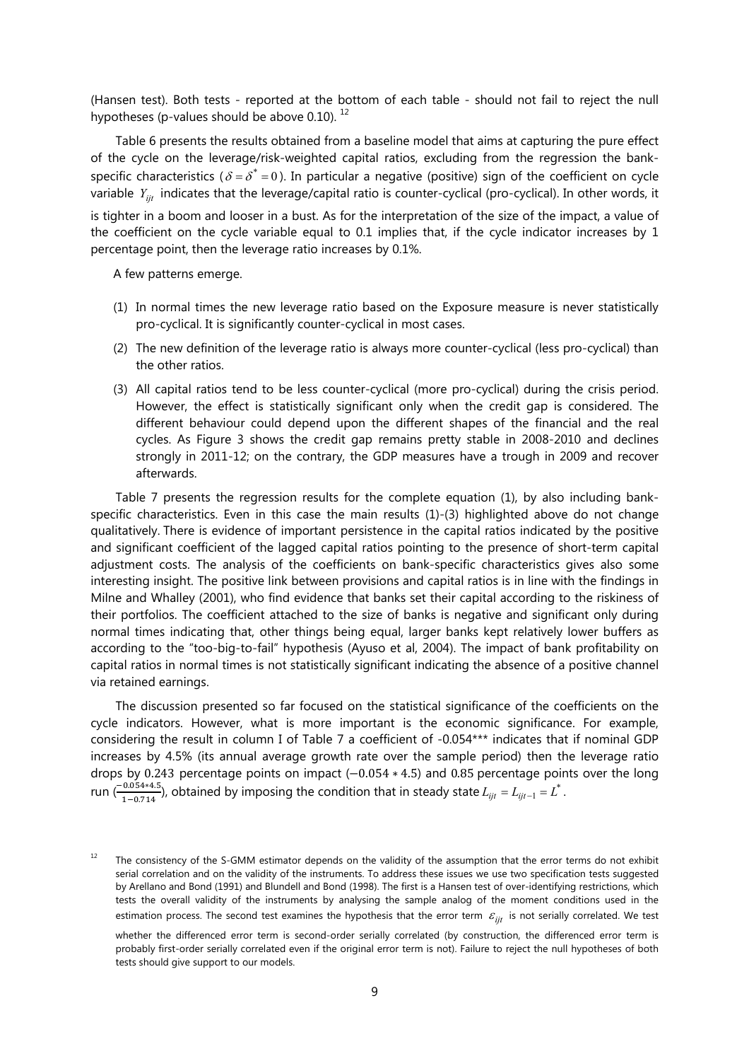(Hansen test). Both tests - reported at the bottom of each table - should not fail to reject the null hypotheses (p-values should be above 0.10). [12]

Table 6 presents the results obtained from a baseline model that aims at capturing the pure effect of the cycle on the leverage/risk-weighted capital ratios, excluding from the regression the bank-specific characteristics ($\delta = \delta^* = 0$). In particular a negative (positive) sign of the coefficient on cycle variable $Y_{ijt}$ indicates that the leverage/capital ratio is counter-cyclical (pro-cyclical). In other words, it is tighter in a boom and looser in a bust. As for the interpretation of the size of the impact, a value of the coefficient on the cycle variable equal to 0.1 implies that, if the cycle indicator increases by 1 percentage point, then the leverage ratio increases by 0.1%.

A few patterns emerge.

(1) In normal times the new leverage ratio based on the Exposure measure is never statistically pro-cyclical. It is significantly counter-cyclical in most cases.

(2) The new definition of the leverage ratio is always more counter-cyclical (less pro-cyclical) than the other ratios.

(3) All capital ratios tend to be less counter-cyclical (more pro-cyclical) during the crisis period. However, the effect is statistically significant only when the credit gap is considered. The different behaviour could depend upon the different shapes of the financial and the real cycles. As Figure 3 shows the credit gap remains pretty stable in 2008-2010 and declines strongly in 2011-12; on the contrary, the GDP measures have a trough in 2009 and recover afterwards.

Table 7 presents the regression results for the complete equation (1), by also including bank-specific characteristics. Even in this case the main results (1)-(3) highlighted above do not change qualitatively. There is evidence of important persistence in the capital ratios indicated by the positive and significant coefficient of the lagged capital ratios pointing to the presence of short-term capital adjustment costs. The analysis of the coefficients on bank-specific characteristics gives also some interesting insight. The positive link between provisions and capital ratios is in line with the findings in Milne and Whalley (2001), who find evidence that banks set their capital according to the riskiness of their portfolios. The coefficient attached to the size of banks is negative and significant only during normal times indicating that, other things being equal, larger banks kept relatively lower buffers as according to the "too-big-to-fail" hypothesis (Ayuso et al, 2004). The impact of bank profitability on capital ratios in normal times is not statistically significant indicating the absence of a positive channel via retained earnings.

The discussion presented so far focused on the statistical significance of the coefficients on the cycle indicators. However, what is more important is the economic significance. For example, considering the result in column I of Table 7 a coefficient of -0.054*** indicates that if nominal GDP increases by 4.5% (its annual average growth rate over the sample period) then the leverage ratio drops by 0.243 percentage points on impact ($-0.054 * 4.5$) and 0.85 percentage points over the long run ($\frac{-0.054*4.5}{1-0.714}$), obtained by imposing the condition that in steady state $L_{ijt} = L_{ijt-1} = L^*$.

---

[12] The consistency of the S-GMM estimator depends on the validity of the assumption that the error terms do not exhibit serial correlation and on the validity of the instruments. To address these issues we use two specification tests suggested by Arellano and Bond (1991) and Blundell and Bond (1998). The first is a Hansen test of over-identifying restrictions, which tests the overall validity of the instruments by analysing the sample analog of the moment conditions used in the estimation process. The second test examines the hypothesis that the error term $\varepsilon_{ijt}$ is not serially correlated. We test whether the differenced error term is second-order serially correlated (by construction, the differenced error term is probably first-order serially correlated even if the original error term is not). Failure to reject the null hypotheses of both tests should give support to our models.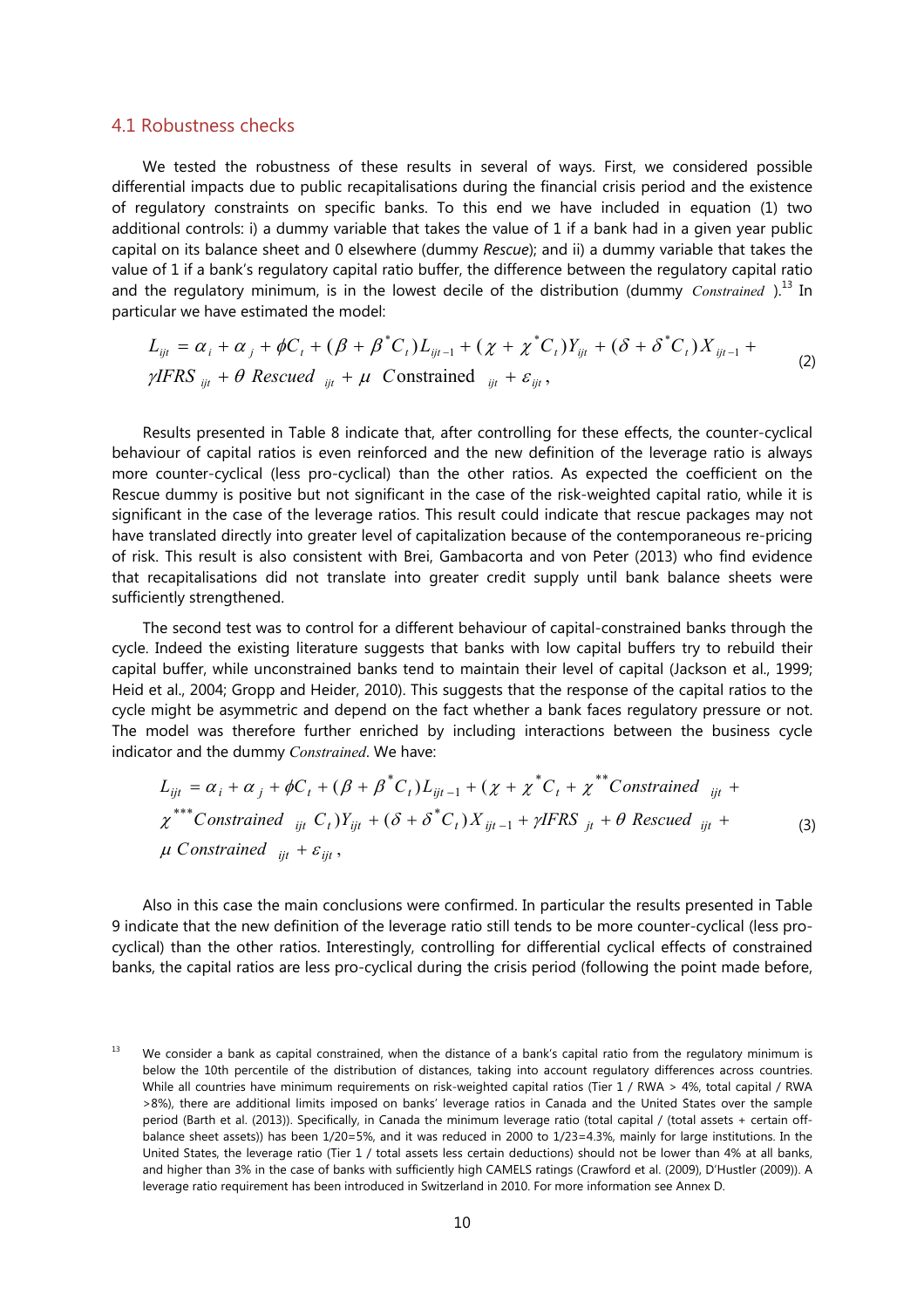### 4.1 Robustness checks

We tested the robustness of these results in several of ways. First, we considered possible differential impacts due to public recapitalisations during the financial crisis period and the existence of regulatory constraints on specific banks. To this end we have included in equation (1) two additional controls: i) a dummy variable that takes the value of 1 if a bank had in a given year public capital on its balance sheet and 0 elsewhere (dummy *Rescue*); and ii) a dummy variable that takes the value of 1 if a bank's regulatory capital ratio buffer, the difference between the regulatory capital ratio and the regulatory minimum, is in the lowest decile of the distribution (dummy *Constrained* ).[13] In particular we have estimated the model:

$$L_{ijt} = \alpha_i + \alpha_j + \phi C_t + (\beta + \beta^* C_t) L_{ijt-1} + (\chi + \chi^* C_t) Y_{ijt} + (\delta + \delta^* C_t) X_{ijt-1} + \gamma IFRS_{ijt} + \theta \; Rescued_{ijt} + \mu \; Constrained_{ijt} + \varepsilon_{ijt}, \tag{2}$$

Results presented in Table 8 indicate that, after controlling for these effects, the counter-cyclical behaviour of capital ratios is even reinforced and the new definition of the leverage ratio is always more counter-cyclical (less pro-cyclical) than the other ratios. As expected the coefficient on the Rescue dummy is positive but not significant in the case of the risk-weighted capital ratio, while it is significant in the case of the leverage ratios. This result could indicate that rescue packages may not have translated directly into greater level of capitalization because of the contemporaneous re-pricing of risk. This result is also consistent with Brei, Gambacorta and von Peter (2013) who find evidence that recapitalisations did not translate into greater credit supply until bank balance sheets were sufficiently strengthened.

The second test was to control for a different behaviour of capital-constrained banks through the cycle. Indeed the existing literature suggests that banks with low capital buffers try to rebuild their capital buffer, while unconstrained banks tend to maintain their level of capital (Jackson et al., 1999; Heid et al., 2004; Gropp and Heider, 2010). This suggests that the response of the capital ratios to the cycle might be asymmetric and depend on the fact whether a bank faces regulatory pressure or not. The model was therefore further enriched by including interactions between the business cycle indicator and the dummy *Constrained*. We have:

$$L_{ijt} = \alpha_i + \alpha_j + \phi C_t + (\beta + \beta^* C_t) L_{ijt-1} + (\chi + \chi^* C_t + \chi^{**} Constrained_{ijt} + \chi^{***} Constrained_{ijt} \, C_t) Y_{ijt} + (\delta + \delta^* C_t) X_{ijt-1} + \gamma IFRS_{jt} + \theta \; Rescued_{ijt} + \mu \; Constrained_{ijt} + \varepsilon_{ijt}, \tag{3}$$

Also in this case the main conclusions were confirmed. In particular the results presented in Table 9 indicate that the new definition of the leverage ratio still tends to be more counter-cyclical (less pro-cyclical) than the other ratios. Interestingly, controlling for differential cyclical effects of constrained banks, the capital ratios are less pro-cyclical during the crisis period (following the point made before,

[13] We consider a bank as capital constrained, when the distance of a bank's capital ratio from the regulatory minimum is below the 10th percentile of the distribution of distances, taking into account regulatory differences across countries. While all countries have minimum requirements on risk-weighted capital ratios (Tier 1 / RWA > 4%, total capital / RWA >8%), there are additional limits imposed on banks' leverage ratios in Canada and the United States over the sample period (Barth et al. (2013)). Specifically, in Canada the minimum leverage ratio (total capital / (total assets + certain off-balance sheet assets)) has been 1/20=5%, and it was reduced in 2000 to 1/23=4.3%, mainly for large institutions. In the United States, the leverage ratio (Tier 1 / total assets less certain deductions) should not be lower than 4% at all banks, and higher than 3% in the case of banks with sufficiently high CAMELS ratings (Crawford et al. (2009), D'Hustler (2009)). A leverage ratio requirement has been introduced in Switzerland in 2010. For more information see Annex D.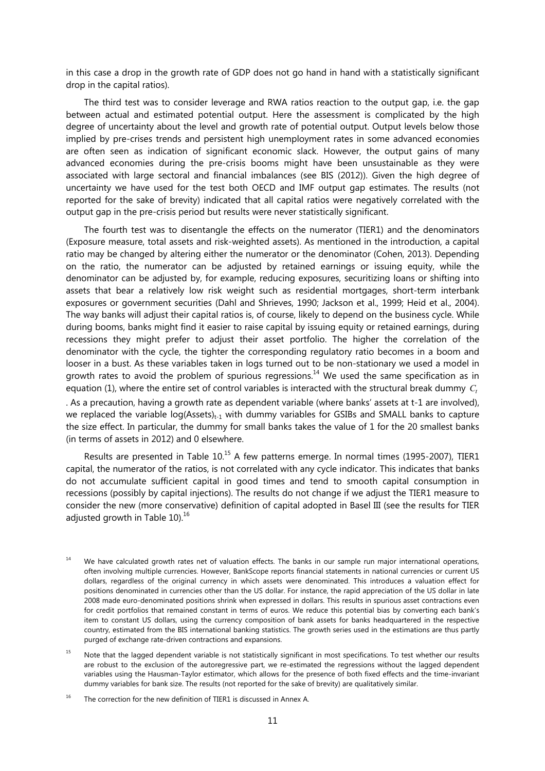in this case a drop in the growth rate of GDP does not go hand in hand with a statistically significant drop in the capital ratios).

The third test was to consider leverage and RWA ratios reaction to the output gap, i.e. the gap between actual and estimated potential output. Here the assessment is complicated by the high degree of uncertainty about the level and growth rate of potential output. Output levels below those implied by pre-crises trends and persistent high unemployment rates in some advanced economies are often seen as indication of significant economic slack. However, the output gains of many advanced economies during the pre-crisis booms might have been unsustainable as they were associated with large sectoral and financial imbalances (see BIS (2012)). Given the high degree of uncertainty we have used for the test both OECD and IMF output gap estimates. The results (not reported for the sake of brevity) indicated that all capital ratios were negatively correlated with the output gap in the pre-crisis period but results were never statistically significant.

The fourth test was to disentangle the effects on the numerator (TIER1) and the denominators (Exposure measure, total assets and risk-weighted assets). As mentioned in the introduction, a capital ratio may be changed by altering either the numerator or the denominator (Cohen, 2013). Depending on the ratio, the numerator can be adjusted by retained earnings or issuing equity, while the denominator can be adjusted by, for example, reducing exposures, securitizing loans or shifting into assets that bear a relatively low risk weight such as residential mortgages, short-term interbank exposures or government securities (Dahl and Shrieves, 1990; Jackson et al., 1999; Heid et al., 2004). The way banks will adjust their capital ratios is, of course, likely to depend on the business cycle. While during booms, banks might find it easier to raise capital by issuing equity or retained earnings, during recessions they might prefer to adjust their asset portfolio. The higher the correlation of the denominator with the cycle, the tighter the corresponding regulatory ratio becomes in a boom and looser in a bust. As these variables taken in logs turned out to be non-stationary we used a model in growth rates to avoid the problem of spurious regressions.[14] We used the same specification as in equation (1), where the entire set of control variables is interacted with the structural break dummy $C_t$. As a precaution, having a growth rate as dependent variable (where banks' assets at t-1 are involved), we replaced the variable $\log(\text{Assets})_{t-1}$ with dummy variables for GSIBs and SMALL banks to capture the size effect. In particular, the dummy for small banks takes the value of 1 for the 20 smallest banks (in terms of assets in 2012) and 0 elsewhere.

Results are presented in Table 10.[15] A few patterns emerge. In normal times (1995-2007), TIER1 capital, the numerator of the ratios, is not correlated with any cycle indicator. This indicates that banks do not accumulate sufficient capital in good times and tend to smooth capital consumption in recessions (possibly by capital injections). The results do not change if we adjust the TIER1 measure to consider the new (more conservative) definition of capital adopted in Basel III (see the results for TIER adjusted growth in Table 10).[16]

[14] We have calculated growth rates net of valuation effects. The banks in our sample run major international operations, often involving multiple currencies. However, BankScope reports financial statements in national currencies or current US dollars, regardless of the original currency in which assets were denominated. This introduces a valuation effect for positions denominated in currencies other than the US dollar. For instance, the rapid appreciation of the US dollar in late 2008 made euro-denominated positions shrink when expressed in dollars. This results in spurious asset contractions even for credit portfolios that remained constant in terms of euros. We reduce this potential bias by converting each bank's item to constant US dollars, using the currency composition of bank assets for banks headquartered in the respective country, estimated from the BIS international banking statistics. The growth series used in the estimations are thus partly purged of exchange rate-driven contractions and expansions.

[15] Note that the lagged dependent variable is not statistically significant in most specifications. To test whether our results are robust to the exclusion of the autoregressive part, we re-estimated the regressions without the lagged dependent variables using the Hausman-Taylor estimator, which allows for the presence of both fixed effects and the time-invariant dummy variables for bank size. The results (not reported for the sake of brevity) are qualitatively similar.

[16] The correction for the new definition of TIER1 is discussed in Annex A.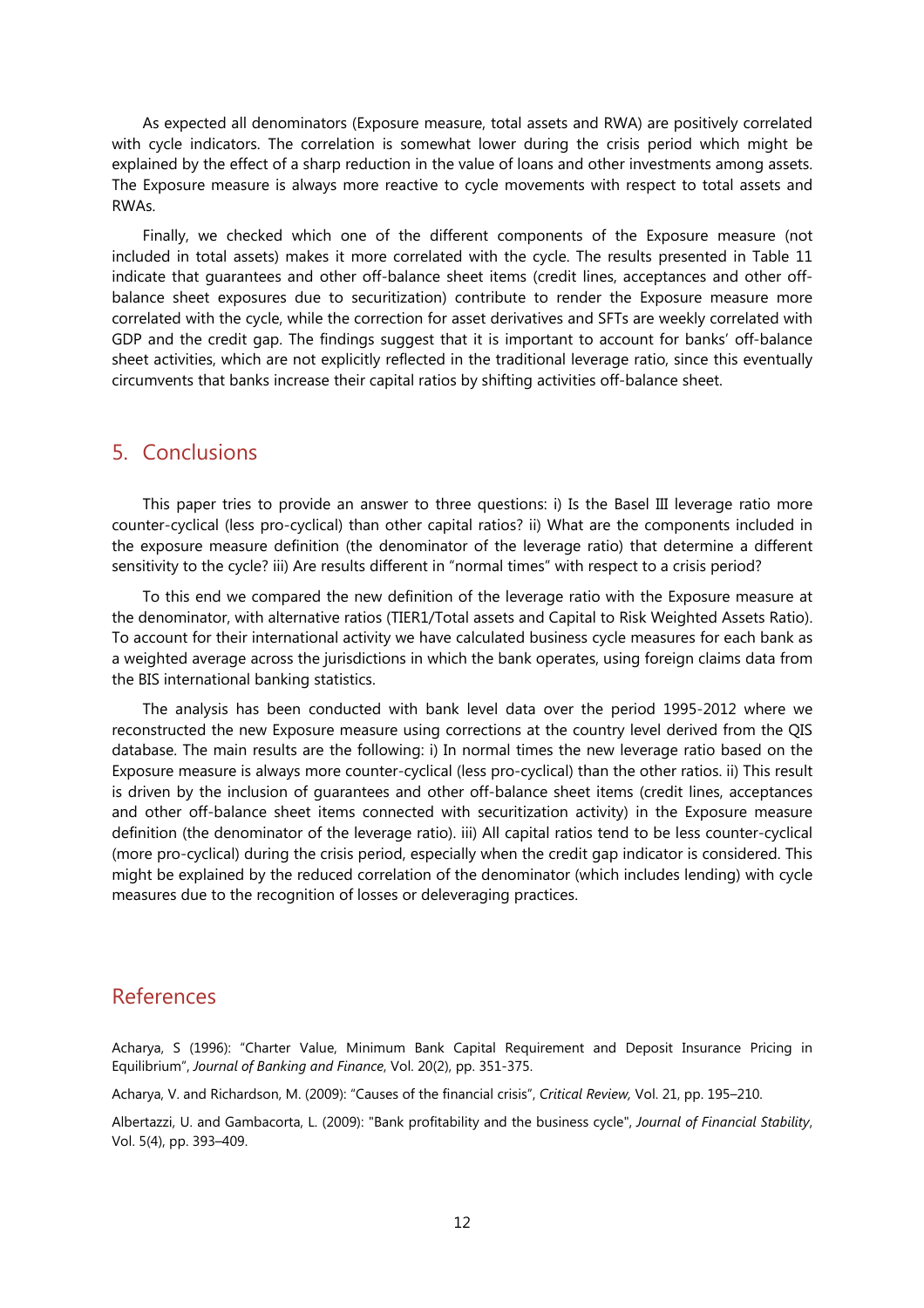As expected all denominators (Exposure measure, total assets and RWA) are positively correlated with cycle indicators. The correlation is somewhat lower during the crisis period which might be explained by the effect of a sharp reduction in the value of loans and other investments among assets. The Exposure measure is always more reactive to cycle movements with respect to total assets and RWAs.

Finally, we checked which one of the different components of the Exposure measure (not included in total assets) makes it more correlated with the cycle. The results presented in Table 11 indicate that guarantees and other off-balance sheet items (credit lines, acceptances and other off-balance sheet exposures due to securitization) contribute to render the Exposure measure more correlated with the cycle, while the correction for asset derivatives and SFTs are weekly correlated with GDP and the credit gap. The findings suggest that it is important to account for banks' off-balance sheet activities, which are not explicitly reflected in the traditional leverage ratio, since this eventually circumvents that banks increase their capital ratios by shifting activities off-balance sheet.

## 5. Conclusions

This paper tries to provide an answer to three questions: i) Is the Basel III leverage ratio more counter-cyclical (less pro-cyclical) than other capital ratios? ii) What are the components included in the exposure measure definition (the denominator of the leverage ratio) that determine a different sensitivity to the cycle? iii) Are results different in "normal times" with respect to a crisis period?

To this end we compared the new definition of the leverage ratio with the Exposure measure at the denominator, with alternative ratios (TIER1/Total assets and Capital to Risk Weighted Assets Ratio). To account for their international activity we have calculated business cycle measures for each bank as a weighted average across the jurisdictions in which the bank operates, using foreign claims data from the BIS international banking statistics.

The analysis has been conducted with bank level data over the period 1995-2012 where we reconstructed the new Exposure measure using corrections at the country level derived from the QIS database. The main results are the following: i) In normal times the new leverage ratio based on the Exposure measure is always more counter-cyclical (less pro-cyclical) than the other ratios. ii) This result is driven by the inclusion of guarantees and other off-balance sheet items (credit lines, acceptances and other off-balance sheet items connected with securitization activity) in the Exposure measure definition (the denominator of the leverage ratio). iii) All capital ratios tend to be less counter-cyclical (more pro-cyclical) during the crisis period, especially when the credit gap indicator is considered. This might be explained by the reduced correlation of the denominator (which includes lending) with cycle measures due to the recognition of losses or deleveraging practices.

## References

Acharya, S (1996): "Charter Value, Minimum Bank Capital Requirement and Deposit Insurance Pricing in Equilibrium", *Journal of Banking and Finance*, Vol. 20(2), pp. 351-375.

Acharya, V. and Richardson, M. (2009): "Causes of the financial crisis", *Critical Review,* Vol. 21, pp. 195–210.

Albertazzi, U. and Gambacorta, L. (2009): "Bank profitability and the business cycle", *Journal of Financial Stability*, Vol. 5(4), pp. 393–409.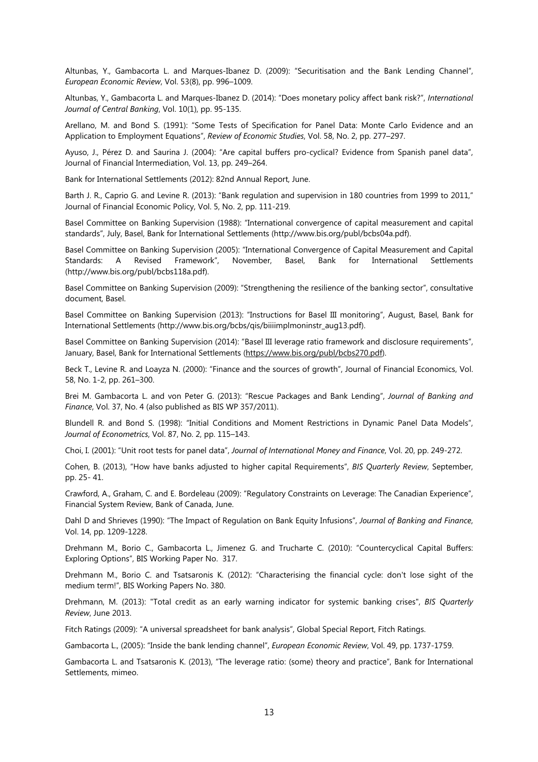Altunbas, Y., Gambacorta L. and Marques-Ibanez D. (2009): "Securitisation and the Bank Lending Channel", *European Economic Review*, Vol. 53(8), pp. 996–1009.

Altunbas, Y., Gambacorta L. and Marques-Ibanez D. (2014): "Does monetary policy affect bank risk?", *International Journal of Central Banking*, Vol. 10(1), pp. 95-135.

Arellano, M. and Bond S. (1991): "Some Tests of Specification for Panel Data: Monte Carlo Evidence and an Application to Employment Equations", *Review of Economic Studies*, Vol. 58, No. 2, pp. 277–297.

Ayuso, J., Pérez D. and Saurina J. (2004): "Are capital buffers pro-cyclical? Evidence from Spanish panel data", Journal of Financial Intermediation, Vol. 13, pp. 249–264.

Bank for International Settlements (2012): 82nd Annual Report, June.

Barth J. R., Caprio G. and Levine R. (2013): "Bank regulation and supervision in 180 countries from 1999 to 2011," Journal of Financial Economic Policy, Vol. 5, No. 2, pp. 111-219.

Basel Committee on Banking Supervision (1988): "International convergence of capital measurement and capital standards", July, Basel, Bank for International Settlements (http://www.bis.org/publ/bcbs04a.pdf).

Basel Committee on Banking Supervision (2005): "International Convergence of Capital Measurement and Capital Standards: A Revised Framework", November, Basel, Bank for International Settlements (http://www.bis.org/publ/bcbs118a.pdf).

Basel Committee on Banking Supervision (2009): "Strengthening the resilience of the banking sector", consultative document, Basel.

Basel Committee on Banking Supervision (2013): "Instructions for Basel III monitoring", August, Basel, Bank for International Settlements (http://www.bis.org/bcbs/qis/biiiimplmoninstr_aug13.pdf).

Basel Committee on Banking Supervision (2014): "Basel III leverage ratio framework and disclosure requirements", January, Basel, Bank for International Settlements (https://www.bis.org/publ/bcbs270.pdf).

Beck T., Levine R. and Loayza N. (2000): "Finance and the sources of growth", Journal of Financial Economics, Vol. 58, No. 1-2, pp. 261–300.

Brei M. Gambacorta L. and von Peter G. (2013): "Rescue Packages and Bank Lending", *Journal of Banking and Finance*, Vol. 37, No. 4 (also published as BIS WP 357/2011).

Blundell R. and Bond S. (1998): "Initial Conditions and Moment Restrictions in Dynamic Panel Data Models", *Journal of Econometrics*, Vol. 87, No. 2, pp. 115–143.

Choi, I. (2001): "Unit root tests for panel data", *Journal of International Money and Finance*, Vol. 20, pp. 249-272.

Cohen, B. (2013), "How have banks adjusted to higher capital Requirements", *BIS Quarterly Review*, September, pp. 25- 41.

Crawford, A., Graham, C. and E. Bordeleau (2009): "Regulatory Constraints on Leverage: The Canadian Experience", Financial System Review, Bank of Canada, June.

Dahl D and Shrieves (1990): "The Impact of Regulation on Bank Equity Infusions", *Journal of Banking and Finance*, Vol. 14, pp. 1209-1228.

Drehmann M., Borio C., Gambacorta L., Jimenez G. and Trucharte C. (2010): "Countercyclical Capital Buffers: Exploring Options", BIS Working Paper No. 317.

Drehmann M., Borio C. and Tsatsaronis K. (2012): "Characterising the financial cycle: don't lose sight of the medium term!", BIS Working Papers No. 380.

Drehmann, M. (2013): "Total credit as an early warning indicator for systemic banking crises", *BIS Quarterly Review*, June 2013.

Fitch Ratings (2009): "A universal spreadsheet for bank analysis", Global Special Report, Fitch Ratings.

Gambacorta L., (2005): "Inside the bank lending channel", *European Economic Review*, Vol. 49, pp. 1737-1759.

Gambacorta L. and Tsatsaronis K. (2013), "The leverage ratio: (some) theory and practice", Bank for International Settlements, mimeo.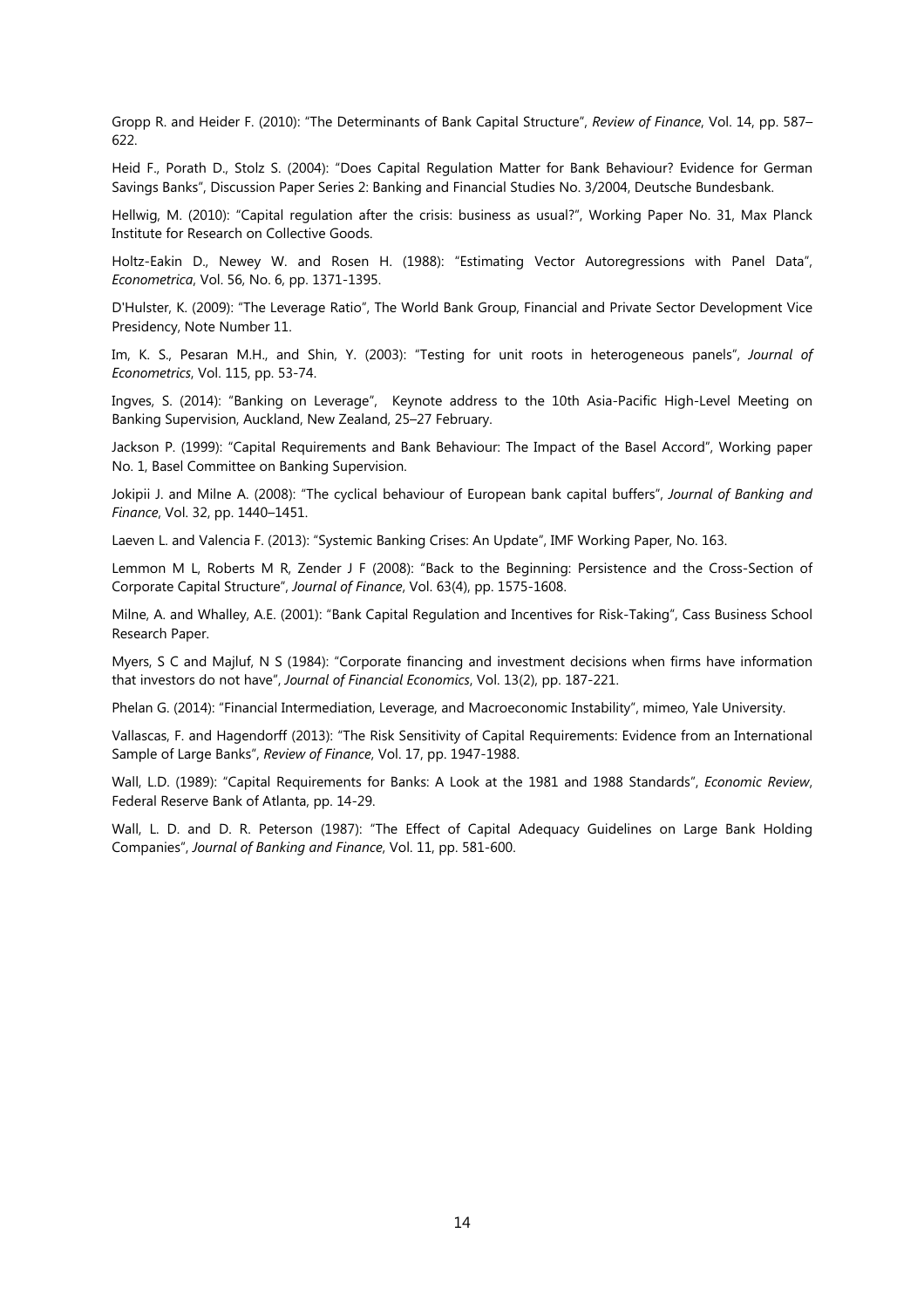Gropp R. and Heider F. (2010): "The Determinants of Bank Capital Structure", *Review of Finance*, Vol. 14, pp. 587–622.

Heid F., Porath D., Stolz S. (2004): "Does Capital Regulation Matter for Bank Behaviour? Evidence for German Savings Banks", Discussion Paper Series 2: Banking and Financial Studies No. 3/2004, Deutsche Bundesbank.

Hellwig, M. (2010): "Capital regulation after the crisis: business as usual?", Working Paper No. 31, Max Planck Institute for Research on Collective Goods.

Holtz-Eakin D., Newey W. and Rosen H. (1988): "Estimating Vector Autoregressions with Panel Data", *Econometrica*, Vol. 56, No. 6, pp. 1371-1395.

D'Hulster, K. (2009): "The Leverage Ratio", The World Bank Group, Financial and Private Sector Development Vice Presidency, Note Number 11.

Im, K. S., Pesaran M.H., and Shin, Y. (2003): "Testing for unit roots in heterogeneous panels", *Journal of Econometrics*, Vol. 115, pp. 53-74.

Ingves, S. (2014): "Banking on Leverage", Keynote address to the 10th Asia-Pacific High-Level Meeting on Banking Supervision, Auckland, New Zealand, 25–27 February.

Jackson P. (1999): "Capital Requirements and Bank Behaviour: The Impact of the Basel Accord", Working paper No. 1, Basel Committee on Banking Supervision.

Jokipii J. and Milne A. (2008): "The cyclical behaviour of European bank capital buffers", *Journal of Banking and Finance*, Vol. 32, pp. 1440–1451.

Laeven L. and Valencia F. (2013): "Systemic Banking Crises: An Update", IMF Working Paper, No. 163.

Lemmon M L, Roberts M R, Zender J F (2008): "Back to the Beginning: Persistence and the Cross-Section of Corporate Capital Structure", *Journal of Finance*, Vol. 63(4), pp. 1575-1608.

Milne, A. and Whalley, A.E. (2001): "Bank Capital Regulation and Incentives for Risk-Taking", Cass Business School Research Paper.

Myers, S C and Majluf, N S (1984): "Corporate financing and investment decisions when firms have information that investors do not have", *Journal of Financial Economics*, Vol. 13(2), pp. 187-221.

Phelan G. (2014): "Financial Intermediation, Leverage, and Macroeconomic Instability", mimeo, Yale University.

Vallascas, F. and Hagendorff (2013): "The Risk Sensitivity of Capital Requirements: Evidence from an International Sample of Large Banks", *Review of Finance*, Vol. 17, pp. 1947-1988.

Wall, L.D. (1989): "Capital Requirements for Banks: A Look at the 1981 and 1988 Standards", *Economic Review*, Federal Reserve Bank of Atlanta, pp. 14-29.

Wall, L. D. and D. R. Peterson (1987): "The Effect of Capital Adequacy Guidelines on Large Bank Holding Companies", *Journal of Banking and Finance*, Vol. 11, pp. 581-600.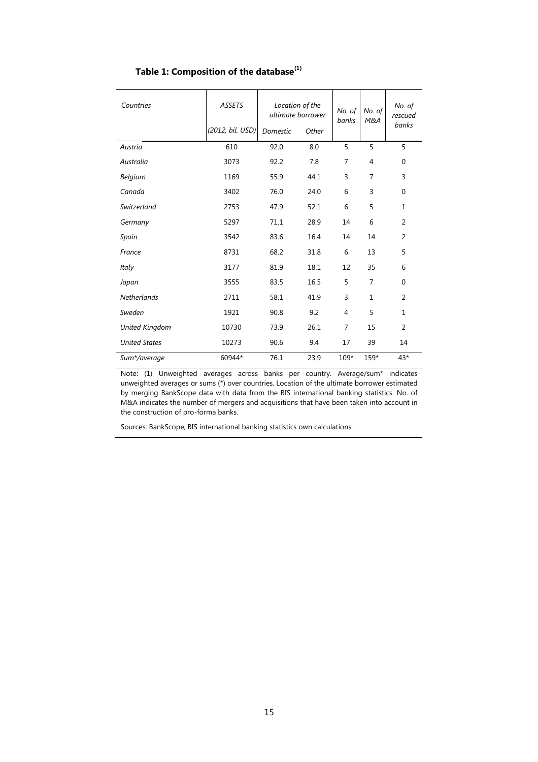**Table 1: Composition of the database(1)**

| Countries | ASSETS | Location of the ultimate borrower | | No. of banks | No. of M&A | No. of rescued banks |
|---|---|---|---|---|---|---|
| | (2012, bil. USD) | Domestic | Other | | | |
| Austria | 610 | 92.0 | 8.0 | 5 | 5 | 5 |
| Australia | 3073 | 92.2 | 7.8 | 7 | 4 | 0 |
| Belgium | 1169 | 55.9 | 44.1 | 3 | 7 | 3 |
| Canada | 3402 | 76.0 | 24.0 | 6 | 3 | 0 |
| Switzerland | 2753 | 47.9 | 52.1 | 6 | 5 | 1 |
| Germany | 5297 | 71.1 | 28.9 | 14 | 6 | 2 |
| Spain | 3542 | 83.6 | 16.4 | 14 | 14 | 2 |
| France | 8731 | 68.2 | 31.8 | 6 | 13 | 5 |
| Italy | 3177 | 81.9 | 18.1 | 12 | 35 | 6 |
| Japan | 3555 | 83.5 | 16.5 | 5 | 7 | 0 |
| Netherlands | 2711 | 58.1 | 41.9 | 3 | 1 | 2 |
| Sweden | 1921 | 90.8 | 9.2 | 4 | 5 | 1 |
| United Kingdom | 10730 | 73.9 | 26.1 | 7 | 15 | 2 |
| United States | 10273 | 90.6 | 9.4 | 17 | 39 | 14 |
| Sum*/average | 60944* | 76.1 | 23.9 | 109* | 159* | 43* |

Note: (1) Unweighted averages across banks per country. Average/sum* indicates unweighted averages or sums (*) over countries. Location of the ultimate borrower estimated by merging BankScope data with data from the BIS international banking statistics. No. of M&A indicates the number of mergers and acquisitions that have been taken into account in the construction of pro-forma banks.

Sources: BankScope; BIS international banking statistics own calculations.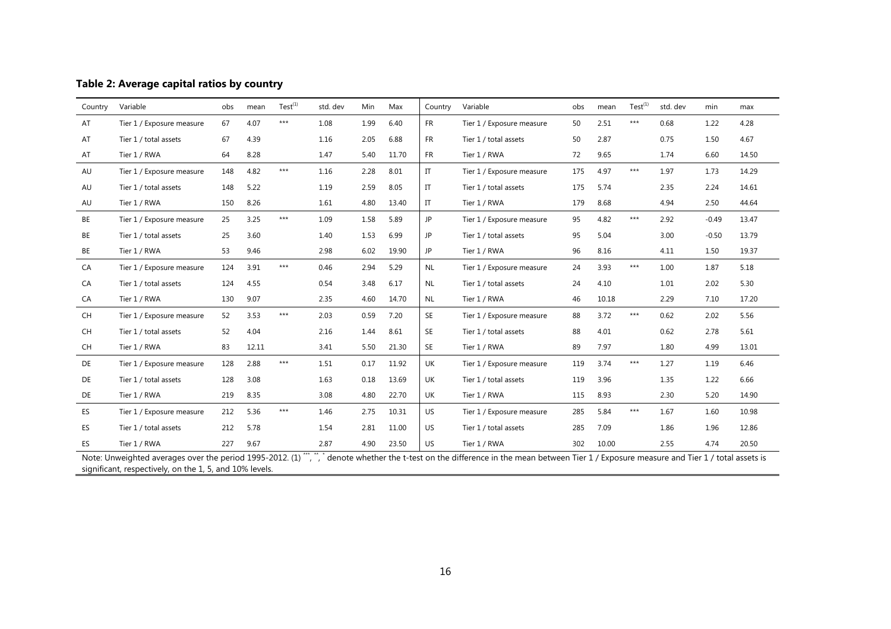**Table 2: Average capital ratios by country**

| Country | Variable | obs | mean | Test[(1)] | std. dev | Min | Max | Country | Variable | obs | mean | Test[(1)] | std. dev | min | max |
|---|---|---|---|---|---|---|---|---|---|---|---|---|---|---|---|
| AT | Tier 1 / Exposure measure | 67 | 4.07 | *** | 1.08 | 1.99 | 6.40 | FR | Tier 1 / Exposure measure | 50 | 2.51 | *** | 0.68 | 1.22 | 4.28 |
| AT | Tier 1 / total assets | 67 | 4.39 | | 1.16 | 2.05 | 6.88 | FR | Tier 1 / total assets | 50 | 2.87 | | 0.75 | 1.50 | 4.67 |
| AT | Tier 1 / RWA | 64 | 8.28 | | 1.47 | 5.40 | 11.70 | FR | Tier 1 / RWA | 72 | 9.65 | | 1.74 | 6.60 | 14.50 |
| AU | Tier 1 / Exposure measure | 148 | 4.82 | *** | 1.16 | 2.28 | 8.01 | IT | Tier 1 / Exposure measure | 175 | 4.97 | *** | 1.97 | 1.73 | 14.29 |
| AU | Tier 1 / total assets | 148 | 5.22 | | 1.19 | 2.59 | 8.05 | IT | Tier 1 / total assets | 175 | 5.74 | | 2.35 | 2.24 | 14.61 |
| AU | Tier 1 / RWA | 150 | 8.26 | | 1.61 | 4.80 | 13.40 | IT | Tier 1 / RWA | 179 | 8.68 | | 4.94 | 2.50 | 44.64 |
| BE | Tier 1 / Exposure measure | 25 | 3.25 | *** | 1.09 | 1.58 | 5.89 | JP | Tier 1 / Exposure measure | 95 | 4.82 | *** | 2.92 | -0.49 | 13.47 |
| BE | Tier 1 / total assets | 25 | 3.60 | | 1.40 | 1.53 | 6.99 | JP | Tier 1 / total assets | 95 | 5.04 | | 3.00 | -0.50 | 13.79 |
| BE | Tier 1 / RWA | 53 | 9.46 | | 2.98 | 6.02 | 19.90 | JP | Tier 1 / RWA | 96 | 8.16 | | 4.11 | 1.50 | 19.37 |
| CA | Tier 1 / Exposure measure | 124 | 3.91 | *** | 0.46 | 2.94 | 5.29 | NL | Tier 1 / Exposure measure | 24 | 3.93 | *** | 1.00 | 1.87 | 5.18 |
| CA | Tier 1 / total assets | 124 | 4.55 | | 0.54 | 3.48 | 6.17 | NL | Tier 1 / total assets | 24 | 4.10 | | 1.01 | 2.02 | 5.30 |
| CA | Tier 1 / RWA | 130 | 9.07 | | 2.35 | 4.60 | 14.70 | NL | Tier 1 / RWA | 46 | 10.18 | | 2.29 | 7.10 | 17.20 |
| CH | Tier 1 / Exposure measure | 52 | 3.53 | *** | 2.03 | 0.59 | 7.20 | SE | Tier 1 / Exposure measure | 88 | 3.72 | *** | 0.62 | 2.02 | 5.56 |
| CH | Tier 1 / total assets | 52 | 4.04 | | 2.16 | 1.44 | 8.61 | SE | Tier 1 / total assets | 88 | 4.01 | | 0.62 | 2.78 | 5.61 |
| CH | Tier 1 / RWA | 83 | 12.11 | | 3.41 | 5.50 | 21.30 | SE | Tier 1 / RWA | 89 | 7.97 | | 1.80 | 4.99 | 13.01 |
| DE | Tier 1 / Exposure measure | 128 | 2.88 | *** | 1.51 | 0.17 | 11.92 | UK | Tier 1 / Exposure measure | 119 | 3.74 | *** | 1.27 | 1.19 | 6.46 |
| DE | Tier 1 / total assets | 128 | 3.08 | | 1.63 | 0.18 | 13.69 | UK | Tier 1 / total assets | 119 | 3.96 | | 1.35 | 1.22 | 6.66 |
| DE | Tier 1 / RWA | 219 | 8.35 | | 3.08 | 4.80 | 22.70 | UK | Tier 1 / RWA | 115 | 8.93 | | 2.30 | 5.20 | 14.90 |
| ES | Tier 1 / Exposure measure | 212 | 5.36 | *** | 1.46 | 2.75 | 10.31 | US | Tier 1 / Exposure measure | 285 | 5.84 | *** | 1.67 | 1.60 | 10.98 |
| ES | Tier 1 / total assets | 212 | 5.78 | | 1.54 | 2.81 | 11.00 | US | Tier 1 / total assets | 285 | 7.09 | | 1.86 | 1.96 | 12.86 |
| ES | Tier 1 / RWA | 227 | 9.67 | | 2.87 | 4.90 | 23.50 | US | Tier 1 / RWA | 302 | 10.00 | | 2.55 | 4.74 | 20.50 |

Note: Unweighted averages over the period 1995-2012. (1) ***, **, * denote whether the t-test on the difference in the mean between Tier 1 / Exposure measure and Tier 1 / total assets is significant, respectively, on the 1, 5, and 10% levels.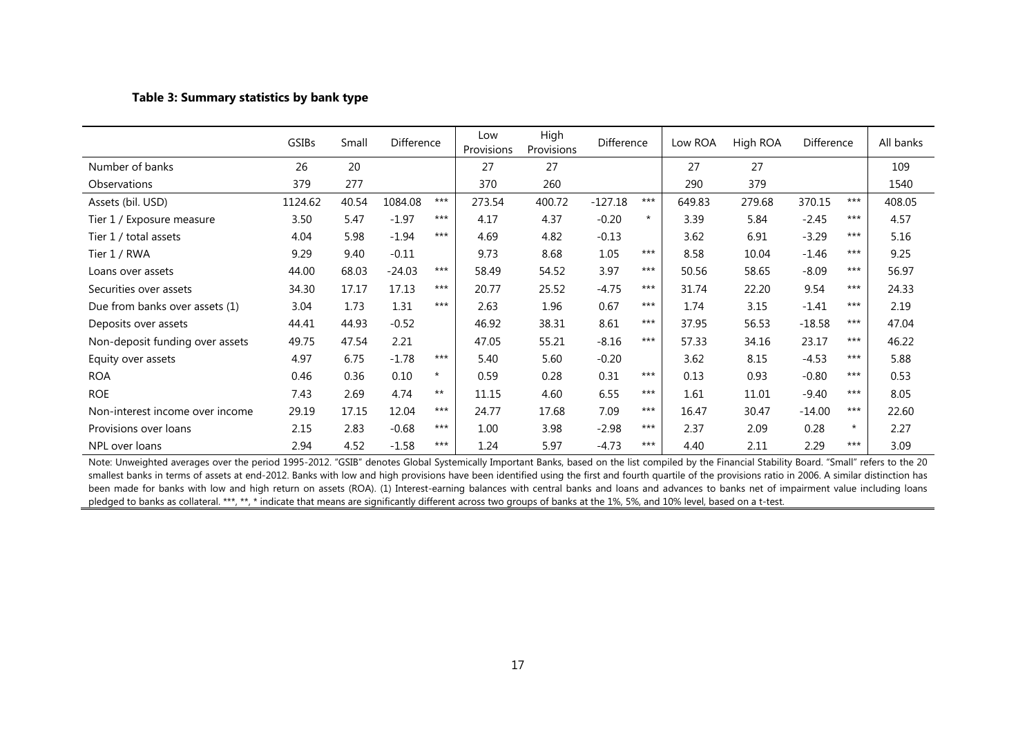**Table 3: Summary statistics by bank type**

| | GSIBs | Small | Difference | | Low Provisions | High Provisions | Difference | | Low ROA | High ROA | Difference | | All banks |
|---|---|---|---|---|---|---|---|---|---|---|---|---|---|
| Number of banks | 26 | 20 | | | 27 | 27 | | | 27 | 27 | | | 109 |
| Observations | 379 | 277 | | | 370 | 260 | | | 290 | 379 | | | 1540 |
| Assets (bil. USD) | 1124.62 | 40.54 | 1084.08 | *** | 273.54 | 400.72 | -127.18 | *** | 649.83 | 279.68 | 370.15 | *** | 408.05 |
| Tier 1 / Exposure measure | 3.50 | 5.47 | -1.97 | *** | 4.17 | 4.37 | -0.20 | * | 3.39 | 5.84 | -2.45 | *** | 4.57 |
| Tier 1 / total assets | 4.04 | 5.98 | -1.94 | *** | 4.69 | 4.82 | -0.13 | | 3.62 | 6.91 | -3.29 | *** | 5.16 |
| Tier 1 / RWA | 9.29 | 9.40 | -0.11 | | 9.73 | 8.68 | 1.05 | *** | 8.58 | 10.04 | -1.46 | *** | 9.25 |
| Loans over assets | 44.00 | 68.03 | -24.03 | *** | 58.49 | 54.52 | 3.97 | *** | 50.56 | 58.65 | -8.09 | *** | 56.97 |
| Securities over assets | 34.30 | 17.17 | 17.13 | *** | 20.77 | 25.52 | -4.75 | *** | 31.74 | 22.20 | 9.54 | *** | 24.33 |
| Due from banks over assets (1) | 3.04 | 1.73 | 1.31 | *** | 2.63 | 1.96 | 0.67 | *** | 1.74 | 3.15 | -1.41 | *** | 2.19 |
| Deposits over assets | 44.41 | 44.93 | -0.52 | | 46.92 | 38.31 | 8.61 | *** | 37.95 | 56.53 | -18.58 | *** | 47.04 |
| Non-deposit funding over assets | 49.75 | 47.54 | 2.21 | | 47.05 | 55.21 | -8.16 | *** | 57.33 | 34.16 | 23.17 | *** | 46.22 |
| Equity over assets | 4.97 | 6.75 | -1.78 | *** | 5.40 | 5.60 | -0.20 | | 3.62 | 8.15 | -4.53 | *** | 5.88 |
| ROA | 0.46 | 0.36 | 0.10 | * | 0.59 | 0.28 | 0.31 | *** | 0.13 | 0.93 | -0.80 | *** | 0.53 |
| ROE | 7.43 | 2.69 | 4.74 | ** | 11.15 | 4.60 | 6.55 | *** | 1.61 | 11.01 | -9.40 | *** | 8.05 |
| Non-interest income over income | 29.19 | 17.15 | 12.04 | *** | 24.77 | 17.68 | 7.09 | *** | 16.47 | 30.47 | -14.00 | *** | 22.60 |
| Provisions over loans | 2.15 | 2.83 | -0.68 | *** | 1.00 | 3.98 | -2.98 | *** | 2.37 | 2.09 | 0.28 | * | 2.27 |
| NPL over loans | 2.94 | 4.52 | -1.58 | *** | 1.24 | 5.97 | -4.73 | *** | 4.40 | 2.11 | 2.29 | *** | 3.09 |

Note: Unweighted averages over the period 1995-2012. "GSIB" denotes Global Systemically Important Banks, based on the list compiled by the Financial Stability Board. "Small" refers to the 20 smallest banks in terms of assets at end-2012. Banks with low and high provisions have been identified using the first and fourth quartile of the provisions ratio in 2006. A similar distinction has been made for banks with low and high return on assets (ROA). (1) Interest-earning balances with central banks and loans and advances to banks net of impairment value including loans pledged to banks as collateral. ***, **, * indicate that means are significantly different across two groups of banks at the 1%, 5%, and 10% level, based on a t-test.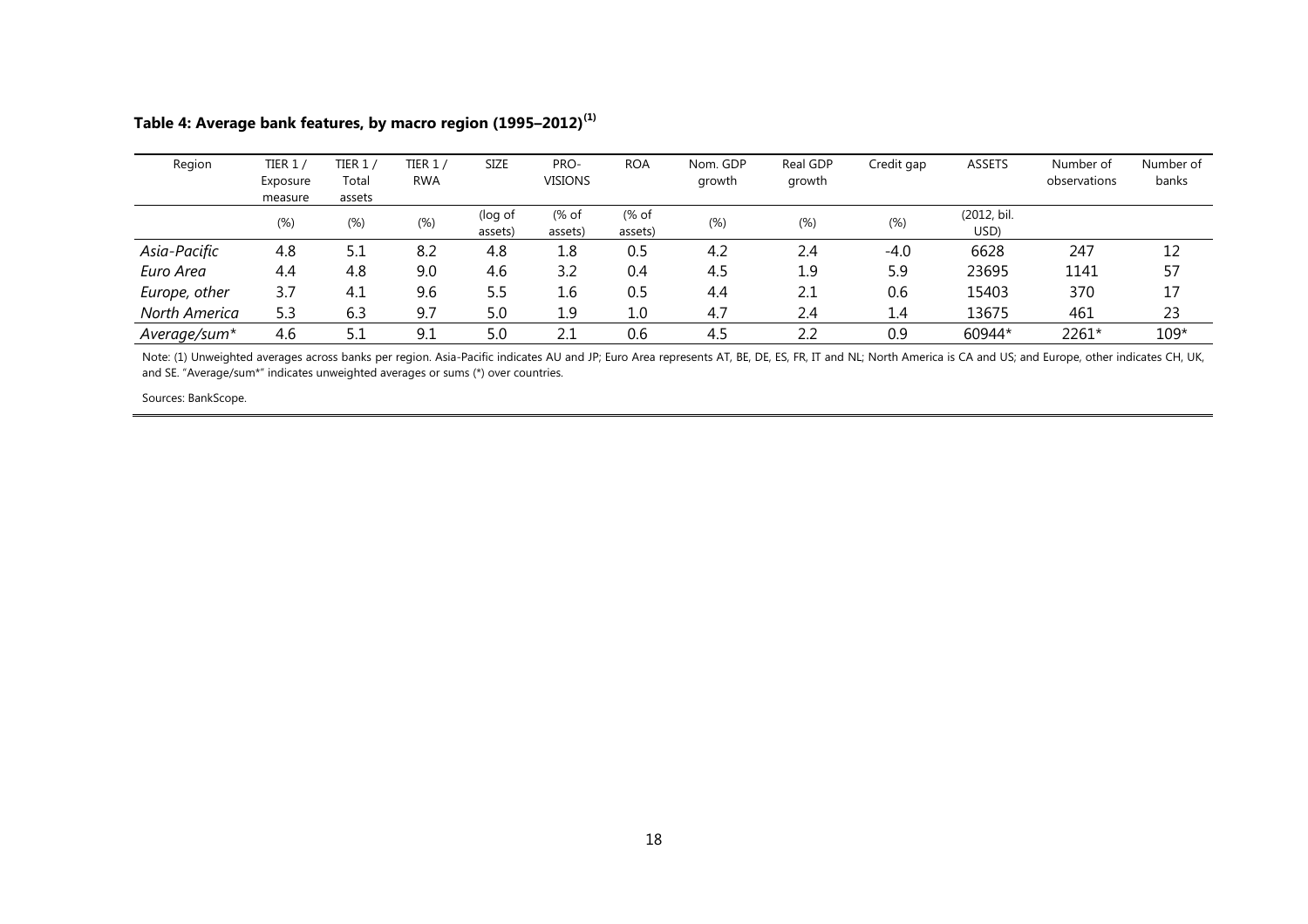**Table 4: Average bank features, by macro region (1995–2012)[(1)]**

| Region | TIER 1 / Exposure measure | TIER 1 / Total assets | TIER 1 / RWA | SIZE | PRO-VISIONS | ROA | Nom. GDP growth | Real GDP growth | Credit gap | ASSETS | Number of observations | Number of banks |
|---|---|---|---|---|---|---|---|---|---|---|---|---|
| | (%) | (%) | (%) | (log of assets) | (% of assets) | (% of assets) | (%) | (%) | (%) | (2012, bil. USD) | | |
| *Asia-Pacific* | 4.8 | 5.1 | 8.2 | 4.8 | 1.8 | 0.5 | 4.2 | 2.4 | -4.0 | 6628 | 247 | 12 |
| *Euro Area* | 4.4 | 4.8 | 9.0 | 4.6 | 3.2 | 0.4 | 4.5 | 1.9 | 5.9 | 23695 | 1141 | 57 |
| *Europe, other* | 3.7 | 4.1 | 9.6 | 5.5 | 1.6 | 0.5 | 4.4 | 2.1 | 0.6 | 15403 | 370 | 17 |
| *North America* | 5.3 | 6.3 | 9.7 | 5.0 | 1.9 | 1.0 | 4.7 | 2.4 | 1.4 | 13675 | 461 | 23 |
| *Average/sum** | 4.6 | 5.1 | 9.1 | 5.0 | 2.1 | 0.6 | 4.5 | 2.2 | 0.9 | 60944* | 2261* | 109* |

Note: (1) Unweighted averages across banks per region. Asia-Pacific indicates AU and JP; Euro Area represents AT, BE, DE, ES, FR, IT and NL; North America is CA and US; and Europe, other indicates CH, UK, and SE. "Average/sum*" indicates unweighted averages or sums (*) over countries.

Sources: BankScope.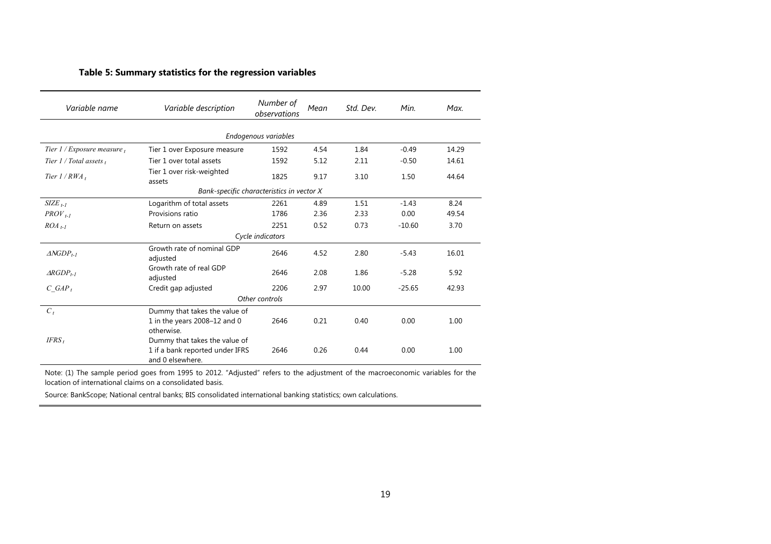**Table 5: Summary statistics for the regression variables**

| *Variable name* | *Variable description* | *Number of observations* | *Mean* | *Std. Dev.* | *Min.* | *Max.* |
|---|---|---|---|---|---|---|
| | | *Endogenous variables* | | | | |
| $Tier\ 1\ /\ Exposure\ measure_t$ | Tier 1 over Exposure measure | 1592 | 4.54 | 1.84 | -0.49 | 14.29 |
| $Tier\ 1\ /\ Total\ assets_t$ | Tier 1 over total assets | 1592 | 5.12 | 2.11 | -0.50 | 14.61 |
| $Tier\ 1\ /\ RWA_t$ | Tier 1 over risk-weighted assets | 1825 | 9.17 | 3.10 | 1.50 | 44.64 |
| | | *Bank-specific characteristics in vector X* | | | | |
| $SIZE_{t-1}$ | Logarithm of total assets | 2261 | 4.89 | 1.51 | -1.43 | 8.24 |
| $PROV_{t-1}$ | Provisions ratio | 1786 | 2.36 | 2.33 | 0.00 | 49.54 |
| $ROA_{t-1}$ | Return on assets | 2251 | 0.52 | 0.73 | -10.60 | 3.70 |
| | | *Cycle indicators* | | | | |
| $\Delta NGDP_{t-1}$ | Growth rate of nominal GDP adjusted | 2646 | 4.52 | 2.80 | -5.43 | 16.01 |
| $\Delta RGDP_{t-1}$ | Growth rate of real GDP adjusted | 2646 | 2.08 | 1.86 | -5.28 | 5.92 |
| $C\_GAP_t$ | Credit gap adjusted | 2206 | 2.97 | 10.00 | -25.65 | 42.93 |
| | | *Other controls* | | | | |
| $C_t$ | Dummy that takes the value of 1 in the years 2008–12 and 0 otherwise. | 2646 | 0.21 | 0.40 | 0.00 | 1.00 |
| $IFRS_t$ | Dummy that takes the value of 1 if a bank reported under IFRS and 0 elsewhere. | 2646 | 0.26 | 0.44 | 0.00 | 1.00 |

Note: (1) The sample period goes from 1995 to 2012. "Adjusted" refers to the adjustment of the macroeconomic variables for the location of international claims on a consolidated basis.

Source: BankScope; National central banks; BIS consolidated international banking statistics; own calculations.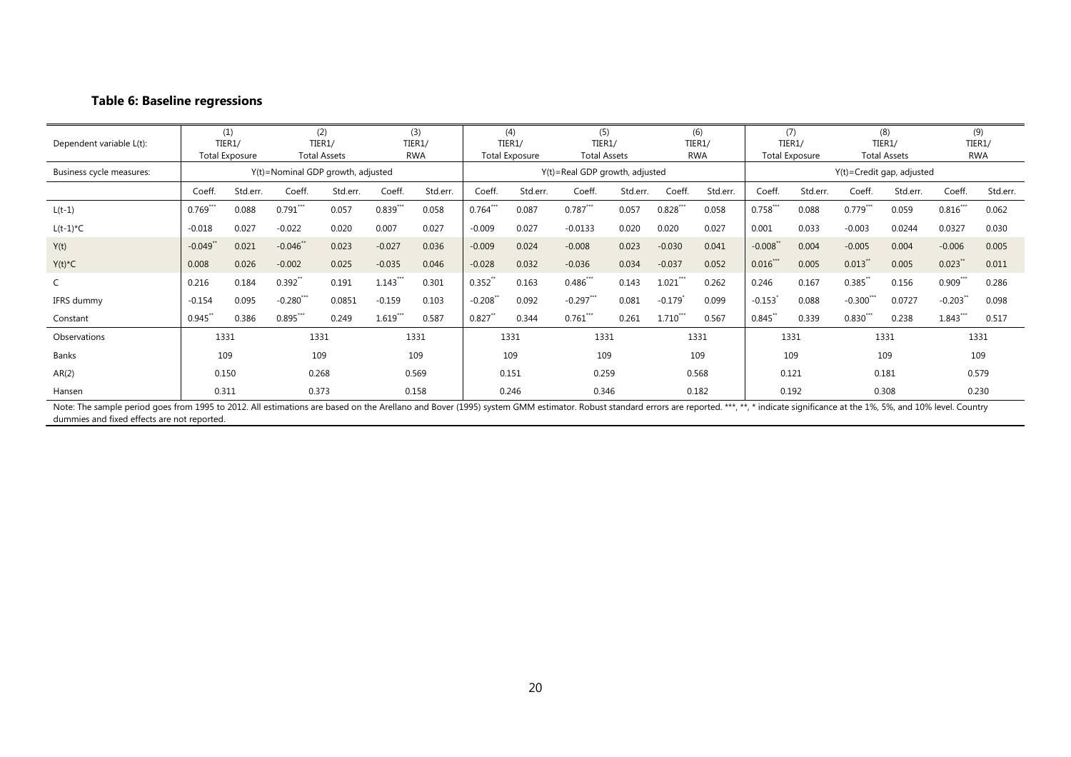**Table 6: Baseline regressions**

| Dependent variable L(t): | (1) TIER1/ Total Exposure | | (2) TIER1/ Total Assets | | (3) TIER1/ RWA | | (4) TIER1/ Total Exposure | | (5) TIER1/ Total Assets | | (6) TIER1/ RWA | | (7) TIER1/ Total Exposure | | (8) TIER1/ Total Assets | | (9) TIER1/ RWA | |
|---|---|---|---|---|---|---|---|---|---|---|---|---|---|---|---|---|---|---|
| Business cycle measures: | Y(t)=Nominal GDP growth, adjusted | | | | | | Y(t)=Real GDP growth, adjusted | | | | | | Y(t)=Credit gap, adjusted | | | | | |
| | Coeff. | Std.err. | Coeff. | Std.err. | Coeff. | Std.err. | Coeff. | Std.err. | Coeff. | Std.err. | Coeff. | Std.err. | Coeff. | Std.err. | Coeff. | Std.err. | Coeff. | Std.err. |
| L(t-1) | 0.769*** | 0.088 | 0.791*** | 0.057 | 0.839*** | 0.058 | 0.764*** | 0.087 | 0.787*** | 0.057 | 0.828*** | 0.058 | 0.758*** | 0.088 | 0.779*** | 0.059 | 0.816*** | 0.062 |
| L(t-1)*C | -0.018 | 0.027 | -0.022 | 0.020 | 0.007 | 0.027 | -0.009 | 0.027 | -0.0133 | 0.020 | 0.020 | 0.027 | 0.001 | 0.033 | -0.003 | 0.0244 | 0.0327 | 0.030 |
| Y(t) | -0.049** | 0.021 | -0.046** | 0.023 | -0.027 | 0.036 | -0.009 | 0.024 | -0.008 | 0.023 | -0.030 | 0.041 | -0.008** | 0.004 | -0.005 | 0.004 | -0.006 | 0.005 |
| Y(t)*C | 0.008 | 0.026 | -0.002 | 0.025 | -0.035 | 0.046 | -0.028 | 0.032 | -0.036 | 0.034 | -0.037 | 0.052 | 0.016*** | 0.005 | 0.013** | 0.005 | 0.023** | 0.011 |
| C | 0.216 | 0.184 | 0.392** | 0.191 | 1.143*** | 0.301 | 0.352** | 0.163 | 0.486*** | 0.143 | 1.021*** | 0.262 | 0.246 | 0.167 | 0.385** | 0.156 | 0.909*** | 0.286 |
| IFRS dummy | -0.154 | 0.095 | -0.280*** | 0.0851 | -0.159 | 0.103 | -0.208** | 0.092 | -0.297*** | 0.081 | -0.179* | 0.099 | -0.153* | 0.088 | -0.300*** | 0.0727 | -0.203** | 0.098 |
| Constant | 0.945** | 0.386 | 0.895*** | 0.249 | 1.619*** | 0.587 | 0.827** | 0.344 | 0.761*** | 0.261 | 1.710*** | 0.567 | 0.845** | 0.339 | 0.830*** | 0.238 | 1.843*** | 0.517 |
| Observations | 1331 | | 1331 | | 1331 | | 1331 | | 1331 | | 1331 | | 1331 | | 1331 | | 1331 | |
| Banks | 109 | | 109 | | 109 | | 109 | | 109 | | 109 | | 109 | | 109 | | 109 | |
| AR(2) | 0.150 | | 0.268 | | 0.569 | | 0.151 | | 0.259 | | 0.568 | | 0.121 | | 0.181 | | 0.579 | |
| Hansen | 0.311 | | 0.373 | | 0.158 | | 0.246 | | 0.346 | | 0.182 | | 0.192 | | 0.308 | | 0.230 | |

Note: The sample period goes from 1995 to 2012. All estimations are based on the Arellano and Bover (1995) system GMM estimator. Robust standard errors are reported. ***, **, * indicate significance at the 1%, 5%, and 10% level. Country dummies and fixed effects are not reported.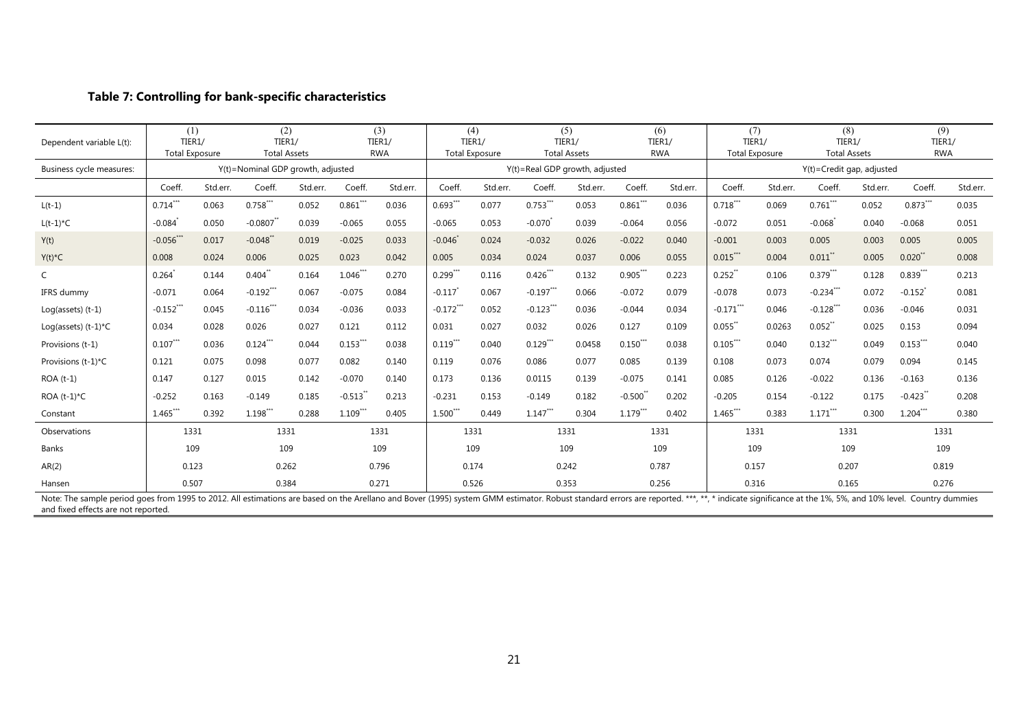## Table 7: Controlling for bank-specific characteristics

| Dependent variable L(t): | (1) TIER1/ Total Exposure | | (2) TIER1/ Total Assets | | (3) TIER1/ RWA | | (4) TIER1/ Total Exposure | | (5) TIER1/ Total Assets | | (6) TIER1/ RWA | | (7) TIER1/ Total Exposure | | (8) TIER1/ Total Assets | | (9) TIER1/ RWA | |
|---|---|---|---|---|---|---|---|---|---|---|---|---|---|---|---|---|---|---|
| Business cycle measures: | Y(t)=Nominal GDP growth, adjusted | | | | | | Y(t)=Real GDP growth, adjusted | | | | | | Y(t)=Credit gap, adjusted | | | | | |
| | Coeff. | Std.err. | Coeff. | Std.err. | Coeff. | Std.err. | Coeff. | Std.err. | Coeff. | Std.err. | Coeff. | Std.err. | Coeff. | Std.err. | Coeff. | Std.err. | Coeff. | Std.err. |
| L(t-1) | 0.714*** | 0.063 | 0.758*** | 0.052 | 0.861*** | 0.036 | 0.693*** | 0.077 | 0.753*** | 0.053 | 0.861*** | 0.036 | 0.718*** | 0.069 | 0.761*** | 0.052 | 0.873*** | 0.035 |
| L(t-1)*C | -0.084* | 0.050 | -0.0807** | 0.039 | -0.065 | 0.055 | -0.065 | 0.053 | -0.070* | 0.039 | -0.064 | 0.056 | -0.072 | 0.051 | -0.068* | 0.040 | -0.068 | 0.051 |
| Y(t) | -0.056*** | 0.017 | -0.048** | 0.019 | -0.025 | 0.033 | -0.046* | 0.024 | -0.032 | 0.026 | -0.022 | 0.040 | -0.001 | 0.003 | 0.005 | 0.003 | 0.005 | 0.005 |
| Y(t)*C | 0.008 | 0.024 | 0.006 | 0.025 | 0.023 | 0.042 | 0.005 | 0.034 | 0.024 | 0.037 | 0.006 | 0.055 | 0.015*** | 0.004 | 0.011** | 0.005 | 0.020** | 0.008 |
| C | 0.264* | 0.144 | 0.404** | 0.164 | 1.046*** | 0.270 | 0.299*** | 0.116 | 0.426*** | 0.132 | 0.905*** | 0.223 | 0.252** | 0.106 | 0.379*** | 0.128 | 0.839*** | 0.213 |
| IFRS dummy | -0.071 | 0.064 | -0.192*** | 0.067 | -0.075 | 0.084 | -0.117* | 0.067 | -0.197*** | 0.066 | -0.072 | 0.079 | -0.078 | 0.073 | -0.234*** | 0.072 | -0.152* | 0.081 |
| Log(assets) (t-1) | -0.152*** | 0.045 | -0.116*** | 0.034 | -0.036 | 0.033 | -0.172*** | 0.052 | -0.123*** | 0.036 | -0.044 | 0.034 | -0.171*** | 0.046 | -0.128*** | 0.036 | -0.046 | 0.031 |
| Log(assets) (t-1)*C | 0.034 | 0.028 | 0.026 | 0.027 | 0.121 | 0.112 | 0.031 | 0.027 | 0.032 | 0.026 | 0.127 | 0.109 | 0.055** | 0.0263 | 0.052** | 0.025 | 0.153 | 0.094 |
| Provisions (t-1) | 0.107*** | 0.036 | 0.124*** | 0.044 | 0.153*** | 0.038 | 0.119*** | 0.040 | 0.129*** | 0.0458 | 0.150*** | 0.038 | 0.105*** | 0.040 | 0.132*** | 0.049 | 0.153*** | 0.040 |
| Provisions (t-1)*C | 0.121 | 0.075 | 0.098 | 0.077 | 0.082 | 0.140 | 0.119 | 0.076 | 0.086 | 0.077 | 0.085 | 0.139 | 0.108 | 0.073 | 0.074 | 0.079 | 0.094 | 0.145 |
| ROA (t-1) | 0.147 | 0.127 | 0.015 | 0.142 | -0.070 | 0.140 | 0.173 | 0.136 | 0.0115 | 0.139 | -0.075 | 0.141 | 0.085 | 0.126 | -0.022 | 0.136 | -0.163 | 0.136 |
| ROA (t-1)*C | -0.252 | 0.163 | -0.149 | 0.185 | -0.513** | 0.213 | -0.231 | 0.153 | -0.149 | 0.182 | -0.500** | 0.202 | -0.205 | 0.154 | -0.122 | 0.175 | -0.423** | 0.208 |
| Constant | 1.465*** | 0.392 | 1.198*** | 0.288 | 1.109*** | 0.405 | 1.500*** | 0.449 | 1.147*** | 0.304 | 1.179*** | 0.402 | 1.465*** | 0.383 | 1.171*** | 0.300 | 1.204*** | 0.380 |
| Observations | 1331 | | 1331 | | 1331 | | 1331 | | 1331 | | 1331 | | 1331 | | 1331 | | 1331 | |
| Banks | 109 | | 109 | | 109 | | 109 | | 109 | | 109 | | 109 | | 109 | | 109 | |
| AR(2) | 0.123 | | 0.262 | | 0.796 | | 0.174 | | 0.242 | | 0.787 | | 0.157 | | 0.207 | | 0.819 | |
| Hansen | 0.507 | | 0.384 | | 0.271 | | 0.526 | | 0.353 | | 0.256 | | 0.316 | | 0.165 | | 0.276 | |

Note: The sample period goes from 1995 to 2012. All estimations are based on the Arellano and Bover (1995) system GMM estimator. Robust standard errors are reported. ***, **, * indicate significance at the 1%, 5%, and 10% level. Country dummies and fixed effects are not reported.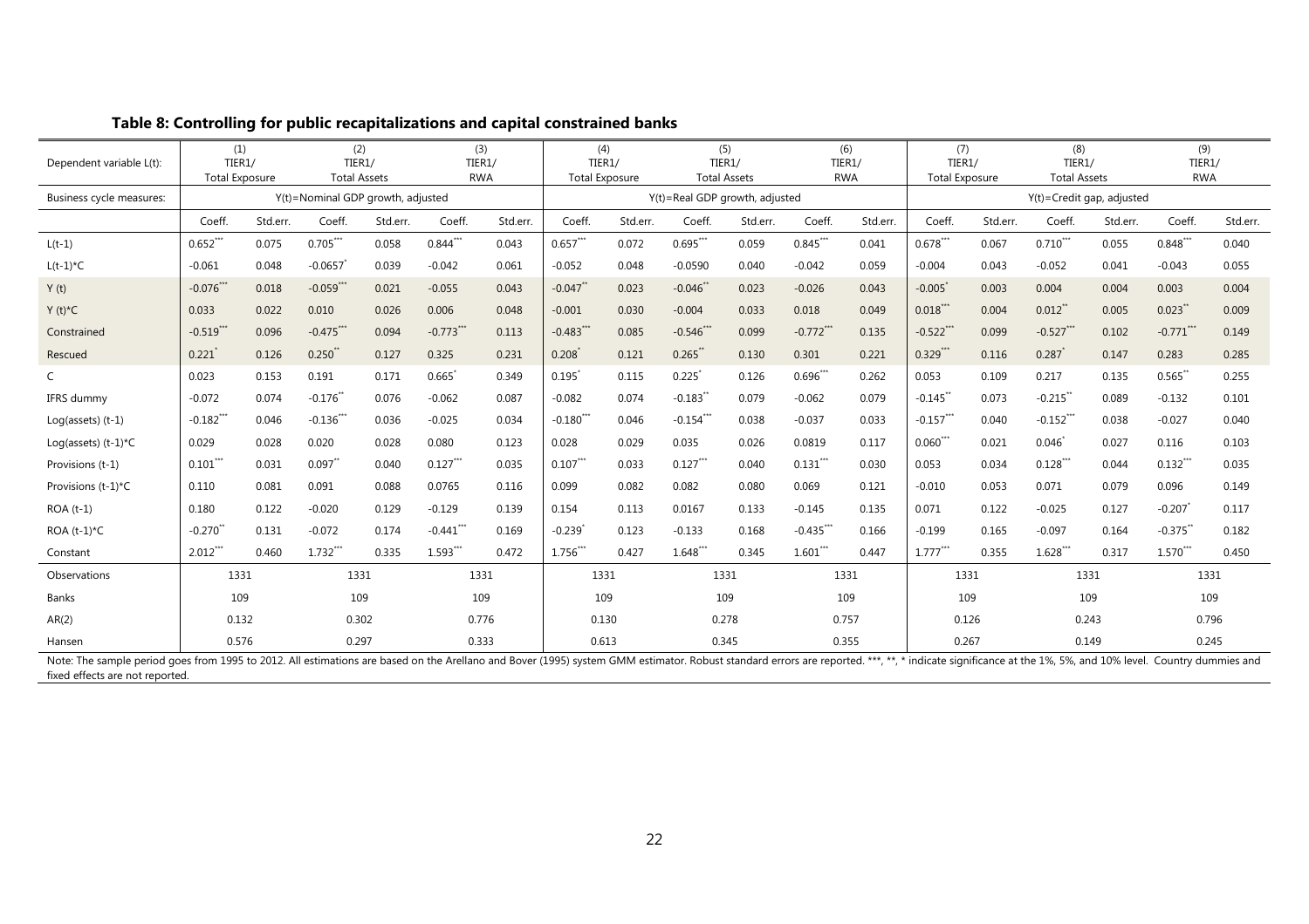## Table 8: Controlling for public recapitalizations and capital constrained banks

| Dependent variable L(t): | (1) TIER1/ Total Exposure | | (2) TIER1/ Total Assets | | (3) TIER1/ RWA | | (4) TIER1/ Total Exposure | | (5) TIER1/ Total Assets | | (6) TIER1/ RWA | | (7) TIER1/ Total Exposure | | (8) TIER1/ Total Assets | | (9) TIER1/ RWA | |
|---|---|---|---|---|---|---|---|---|---|---|---|---|---|---|---|---|---|---|
| Business cycle measures: | Y(t)=Nominal GDP growth, adjusted | | | | | | Y(t)=Real GDP growth, adjusted | | | | | | Y(t)=Credit gap, adjusted | | | | | |
| | Coeff. | Std.err. | Coeff. | Std.err. | Coeff. | Std.err. | Coeff. | Std.err. | Coeff. | Std.err. | Coeff. | Std.err. | Coeff. | Std.err. | Coeff. | Std.err. | Coeff. | Std.err. |
| L(t-1) | 0.652*** | 0.075 | 0.705*** | 0.058 | 0.844*** | 0.043 | 0.657*** | 0.072 | 0.695*** | 0.059 | 0.845*** | 0.041 | 0.678*** | 0.067 | 0.710*** | 0.055 | 0.848*** | 0.040 |
| L(t-1)*C | -0.061 | 0.048 | -0.0657* | 0.039 | -0.042 | 0.061 | -0.052 | 0.048 | -0.0590 | 0.040 | -0.042 | 0.059 | -0.004 | 0.043 | -0.052 | 0.041 | -0.043 | 0.055 |
| Y (t) | -0.076*** | 0.018 | -0.059*** | 0.021 | -0.055 | 0.043 | -0.047** | 0.023 | -0.046** | 0.023 | -0.026 | 0.043 | -0.005* | 0.003 | 0.004 | 0.004 | 0.003 | 0.004 |
| Y (t)*C | 0.033 | 0.022 | 0.010 | 0.026 | 0.006 | 0.048 | -0.001 | 0.030 | -0.004 | 0.033 | 0.018 | 0.049 | 0.018*** | 0.004 | 0.012** | 0.005 | 0.023** | 0.009 |
| Constrained | -0.519*** | 0.096 | -0.475*** | 0.094 | -0.773*** | 0.113 | -0.483*** | 0.085 | -0.546*** | 0.099 | -0.772*** | 0.135 | -0.522*** | 0.099 | -0.527*** | 0.102 | -0.771*** | 0.149 |
| Rescued | 0.221* | 0.126 | 0.250** | 0.127 | 0.325 | 0.231 | 0.208* | 0.121 | 0.265** | 0.130 | 0.301 | 0.221 | 0.329*** | 0.116 | 0.287* | 0.147 | 0.283 | 0.285 |
| C | 0.023 | 0.153 | 0.191 | 0.171 | 0.665* | 0.349 | 0.195* | 0.115 | 0.225* | 0.126 | 0.696*** | 0.262 | 0.053 | 0.109 | 0.217 | 0.135 | 0.565** | 0.255 |
| IFRS dummy | -0.072 | 0.074 | -0.176** | 0.076 | -0.062 | 0.087 | -0.082 | 0.074 | -0.183** | 0.079 | -0.062 | 0.079 | -0.145** | 0.073 | -0.215** | 0.089 | -0.132 | 0.101 |
| Log(assets) (t-1) | -0.182*** | 0.046 | -0.136*** | 0.036 | -0.025 | 0.034 | -0.180*** | 0.046 | -0.154*** | 0.038 | -0.037 | 0.033 | -0.157*** | 0.040 | -0.152*** | 0.038 | -0.027 | 0.040 |
| Log(assets) (t-1)*C | 0.029 | 0.028 | 0.020 | 0.028 | 0.080 | 0.123 | 0.028 | 0.029 | 0.035 | 0.026 | 0.0819 | 0.117 | 0.060*** | 0.021 | 0.046* | 0.027 | 0.116 | 0.103 |
| Provisions (t-1) | 0.101*** | 0.031 | 0.097** | 0.040 | 0.127*** | 0.035 | 0.107*** | 0.033 | 0.127*** | 0.040 | 0.131*** | 0.030 | 0.053 | 0.034 | 0.128*** | 0.044 | 0.132*** | 0.035 |
| Provisions (t-1)*C | 0.110 | 0.081 | 0.091 | 0.088 | 0.0765 | 0.116 | 0.099 | 0.082 | 0.082 | 0.080 | 0.069 | 0.121 | -0.010 | 0.053 | 0.071 | 0.079 | 0.096 | 0.149 |
| ROA (t-1) | 0.180 | 0.122 | -0.020 | 0.129 | -0.129 | 0.139 | 0.154 | 0.113 | 0.0167 | 0.133 | -0.145 | 0.135 | 0.071 | 0.122 | -0.025 | 0.127 | -0.207* | 0.117 |
| ROA (t-1)*C | -0.270** | 0.131 | -0.072 | 0.174 | -0.441*** | 0.169 | -0.239* | 0.123 | -0.133 | 0.168 | -0.435*** | 0.166 | -0.199 | 0.165 | -0.097 | 0.164 | -0.375** | 0.182 |
| Constant | 2.012*** | 0.460 | 1.732*** | 0.335 | 1.593*** | 0.472 | 1.756*** | 0.427 | 1.648*** | 0.345 | 1.601*** | 0.447 | 1.777*** | 0.355 | 1.628*** | 0.317 | 1.570*** | 0.450 |
| Observations | 1331 | | 1331 | | 1331 | | 1331 | | 1331 | | 1331 | | 1331 | | 1331 | | 1331 | |
| Banks | 109 | | 109 | | 109 | | 109 | | 109 | | 109 | | 109 | | 109 | | 109 | |
| AR(2) | 0.132 | | 0.302 | | 0.776 | | 0.130 | | 0.278 | | 0.757 | | 0.126 | | 0.243 | | 0.796 | |
| Hansen | 0.576 | | 0.297 | | 0.333 | | 0.613 | | 0.345 | | 0.355 | | 0.267 | | 0.149 | | 0.245 | |

Note: The sample period goes from 1995 to 2012. All estimations are based on the Arellano and Bover (1995) system GMM estimator. Robust standard errors are reported. ***, **, * indicate significance at the 1%, 5%, and 10% level. Country dummies and fixed effects are not reported.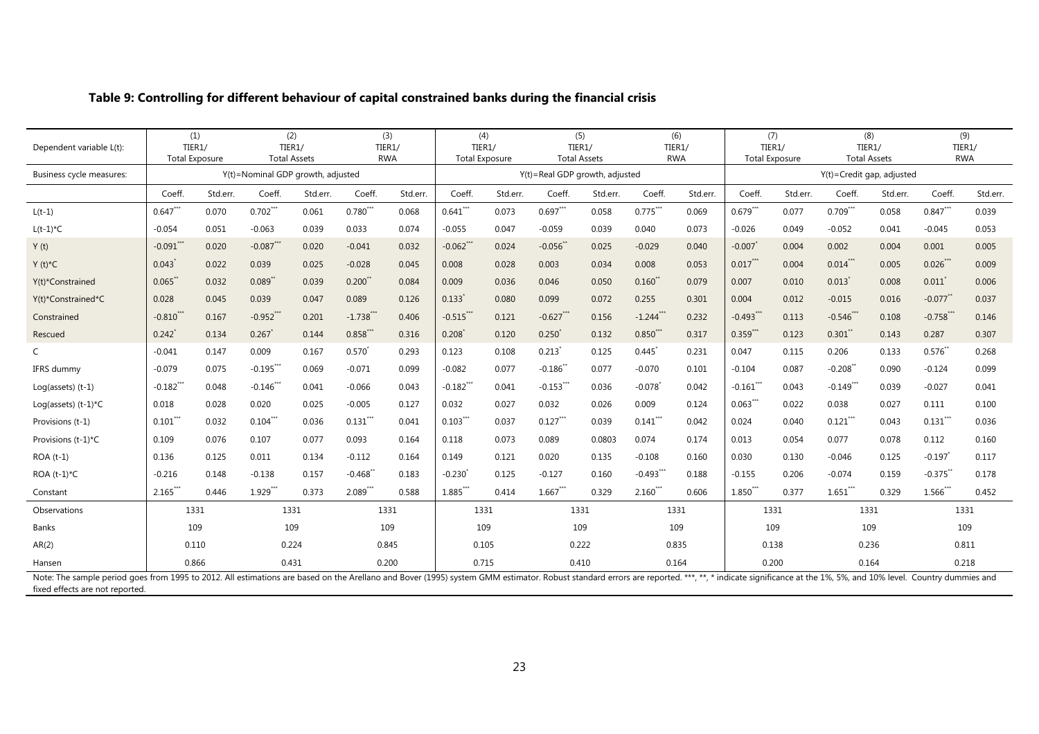## Table 9: Controlling for different behaviour of capital constrained banks during the financial crisis

| Dependent variable L(t): | (1) TIER1/ Total Exposure | | (2) TIER1/ Total Assets | | (3) TIER1/ RWA | | (4) TIER1/ Total Exposure | | (5) TIER1/ Total Assets | | (6) TIER1/ RWA | | (7) TIER1/ Total Exposure | | (8) TIER1/ Total Assets | | (9) TIER1/ RWA | |
|---|---|---|---|---|---|---|---|---|---|---|---|---|---|---|---|---|---|---|
| Business cycle measures: | Y(t)=Nominal GDP growth, adjusted | | | | | | Y(t)=Real GDP growth, adjusted | | | | | | Y(t)=Credit gap, adjusted | | | | | |
| | Coeff. | Std.err. | Coeff. | Std.err. | Coeff. | Std.err. | Coeff. | Std.err. | Coeff. | Std.err. | Coeff. | Std.err. | Coeff. | Std.err. | Coeff. | Std.err. | Coeff. | Std.err. |
| L(t-1) | 0.647*** | 0.070 | 0.702*** | 0.061 | 0.780*** | 0.068 | 0.641*** | 0.073 | 0.697*** | 0.058 | 0.775*** | 0.069 | 0.679*** | 0.077 | 0.709*** | 0.058 | 0.847*** | 0.039 |
| L(t-1)*C | -0.054 | 0.051 | -0.063 | 0.039 | 0.033 | 0.074 | -0.055 | 0.047 | -0.059 | 0.039 | 0.040 | 0.073 | -0.026 | 0.049 | -0.052 | 0.041 | -0.045 | 0.053 |
| Y (t) | -0.091*** | 0.020 | -0.087*** | 0.020 | -0.041 | 0.032 | -0.062*** | 0.024 | -0.056** | 0.025 | -0.029 | 0.040 | -0.007* | 0.004 | 0.002 | 0.004 | 0.001 | 0.005 |
| Y (t)*C | 0.043* | 0.022 | 0.039 | 0.025 | -0.028 | 0.045 | 0.008 | 0.028 | 0.003 | 0.034 | 0.008 | 0.053 | 0.017*** | 0.004 | 0.014*** | 0.005 | 0.026*** | 0.009 |
| Y(t)*Constrained | 0.065** | 0.032 | 0.089** | 0.039 | 0.200** | 0.084 | 0.009 | 0.036 | 0.046 | 0.050 | 0.160** | 0.079 | 0.007 | 0.010 | 0.013* | 0.008 | 0.011* | 0.006 |
| Y(t)*Constrained*C | 0.028 | 0.045 | 0.039 | 0.047 | 0.089 | 0.126 | 0.133* | 0.080 | 0.099 | 0.072 | 0.255 | 0.301 | 0.004 | 0.012 | -0.015 | 0.016 | -0.077** | 0.037 |
| Constrained | -0.810*** | 0.167 | -0.952*** | 0.201 | -1.738*** | 0.406 | -0.515*** | 0.121 | -0.627*** | 0.156 | -1.244*** | 0.232 | -0.493*** | 0.113 | -0.546*** | 0.108 | -0.758*** | 0.146 |
| Rescued | 0.242* | 0.134 | 0.267* | 0.144 | 0.858*** | 0.316 | 0.208* | 0.120 | 0.250* | 0.132 | 0.850*** | 0.317 | 0.359*** | 0.123 | 0.301** | 0.143 | 0.287 | 0.307 |
| C | -0.041 | 0.147 | 0.009 | 0.167 | 0.570* | 0.293 | 0.123 | 0.108 | 0.213* | 0.125 | 0.445* | 0.231 | 0.047 | 0.115 | 0.206 | 0.133 | 0.576** | 0.268 |
| IFRS dummy | -0.079 | 0.075 | -0.195*** | 0.069 | -0.071 | 0.099 | -0.082 | 0.077 | -0.186** | 0.077 | -0.070 | 0.101 | -0.104 | 0.087 | -0.208** | 0.090 | -0.124 | 0.099 |
| Log(assets) (t-1) | -0.182*** | 0.048 | -0.146*** | 0.041 | -0.066 | 0.043 | -0.182*** | 0.041 | -0.153*** | 0.036 | -0.078* | 0.042 | -0.161*** | 0.043 | -0.149*** | 0.039 | -0.027 | 0.041 |
| Log(assets) (t-1)*C | 0.018 | 0.028 | 0.020 | 0.025 | -0.005 | 0.127 | 0.032 | 0.027 | 0.032 | 0.026 | 0.009 | 0.124 | 0.063*** | 0.022 | 0.038 | 0.027 | 0.111 | 0.100 |
| Provisions (t-1) | 0.101*** | 0.032 | 0.104*** | 0.036 | 0.131*** | 0.041 | 0.103*** | 0.037 | 0.127*** | 0.039 | 0.141*** | 0.042 | 0.024 | 0.040 | 0.121*** | 0.043 | 0.131*** | 0.036 |
| Provisions (t-1)*C | 0.109 | 0.076 | 0.107 | 0.077 | 0.093 | 0.164 | 0.118 | 0.073 | 0.089 | 0.0803 | 0.074 | 0.174 | 0.013 | 0.054 | 0.077 | 0.078 | 0.112 | 0.160 |
| ROA (t-1) | 0.136 | 0.125 | 0.011 | 0.134 | -0.112 | 0.164 | 0.149 | 0.121 | 0.020 | 0.135 | -0.108 | 0.160 | 0.030 | 0.130 | -0.046 | 0.125 | -0.197* | 0.117 |
| ROA (t-1)*C | -0.216 | 0.148 | -0.138 | 0.157 | -0.468** | 0.183 | -0.230* | 0.125 | -0.127 | 0.160 | -0.493*** | 0.188 | -0.155 | 0.206 | -0.074 | 0.159 | -0.375** | 0.178 |
| Constant | 2.165*** | 0.446 | 1.929*** | 0.373 | 2.089*** | 0.588 | 1.885*** | 0.414 | 1.667*** | 0.329 | 2.160*** | 0.606 | 1.850*** | 0.377 | 1.651*** | 0.329 | 1.566*** | 0.452 |
| Observations | 1331 | | 1331 | | 1331 | | 1331 | | 1331 | | 1331 | | 1331 | | 1331 | | 1331 | |
| Banks | 109 | | 109 | | 109 | | 109 | | 109 | | 109 | | 109 | | 109 | | 109 | |
| AR(2) | 0.110 | | 0.224 | | 0.845 | | 0.105 | | 0.222 | | 0.835 | | 0.138 | | 0.236 | | 0.811 | |
| Hansen | 0.866 | | 0.431 | | 0.200 | | 0.715 | | 0.410 | | 0.164 | | 0.200 | | 0.164 | | 0.218 | |

Note: The sample period goes from 1995 to 2012. All estimations are based on the Arellano and Bover (1995) system GMM estimator. Robust standard errors are reported. ***, **, * indicate significance at the 1%, 5%, and 10% level. Country dummies and fixed effects are not reported.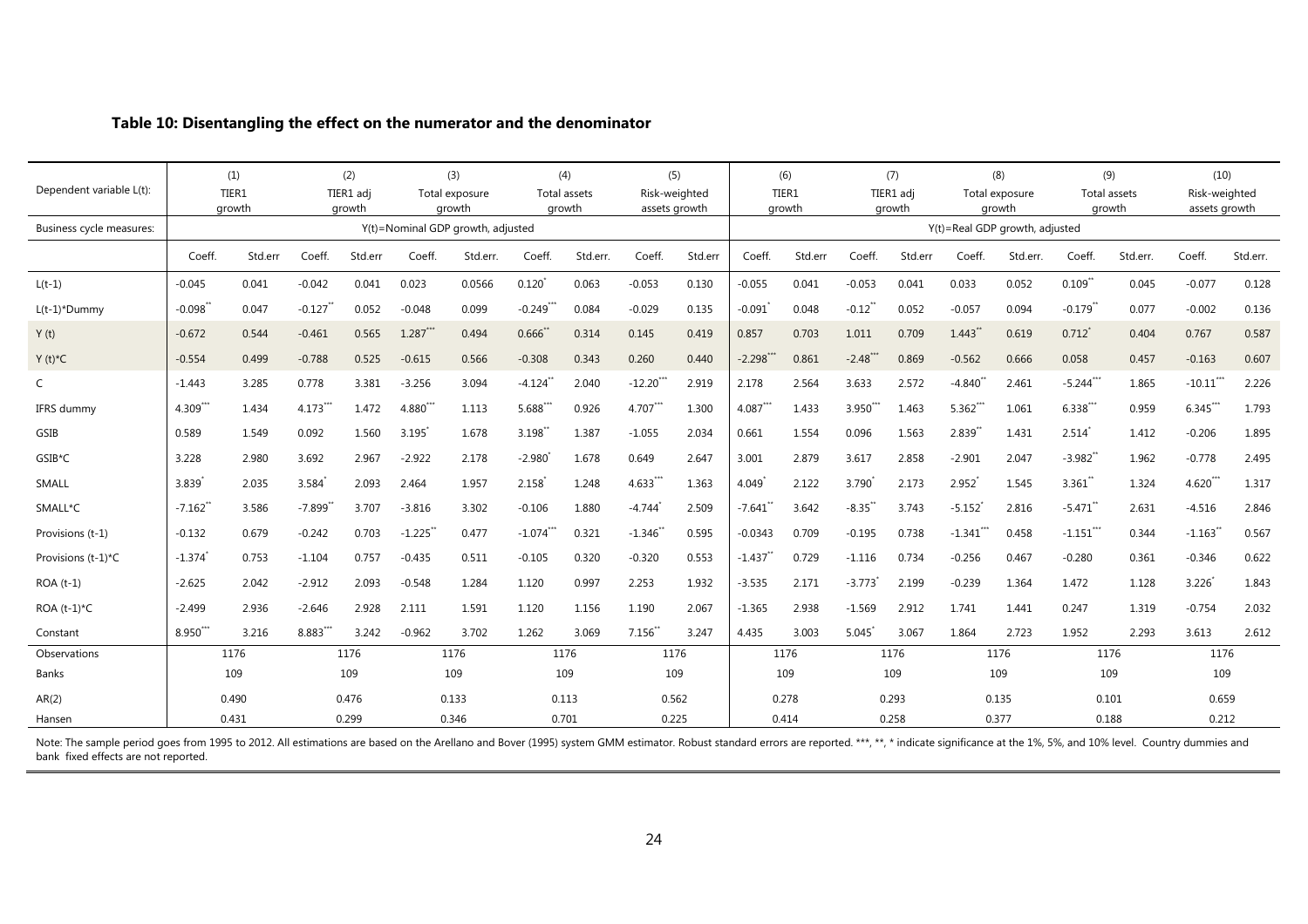**Table 10: Disentangling the effect on the numerator and the denominator**

| Dependent variable L(t): | (1) TIER1 growth | | (2) TIER1 adj growth | | (3) Total exposure growth | | (4) Total assets growth | | (5) Risk-weighted assets growth | | (6) TIER1 growth | | (7) TIER1 adj growth | | (8) Total exposure growth | | (9) Total assets growth | | (10) Risk-weighted assets growth | |
|---|---|---|---|---|---|---|---|---|---|---|---|---|---|---|---|---|---|---|---|---|
| Business cycle measures: | Y(t)=Nominal GDP growth, adjusted | | | | | | | | | | Y(t)=Real GDP growth, adjusted | | | | | | | | | |
| | Coeff. | Std.err | Coeff. | Std.err | Coeff. | Std.err. | Coeff. | Std.err. | Coeff. | Std.err | Coeff. | Std.err | Coeff. | Std.err | Coeff. | Std.err. | Coeff. | Std.err. | Coeff. | Std.err. |
| L(t-1) | -0.045 | 0.041 | -0.042 | 0.041 | 0.023 | 0.0566 | 0.120* | 0.063 | -0.053 | 0.130 | -0.055 | 0.041 | -0.053 | 0.041 | 0.033 | 0.052 | 0.109** | 0.045 | -0.077 | 0.128 |
| L(t-1)*Dummy | -0.098** | 0.047 | -0.127** | 0.052 | -0.048 | 0.099 | -0.249*** | 0.084 | -0.029 | 0.135 | -0.091* | 0.048 | -0.12** | 0.052 | -0.057 | 0.094 | -0.179** | 0.077 | -0.002 | 0.136 |
| Y (t) | -0.672 | 0.544 | -0.461 | 0.565 | 1.287*** | 0.494 | 0.666** | 0.314 | 0.145 | 0.419 | 0.857 | 0.703 | 1.011 | 0.709 | 1.443** | 0.619 | 0.712* | 0.404 | 0.767 | 0.587 |
| Y (t)*C | -0.554 | 0.499 | -0.788 | 0.525 | -0.615 | 0.566 | -0.308 | 0.343 | 0.260 | 0.440 | -2.298*** | 0.861 | -2.48*** | 0.869 | -0.562 | 0.666 | 0.058 | 0.457 | -0.163 | 0.607 |
| C | -1.443 | 3.285 | 0.778 | 3.381 | -3.256 | 3.094 | -4.124** | 2.040 | -12.20*** | 2.919 | 2.178 | 2.564 | 3.633 | 2.572 | -4.840** | 2.461 | -5.244*** | 1.865 | -10.11*** | 2.226 |
| IFRS dummy | 4.309*** | 1.434 | 4.173*** | 1.472 | 4.880*** | 1.113 | 5.688*** | 0.926 | 4.707*** | 1.300 | 4.087*** | 1.433 | 3.950*** | 1.463 | 5.362*** | 1.061 | 6.338*** | 0.959 | 6.345*** | 1.793 |
| GSIB | 0.589 | 1.549 | 0.092 | 1.560 | 3.195* | 1.678 | 3.198** | 1.387 | -1.055 | 2.034 | 0.661 | 1.554 | 0.096 | 1.563 | 2.839** | 1.431 | 2.514* | 1.412 | -0.206 | 1.895 |
| GSIB*C | 3.228 | 2.980 | 3.692 | 2.967 | -2.922 | 2.178 | -2.980* | 1.678 | 0.649 | 2.647 | 3.001 | 2.879 | 3.617 | 2.858 | -2.901 | 2.047 | -3.982** | 1.962 | -0.778 | 2.495 |
| SMALL | 3.839* | 2.035 | 3.584* | 2.093 | 2.464 | 1.957 | 2.158* | 1.248 | 4.633*** | 1.363 | 4.049* | 2.122 | 3.790* | 2.173 | 2.952* | 1.545 | 3.361** | 1.324 | 4.620*** | 1.317 |
| SMALL*C | -7.162** | 3.586 | -7.899** | 3.707 | -3.816 | 3.302 | -0.106 | 1.880 | -4.744* | 2.509 | -7.641** | 3.642 | -8.35** | 3.743 | -5.152* | 2.816 | -5.471** | 2.631 | -4.516 | 2.846 |
| Provisions (t-1) | -0.132 | 0.679 | -0.242 | 0.703 | -1.225** | 0.477 | -1.074*** | 0.321 | -1.346** | 0.595 | -0.0343 | 0.709 | -0.195 | 0.738 | -1.341*** | 0.458 | -1.151*** | 0.344 | -1.163** | 0.567 |
| Provisions (t-1)*C | -1.374* | 0.753 | -1.104 | 0.757 | -0.435 | 0.511 | -0.105 | 0.320 | -0.320 | 0.553 | -1.437** | 0.729 | -1.116 | 0.734 | -0.256 | 0.467 | -0.280 | 0.361 | -0.346 | 0.622 |
| ROA (t-1) | -2.625 | 2.042 | -2.912 | 2.093 | -0.548 | 1.284 | 1.120 | 0.997 | 2.253 | 1.932 | -3.535 | 2.171 | -3.773* | 2.199 | -0.239 | 1.364 | 1.472 | 1.128 | 3.226* | 1.843 |
| ROA (t-1)*C | -2.499 | 2.936 | -2.646 | 2.928 | 2.111 | 1.591 | 1.120 | 1.156 | 1.190 | 2.067 | -1.365 | 2.938 | -1.569 | 2.912 | 1.741 | 1.441 | 0.247 | 1.319 | -0.754 | 2.032 |
| Constant | 8.950*** | 3.216 | 8.883*** | 3.242 | -0.962 | 3.702 | 1.262 | 3.069 | 7.156** | 3.247 | 4.435 | 3.003 | 5.045* | 3.067 | 1.864 | 2.723 | 1.952 | 2.293 | 3.613 | 2.612 |
| Observations | 1176 | | 1176 | | 1176 | | 1176 | | 1176 | | 1176 | | 1176 | | 1176 | | 1176 | | 1176 | |
| Banks | 109 | | 109 | | 109 | | 109 | | 109 | | 109 | | 109 | | 109 | | 109 | | 109 | |
| AR(2) | 0.490 | | 0.476 | | 0.133 | | 0.113 | | 0.562 | | 0.278 | | 0.293 | | 0.135 | | 0.101 | | 0.659 | |
| Hansen | 0.431 | | 0.299 | | 0.346 | | 0.701 | | 0.225 | | 0.414 | | 0.258 | | 0.377 | | 0.188 | | 0.212 | |

Note: The sample period goes from 1995 to 2012. All estimations are based on the Arellano and Bover (1995) system GMM estimator. Robust standard errors are reported. ***, **, * indicate significance at the 1%, 5%, and 10% level. Country dummies and bank fixed effects are not reported.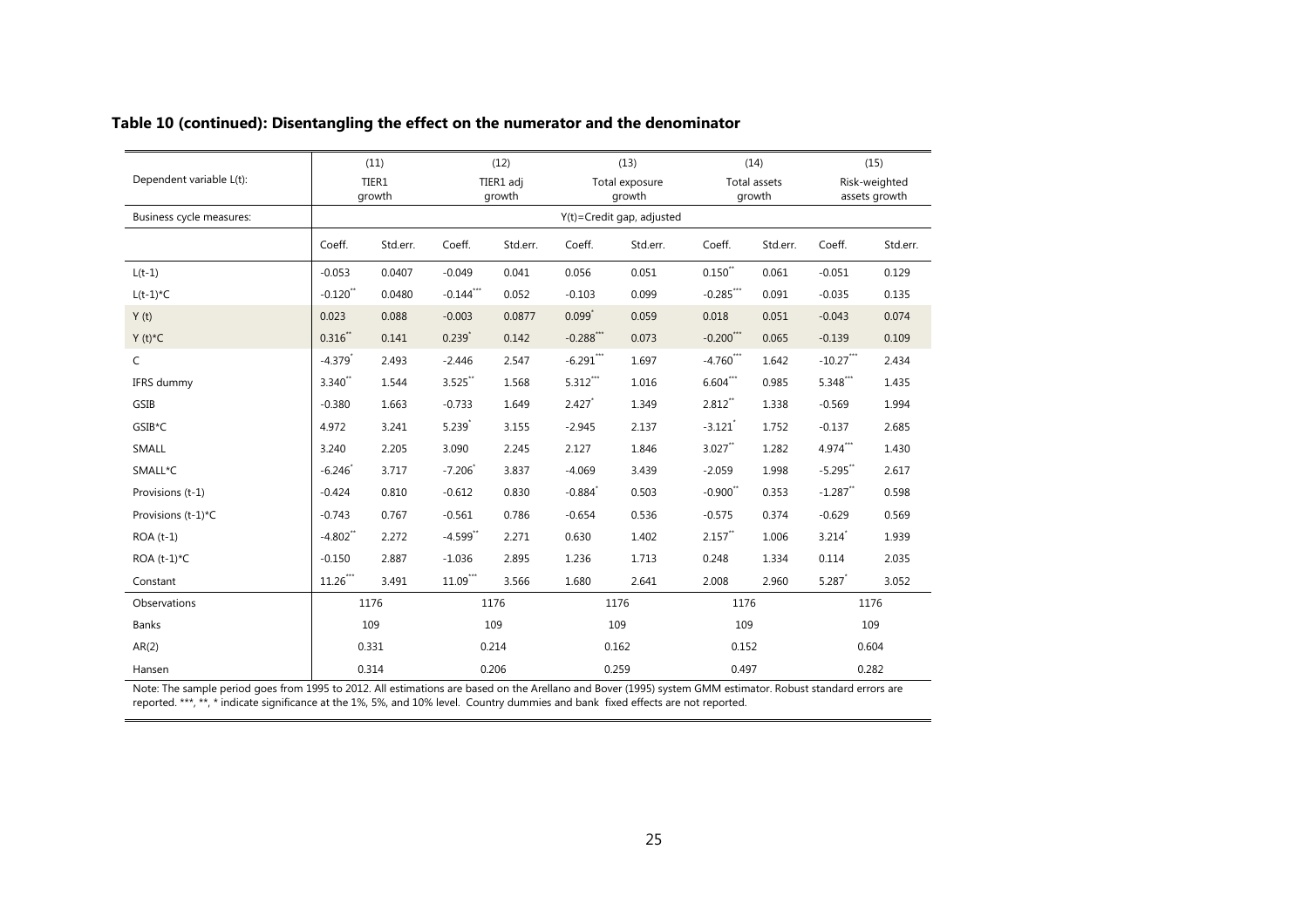## Table 10 (continued): Disentangling the effect on the numerator and the denominator

| | (11) | | (12) | | (13) | | (14) | | (15) | |
|---|---|---|---|---|---|---|---|---|---|---|
| Dependent variable L(t): | TIER1 growth | | TIER1 adj growth | | Total exposure growth | | Total assets growth | | Risk-weighted assets growth | |
| Business cycle measures: | Y(t)=Credit gap, adjusted | | | | | | | | | |
| | Coeff. | Std.err. | Coeff. | Std.err. | Coeff. | Std.err. | Coeff. | Std.err. | Coeff. | Std.err. |
| L(t-1) | -0.053 | 0.0407 | -0.049 | 0.041 | 0.056 | 0.051 | 0.150** | 0.061 | -0.051 | 0.129 |
| L(t-1)*C | -0.120** | 0.0480 | -0.144*** | 0.052 | -0.103 | 0.099 | -0.285*** | 0.091 | -0.035 | 0.135 |
| Y (t) | 0.023 | 0.088 | -0.003 | 0.0877 | 0.099* | 0.059 | 0.018 | 0.051 | -0.043 | 0.074 |
| Y (t)*C | 0.316** | 0.141 | 0.239* | 0.142 | -0.288*** | 0.073 | -0.200*** | 0.065 | -0.139 | 0.109 |
| C | -4.379* | 2.493 | -2.446 | 2.547 | -6.291*** | 1.697 | -4.760*** | 1.642 | -10.27*** | 2.434 |
| IFRS dummy | 3.340** | 1.544 | 3.525** | 1.568 | 5.312*** | 1.016 | 6.604*** | 0.985 | 5.348*** | 1.435 |
| GSIB | -0.380 | 1.663 | -0.733 | 1.649 | 2.427* | 1.349 | 2.812** | 1.338 | -0.569 | 1.994 |
| GSIB*C | 4.972 | 3.241 | 5.239* | 3.155 | -2.945 | 2.137 | -3.121* | 1.752 | -0.137 | 2.685 |
| SMALL | 3.240 | 2.205 | 3.090 | 2.245 | 2.127 | 1.846 | 3.027** | 1.282 | 4.974*** | 1.430 |
| SMALL*C | -6.246* | 3.717 | -7.206* | 3.837 | -4.069 | 3.439 | -2.059 | 1.998 | -5.295** | 2.617 |
| Provisions (t-1) | -0.424 | 0.810 | -0.612 | 0.830 | -0.884* | 0.503 | -0.900** | 0.353 | -1.287** | 0.598 |
| Provisions (t-1)*C | -0.743 | 0.767 | -0.561 | 0.786 | -0.654 | 0.536 | -0.575 | 0.374 | -0.629 | 0.569 |
| ROA (t-1) | -4.802** | 2.272 | -4.599** | 2.271 | 0.630 | 1.402 | 2.157** | 1.006 | 3.214* | 1.939 |
| ROA (t-1)*C | -0.150 | 2.887 | -1.036 | 2.895 | 1.236 | 1.713 | 0.248 | 1.334 | 0.114 | 2.035 |
| Constant | 11.26*** | 3.491 | 11.09*** | 3.566 | 1.680 | 2.641 | 2.008 | 2.960 | 5.287* | 3.052 |
| Observations | 1176 | | 1176 | | 1176 | | 1176 | | 1176 | |
| Banks | 109 | | 109 | | 109 | | 109 | | 109 | |
| AR(2) | 0.331 | | 0.214 | | 0.162 | | 0.152 | | 0.604 | |
| Hansen | 0.314 | | 0.206 | | 0.259 | | 0.497 | | 0.282 | |

Note: The sample period goes from 1995 to 2012. All estimations are based on the Arellano and Bover (1995) system GMM estimator. Robust standard errors are reported. ***, **, * indicate significance at the 1%, 5%, and 10% level. Country dummies and bank fixed effects are not reported.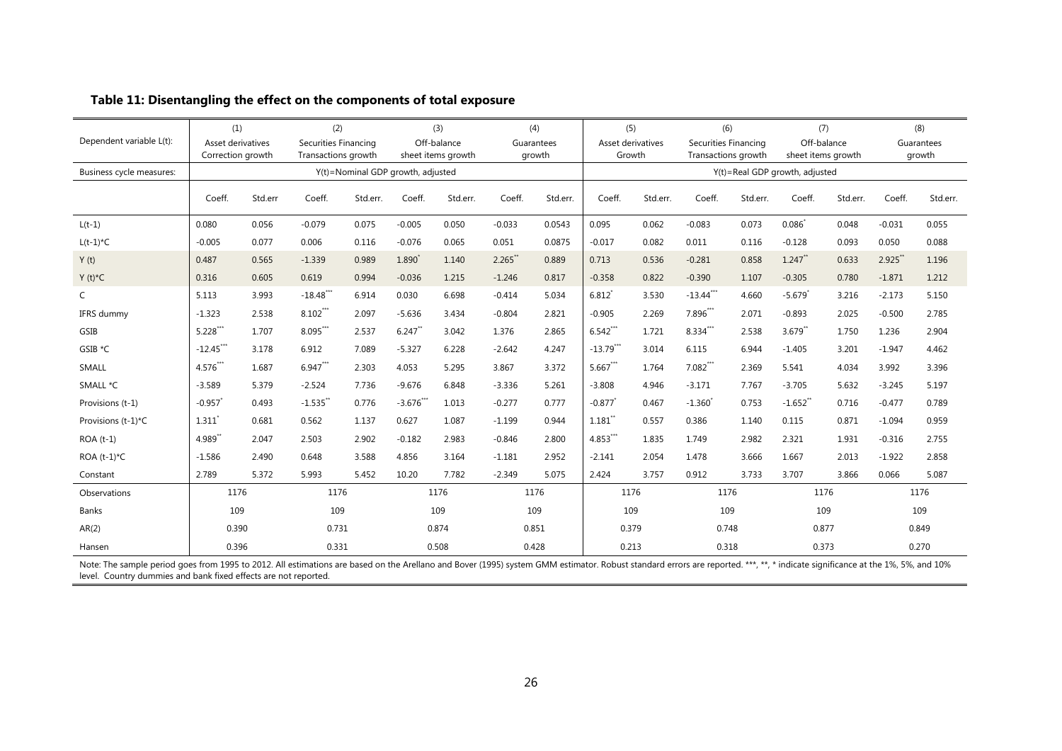## Table 11: Disentangling the effect on the components of total exposure

| | (1) | | (2) | | (3) | | (4) | | (5) | | (6) | | (7) | | (8) | |
|---|---|---|---|---|---|---|---|---|---|---|---|---|---|---|---|---|
| Dependent variable L(t): | Asset derivatives Correction growth | | Securities Financing Transactions growth | | Off-balance sheet items growth | | Guarantees growth | | Asset derivatives Growth | | Securities Financing Transactions growth | | Off-balance sheet items growth | | Guarantees growth | |
| Business cycle measures: | Y(t)=Nominal GDP growth, adjusted | | | | | | | | Y(t)=Real GDP growth, adjusted | | | | | | | |
| | Coeff. | Std.err | Coeff. | Std.err. | Coeff. | Std.err. | Coeff. | Std.err. | Coeff. | Std.err. | Coeff. | Std.err. | Coeff. | Std.err. | Coeff. | Std.err. |
| L(t-1) | 0.080 | 0.056 | -0.079 | 0.075 | -0.005 | 0.050 | -0.033 | 0.0543 | 0.095 | 0.062 | -0.083 | 0.073 | 0.086* | 0.048 | -0.031 | 0.055 |
| L(t-1)*C | -0.005 | 0.077 | 0.006 | 0.116 | -0.076 | 0.065 | 0.051 | 0.0875 | -0.017 | 0.082 | 0.011 | 0.116 | -0.128 | 0.093 | 0.050 | 0.088 |
| Y (t) | 0.487 | 0.565 | -1.339 | 0.989 | 1.890* | 1.140 | 2.265** | 0.889 | 0.713 | 0.536 | -0.281 | 0.858 | 1.247** | 0.633 | 2.925** | 1.196 |
| Y (t)*C | 0.316 | 0.605 | 0.619 | 0.994 | -0.036 | 1.215 | -1.246 | 0.817 | -0.358 | 0.822 | -0.390 | 1.107 | -0.305 | 0.780 | -1.871 | 1.212 |
| C | 5.113 | 3.993 | -18.48*** | 6.914 | 0.030 | 6.698 | -0.414 | 5.034 | 6.812* | 3.530 | -13.44*** | 4.660 | -5.679* | 3.216 | -2.173 | 5.150 |
| IFRS dummy | -1.323 | 2.538 | 8.102*** | 2.097 | -5.636 | 3.434 | -0.804 | 2.821 | -0.905 | 2.269 | 7.896*** | 2.071 | -0.893 | 2.025 | -0.500 | 2.785 |
| GSIB | 5.228*** | 1.707 | 8.095*** | 2.537 | 6.247** | 3.042 | 1.376 | 2.865 | 6.542*** | 1.721 | 8.334*** | 2.538 | 3.679** | 1.750 | 1.236 | 2.904 |
| GSIB *C | -12.45*** | 3.178 | 6.912 | 7.089 | -5.327 | 6.228 | -2.642 | 4.247 | -13.79*** | 3.014 | 6.115 | 6.944 | -1.405 | 3.201 | -1.947 | 4.462 |
| SMALL | 4.576*** | 1.687 | 6.947*** | 2.303 | 4.053 | 5.295 | 3.867 | 3.372 | 5.667*** | 1.764 | 7.082*** | 2.369 | 5.541 | 4.034 | 3.992 | 3.396 |
| SMALL *C | -3.589 | 5.379 | -2.524 | 7.736 | -9.676 | 6.848 | -3.336 | 5.261 | -3.808 | 4.946 | -3.171 | 7.767 | -3.705 | 5.632 | -3.245 | 5.197 |
| Provisions (t-1) | -0.957* | 0.493 | -1.535** | 0.776 | -3.676*** | 1.013 | -0.277 | 0.777 | -0.877* | 0.467 | -1.360* | 0.753 | -1.652** | 0.716 | -0.477 | 0.789 |
| Provisions (t-1)*C | 1.311* | 0.681 | 0.562 | 1.137 | 0.627 | 1.087 | -1.199 | 0.944 | 1.181** | 0.557 | 0.386 | 1.140 | 0.115 | 0.871 | -1.094 | 0.959 |
| ROA (t-1) | 4.989** | 2.047 | 2.503 | 2.902 | -0.182 | 2.983 | -0.846 | 2.800 | 4.853*** | 1.835 | 1.749 | 2.982 | 2.321 | 1.931 | -0.316 | 2.755 |
| ROA (t-1)*C | -1.586 | 2.490 | 0.648 | 3.588 | 4.856 | 3.164 | -1.181 | 2.952 | -2.141 | 2.054 | 1.478 | 3.666 | 1.667 | 2.013 | -1.922 | 2.858 |
| Constant | 2.789 | 5.372 | 5.993 | 5.452 | 10.20 | 7.782 | -2.349 | 5.075 | 2.424 | 3.757 | 0.912 | 3.733 | 3.707 | 3.866 | 0.066 | 5.087 |
| Observations | 1176 | | 1176 | | 1176 | | 1176 | | 1176 | | 1176 | | 1176 | | 1176 | |
| Banks | 109 | | 109 | | 109 | | 109 | | 109 | | 109 | | 109 | | 109 | |
| AR(2) | 0.390 | | 0.731 | | 0.874 | | 0.851 | | 0.379 | | 0.748 | | 0.877 | | 0.849 | |
| Hansen | 0.396 | | 0.331 | | 0.508 | | 0.428 | | 0.213 | | 0.318 | | 0.373 | | 0.270 | |

Note: The sample period goes from 1995 to 2012. All estimations are based on the Arellano and Bover (1995) system GMM estimator. Robust standard errors are reported. ***, **, * indicate significance at the 1%, 5%, and 10% level. Country dummies and bank fixed effects are not reported.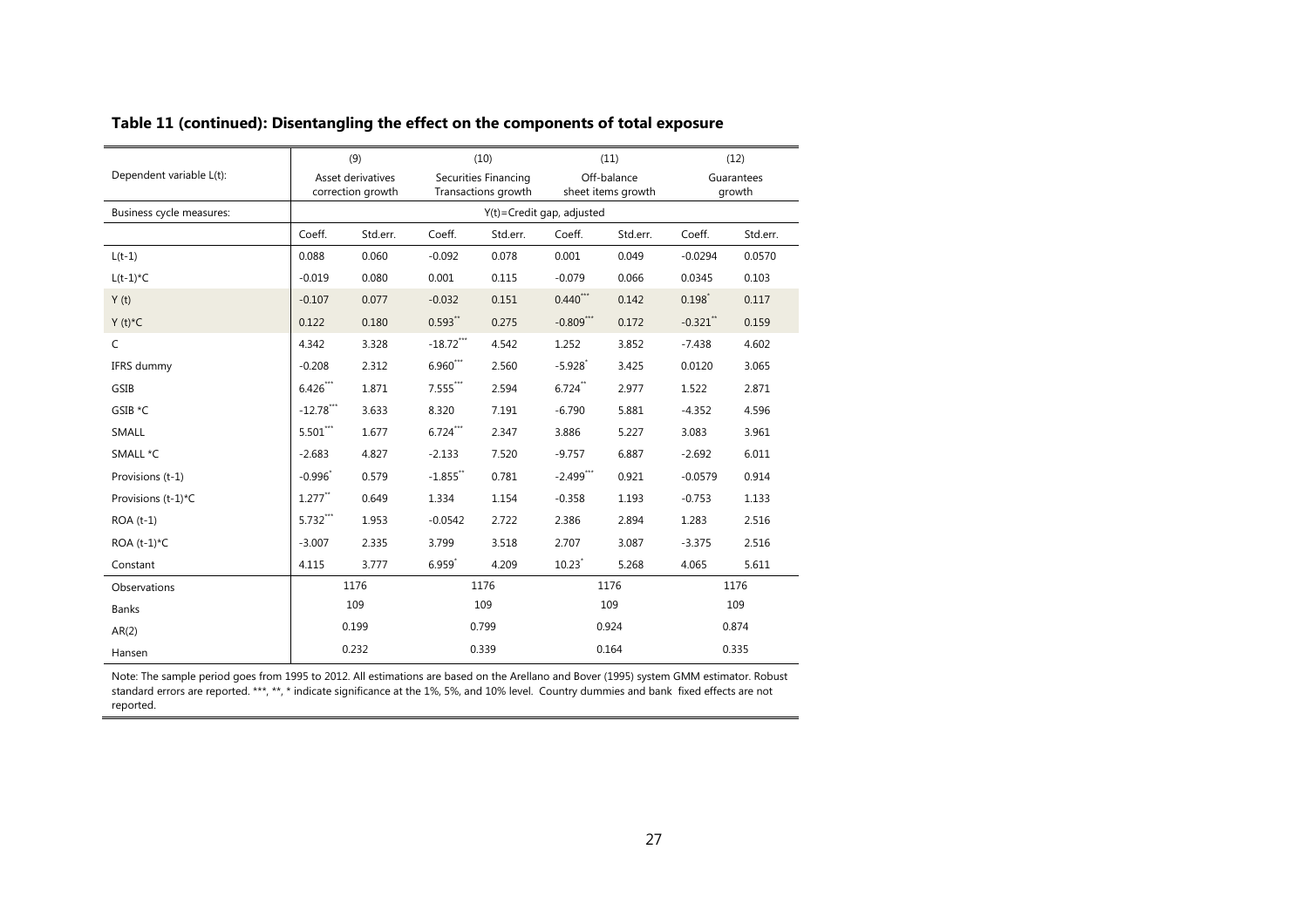## Table 11 (continued): Disentangling the effect on the components of total exposure

| | (9) | | (10) | | (11) | | (12) | |
|---|---|---|---|---|---|---|---|---|
| Dependent variable L(t): | Asset derivatives correction growth | | Securities Financing Transactions growth | | Off-balance sheet items growth | | Guarantees growth | |
| Business cycle measures: | Y(t)=Credit gap, adjusted | | | | | | | |
| | Coeff. | Std.err. | Coeff. | Std.err. | Coeff. | Std.err. | Coeff. | Std.err. |
| L(t-1) | 0.088 | 0.060 | -0.092 | 0.078 | 0.001 | 0.049 | -0.0294 | 0.0570 |
| L(t-1)*C | -0.019 | 0.080 | 0.001 | 0.115 | -0.079 | 0.066 | 0.0345 | 0.103 |
| Y (t) | -0.107 | 0.077 | -0.032 | 0.151 | 0.440*** | 0.142 | 0.198* | 0.117 |
| Y (t)*C | 0.122 | 0.180 | 0.593** | 0.275 | -0.809*** | 0.172 | -0.321** | 0.159 |
| C | 4.342 | 3.328 | -18.72*** | 4.542 | 1.252 | 3.852 | -7.438 | 4.602 |
| IFRS dummy | -0.208 | 2.312 | 6.960*** | 2.560 | -5.928* | 3.425 | 0.0120 | 3.065 |
| GSIB | 6.426*** | 1.871 | 7.555*** | 2.594 | 6.724** | 2.977 | 1.522 | 2.871 |
| GSIB *C | -12.78*** | 3.633 | 8.320 | 7.191 | -6.790 | 5.881 | -4.352 | 4.596 |
| SMALL | 5.501*** | 1.677 | 6.724*** | 2.347 | 3.886 | 5.227 | 3.083 | 3.961 |
| SMALL *C | -2.683 | 4.827 | -2.133 | 7.520 | -9.757 | 6.887 | -2.692 | 6.011 |
| Provisions (t-1) | -0.996* | 0.579 | -1.855** | 0.781 | -2.499*** | 0.921 | -0.0579 | 0.914 |
| Provisions (t-1)*C | 1.277** | 0.649 | 1.334 | 1.154 | -0.358 | 1.193 | -0.753 | 1.133 |
| ROA (t-1) | 5.732*** | 1.953 | -0.0542 | 2.722 | 2.386 | 2.894 | 1.283 | 2.516 |
| ROA (t-1)*C | -3.007 | 2.335 | 3.799 | 3.518 | 2.707 | 3.087 | -3.375 | 2.516 |
| Constant | 4.115 | 3.777 | 6.959* | 4.209 | 10.23* | 5.268 | 4.065 | 5.611 |
| Observations | 1176 | | 1176 | | 1176 | | 1176 | |
| Banks | 109 | | 109 | | 109 | | 109 | |
| AR(2) | 0.199 | | 0.799 | | 0.924 | | 0.874 | |
| Hansen | 0.232 | | 0.339 | | 0.164 | | 0.335 | |

Note: The sample period goes from 1995 to 2012. All estimations are based on the Arellano and Bover (1995) system GMM estimator. Robust standard errors are reported. ***, **, * indicate significance at the 1%, 5%, and 10% level. Country dummies and bank fixed effects are not reported.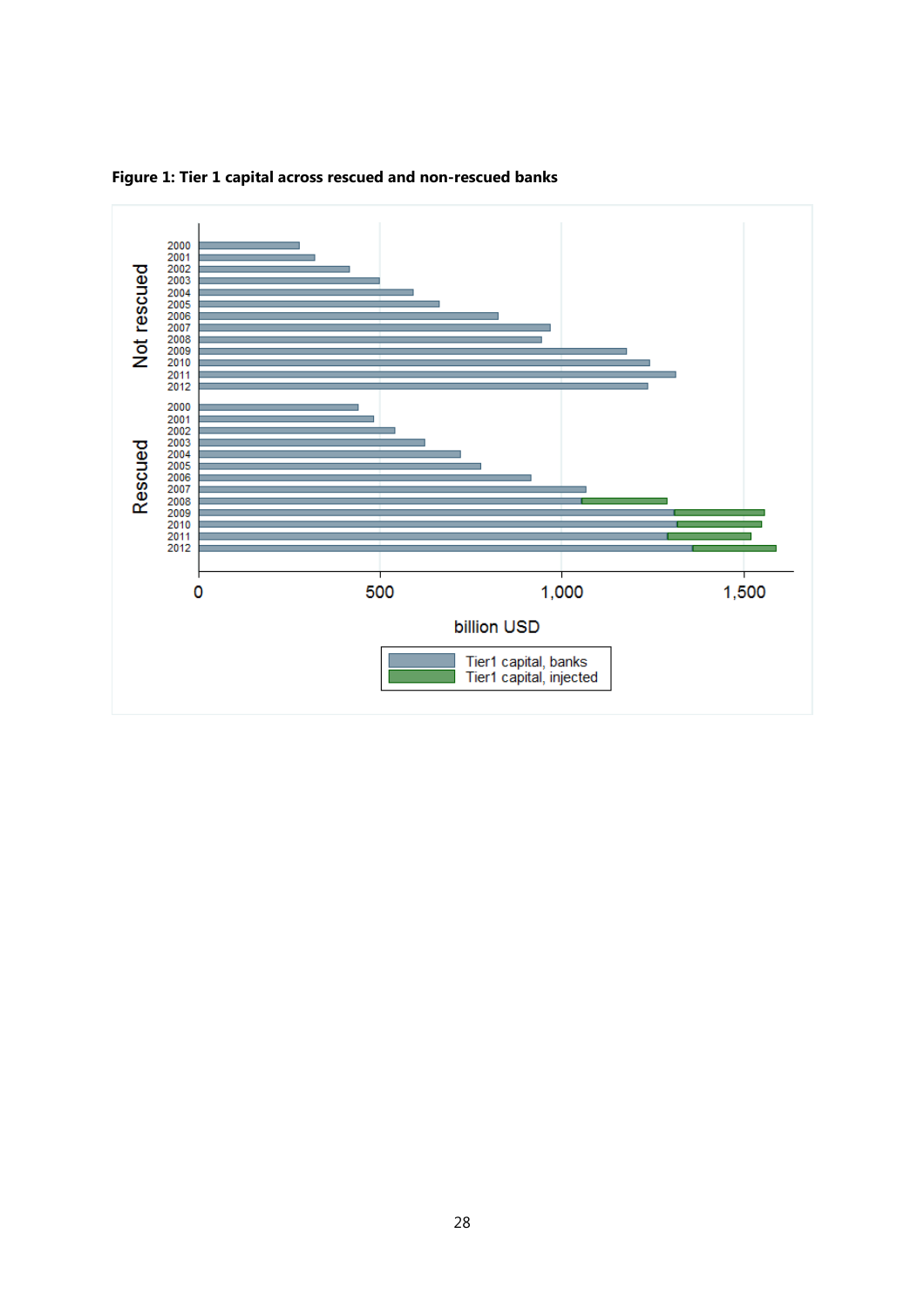**Figure 1: Tier 1 capital across rescued and non-rescued banks**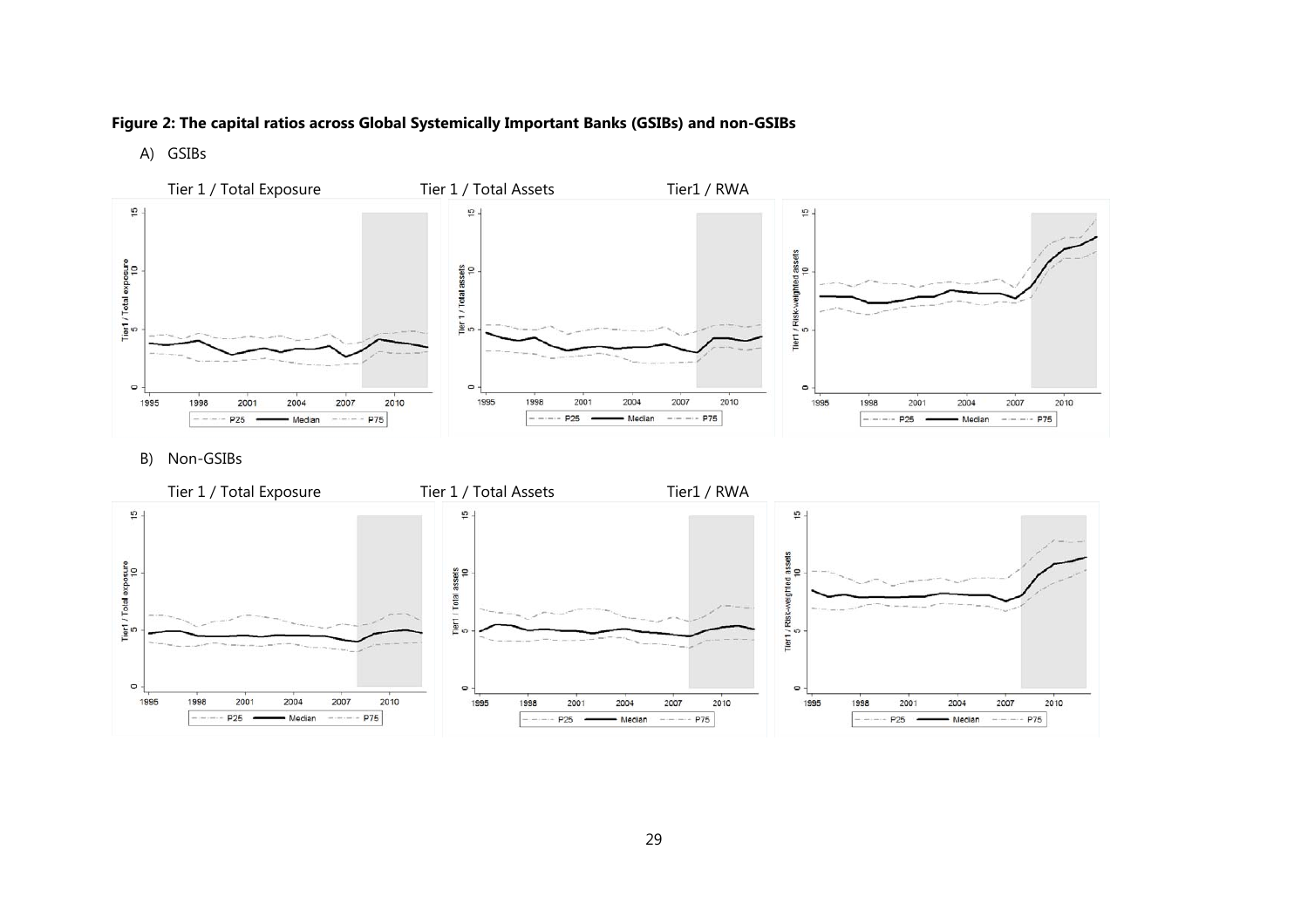**Figure 2: The capital ratios across Global Systemically Important Banks (GSIBs) and non-GSIBs**

A) GSIBs

Tier 1 / Total Exposure Tier 1 / Total Assets Tier1 / RWA

B) Non-GSIBs

Tier 1 / Total Exposure Tier 1 / Total Assets Tier1 / RWA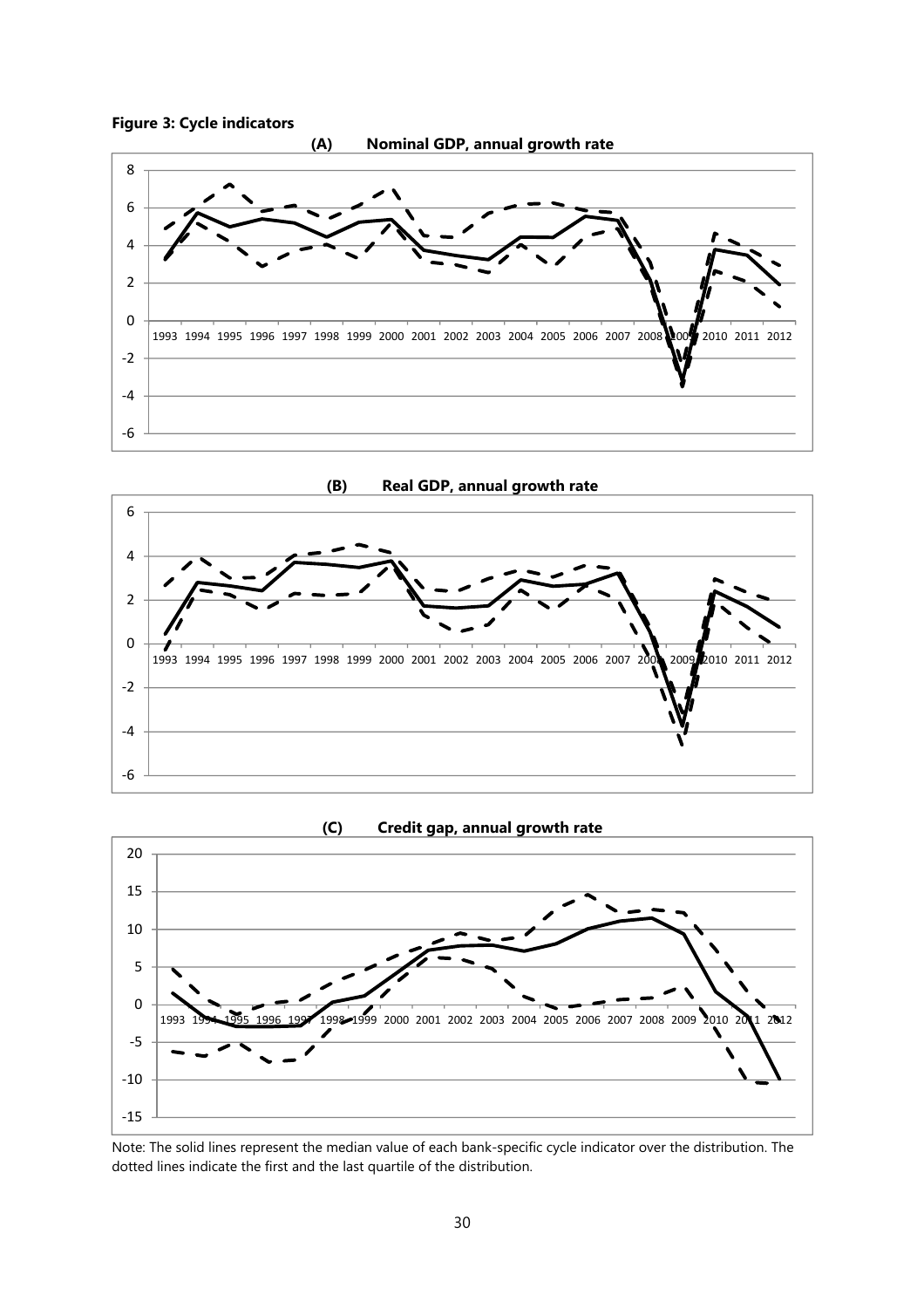**Figure 3: Cycle indicators**

**(A) Nominal GDP, annual growth rate**

**(B) Real GDP, annual growth rate**

**(C) Credit gap, annual growth rate**

Note: The solid lines represent the median value of each bank-specific cycle indicator over the distribution. The dotted lines indicate the first and the last quartile of the distribution.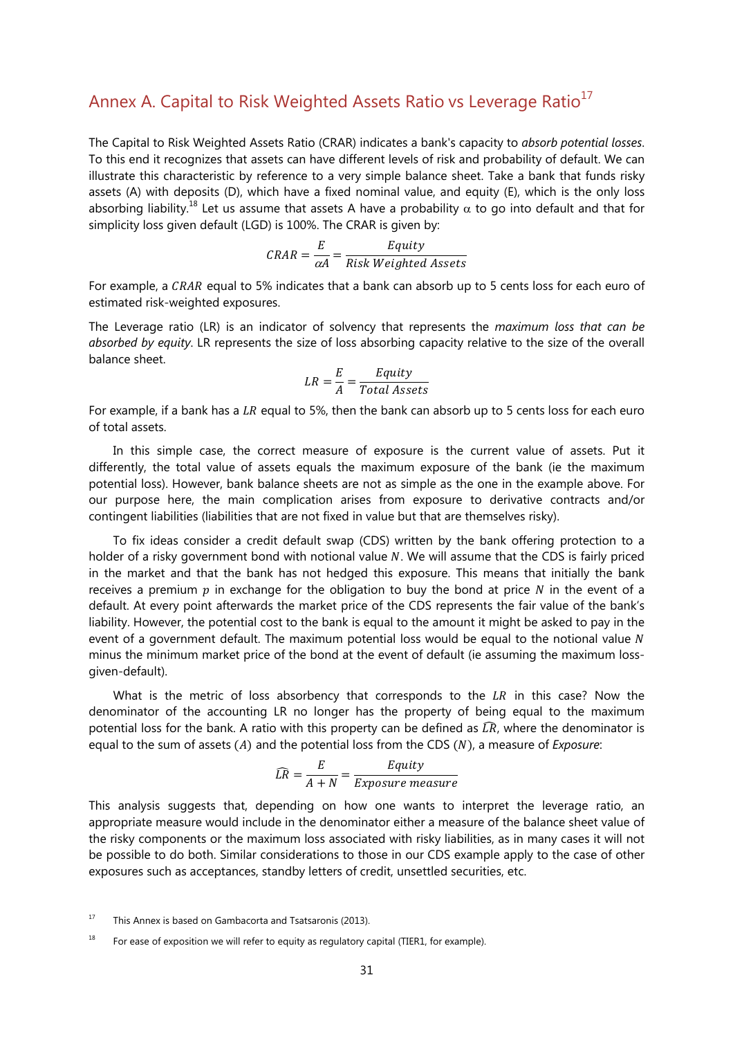## Annex A. Capital to Risk Weighted Assets Ratio vs Leverage Ratio[17]

The Capital to Risk Weighted Assets Ratio (CRAR) indicates a bank's capacity to *absorb potential losses*. To this end it recognizes that assets can have different levels of risk and probability of default. We can illustrate this characteristic by reference to a very simple balance sheet. Take a bank that funds risky assets (A) with deposits (D), which have a fixed nominal value, and equity (E), which is the only loss absorbing liability.[18] Let us assume that assets A have a probability $\alpha$ to go into default and that for simplicity loss given default (LGD) is 100%. The CRAR is given by:

$$CRAR = \frac{E}{\alpha A} = \frac{Equity}{Risk\ Weighted\ Assets}$$

For example, a $CRAR$ equal to 5% indicates that a bank can absorb up to 5 cents loss for each euro of estimated risk-weighted exposures.

The Leverage ratio (LR) is an indicator of solvency that represents the *maximum loss that can be absorbed by equity*. LR represents the size of loss absorbing capacity relative to the size of the overall balance sheet.

$$LR = \frac{E}{A} = \frac{Equity}{Total\ Assets}$$

For example, if a bank has a $LR$ equal to 5%, then the bank can absorb up to 5 cents loss for each euro of total assets.

In this simple case, the correct measure of exposure is the current value of assets. Put it differently, the total value of assets equals the maximum exposure of the bank (ie the maximum potential loss). However, bank balance sheets are not as simple as the one in the example above. For our purpose here, the main complication arises from exposure to derivative contracts and/or contingent liabilities (liabilities that are not fixed in value but that are themselves risky).

To fix ideas consider a credit default swap (CDS) written by the bank offering protection to a holder of a risky government bond with notional value $N$. We will assume that the CDS is fairly priced in the market and that the bank has not hedged this exposure. This means that initially the bank receives a premium $p$ in exchange for the obligation to buy the bond at price $N$ in the event of a default. At every point afterwards the market price of the CDS represents the fair value of the bank's liability. However, the potential cost to the bank is equal to the amount it might be asked to pay in the event of a government default. The maximum potential loss would be equal to the notional value $N$ minus the minimum market price of the bond at the event of default (ie assuming the maximum loss-given-default).

What is the metric of loss absorbency that corresponds to the $LR$ in this case? Now the denominator of the accounting LR no longer has the property of being equal to the maximum potential loss for the bank. A ratio with this property can be defined as $\widehat{LR}$, where the denominator is equal to the sum of assets ($A$) and the potential loss from the CDS ($N$), a measure of *Exposure*:

$$\widehat{LR} = \frac{E}{A+N} = \frac{Equity}{Exposure\ measure}$$

This analysis suggests that, depending on how one wants to interpret the leverage ratio, an appropriate measure would include in the denominator either a measure of the balance sheet value of the risky components or the maximum loss associated with risky liabilities, as in many cases it will not be possible to do both. Similar considerations to those in our CDS example apply to the case of other exposures such as acceptances, standby letters of credit, unsettled securities, etc.

[17] This Annex is based on Gambacorta and Tsatsaronis (2013).

[18] For ease of exposition we will refer to equity as regulatory capital (TIER1, for example).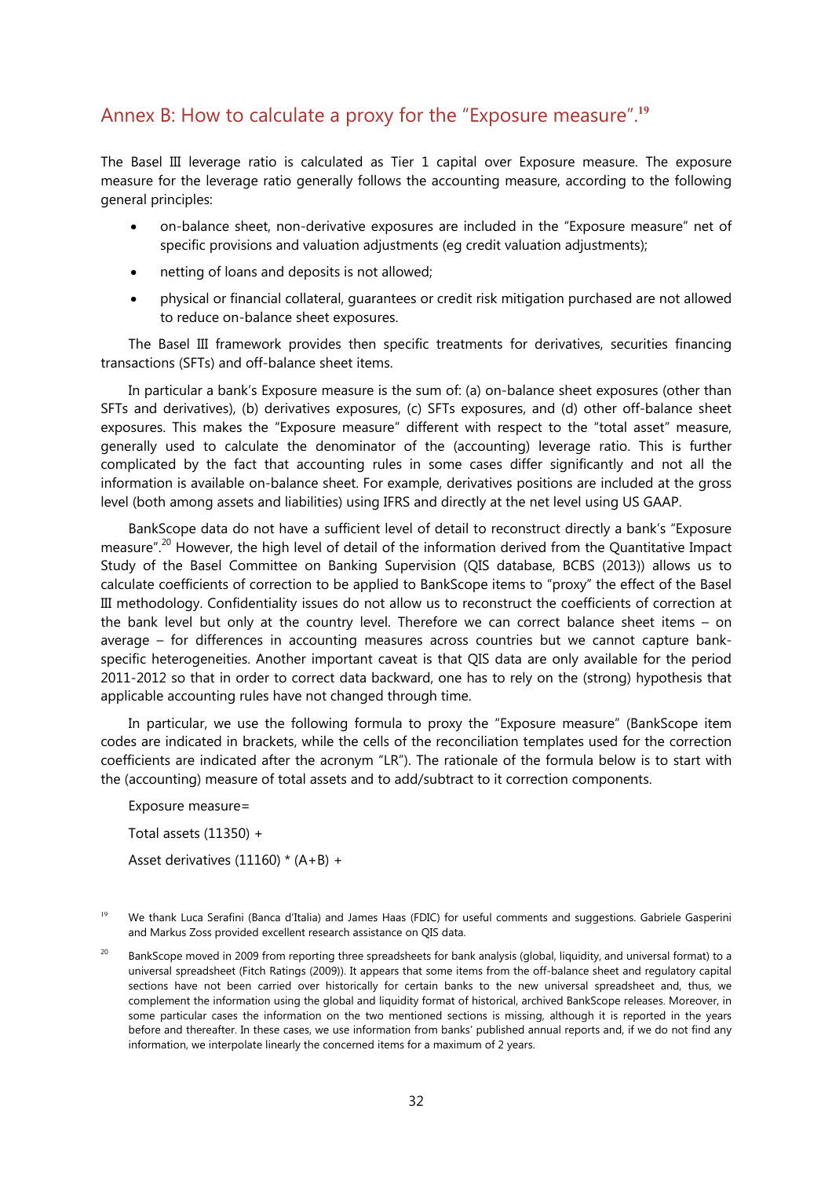## Annex B: How to calculate a proxy for the "Exposure measure".[19]

The Basel III leverage ratio is calculated as Tier 1 capital over Exposure measure. The exposure measure for the leverage ratio generally follows the accounting measure, according to the following general principles:

- on-balance sheet, non-derivative exposures are included in the "Exposure measure" net of specific provisions and valuation adjustments (eg credit valuation adjustments);
- netting of loans and deposits is not allowed;
- physical or financial collateral, guarantees or credit risk mitigation purchased are not allowed to reduce on-balance sheet exposures.

The Basel III framework provides then specific treatments for derivatives, securities financing transactions (SFTs) and off-balance sheet items.

In particular a bank's Exposure measure is the sum of: (a) on-balance sheet exposures (other than SFTs and derivatives), (b) derivatives exposures, (c) SFTs exposures, and (d) other off-balance sheet exposures. This makes the "Exposure measure" different with respect to the "total asset" measure, generally used to calculate the denominator of the (accounting) leverage ratio. This is further complicated by the fact that accounting rules in some cases differ significantly and not all the information is available on-balance sheet. For example, derivatives positions are included at the gross level (both among assets and liabilities) using IFRS and directly at the net level using US GAAP.

BankScope data do not have a sufficient level of detail to reconstruct directly a bank's "Exposure measure".[20] However, the high level of detail of the information derived from the Quantitative Impact Study of the Basel Committee on Banking Supervision (QIS database, BCBS (2013)) allows us to calculate coefficients of correction to be applied to BankScope items to "proxy" the effect of the Basel III methodology. Confidentiality issues do not allow us to reconstruct the coefficients of correction at the bank level but only at the country level. Therefore we can correct balance sheet items – on average – for differences in accounting measures across countries but we cannot capture bank-specific heterogeneities. Another important caveat is that QIS data are only available for the period 2011-2012 so that in order to correct data backward, one has to rely on the (strong) hypothesis that applicable accounting rules have not changed through time.

In particular, we use the following formula to proxy the "Exposure measure" (BankScope item codes are indicated in brackets, while the cells of the reconciliation templates used for the correction coefficients are indicated after the acronym "LR"). The rationale of the formula below is to start with the (accounting) measure of total assets and to add/subtract to it correction components.

Exposure measure=

Total assets (11350) +

Asset derivatives (11160) * (A+B) +

[19] We thank Luca Serafini (Banca d'Italia) and James Haas (FDIC) for useful comments and suggestions. Gabriele Gasperini and Markus Zoss provided excellent research assistance on QIS data.

[20] BankScope moved in 2009 from reporting three spreadsheets for bank analysis (global, liquidity, and universal format) to a universal spreadsheet (Fitch Ratings (2009)). It appears that some items from the off-balance sheet and regulatory capital sections have not been carried over historically for certain banks to the new universal spreadsheet and, thus, we complement the information using the global and liquidity format of historical, archived BankScope releases. Moreover, in some particular cases the information on the two mentioned sections is missing, although it is reported in the years before and thereafter. In these cases, we use information from banks' published annual reports and, if we do not find any information, we interpolate linearly the concerned items for a maximum of 2 years.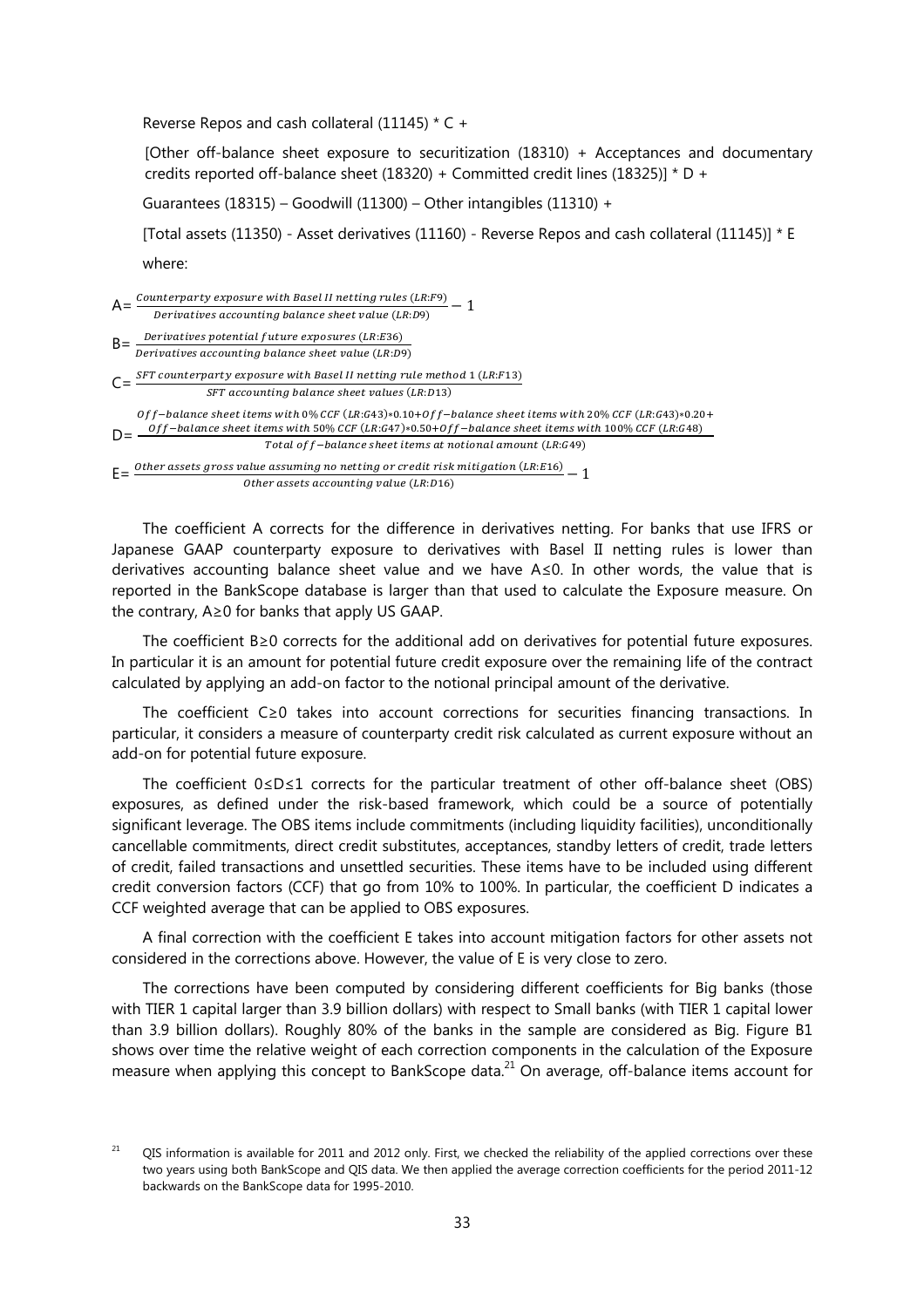Reverse Repos and cash collateral (11145) * C +

[Other off-balance sheet exposure to securitization (18310) + Acceptances and documentary credits reported off-balance sheet (18320) + Committed credit lines (18325)] * D +

Guarantees (18315) – Goodwill (11300) – Other intangibles (11310) +

[Total assets (11350) - Asset derivatives (11160) - Reverse Repos and cash collateral (11145)] * E

where:

$$A = \frac{Counterparty\ exposure\ with\ Basel\ II\ netting\ rules\ (LR{:}F9)}{Derivatives\ accounting\ balance\ sheet\ value\ (LR{:}D9)} - 1$$

$$B = \frac{Derivatives\ potential\ future\ exposures\ (LR{:}E36)}{Derivatives\ accounting\ balance\ sheet\ value\ (LR{:}D9)}$$

$$C = \frac{SFT\ counterparty\ exposure\ with\ Basel\ II\ netting\ rule\ method\ 1\ (LR{:}F13)}{SFT\ accounting\ balance\ sheet\ values\ (LR{:}D13)}$$

$$D = \frac{Off\text{-}balance\ sheet\ items\ with\ 0\%\ CCF\ (LR{:}G43)*0.10 + Off\text{-}balance\ sheet\ items\ with\ 20\%\ CCF\ (LR{:}G43)*0.20 + Off\text{-}balance\ sheet\ items\ with\ 50\%\ CCF\ (LR{:}G47)*0.50 + Off\text{-}balance\ sheet\ items\ with\ 100\%\ CCF\ (LR{:}G48)}{Total\ off\text{-}balance\ sheet\ items\ at\ notional\ amount\ (LR{:}G49)}$$

$$E = \frac{Other\ assets\ gross\ value\ assuming\ no\ netting\ or\ credit\ risk\ mitigation\ (LR{:}E16)}{Other\ assets\ accounting\ value\ (LR{:}D16)} - 1$$

The coefficient A corrects for the difference in derivatives netting. For banks that use IFRS or Japanese GAAP counterparty exposure to derivatives with Basel II netting rules is lower than derivatives accounting balance sheet value and we have $A \leq 0$. In other words, the value that is reported in the BankScope database is larger than that used to calculate the Exposure measure. On the contrary, $A \geq 0$ for banks that apply US GAAP.

The coefficient $B \geq 0$ corrects for the additional add on derivatives for potential future exposures. In particular it is an amount for potential future credit exposure over the remaining life of the contract calculated by applying an add-on factor to the notional principal amount of the derivative.

The coefficient $C \geq 0$ takes into account corrections for securities financing transactions. In particular, it considers a measure of counterparty credit risk calculated as current exposure without an add-on for potential future exposure.

The coefficient $0 \leq D \leq 1$ corrects for the particular treatment of other off-balance sheet (OBS) exposures, as defined under the risk-based framework, which could be a source of potentially significant leverage. The OBS items include commitments (including liquidity facilities), unconditionally cancellable commitments, direct credit substitutes, acceptances, standby letters of credit, trade letters of credit, failed transactions and unsettled securities. These items have to be included using different credit conversion factors (CCF) that go from 10% to 100%. In particular, the coefficient D indicates a CCF weighted average that can be applied to OBS exposures.

A final correction with the coefficient E takes into account mitigation factors for other assets not considered in the corrections above. However, the value of E is very close to zero.

The corrections have been computed by considering different coefficients for Big banks (those with TIER 1 capital larger than 3.9 billion dollars) with respect to Small banks (with TIER 1 capital lower than 3.9 billion dollars). Roughly 80% of the banks in the sample are considered as Big. Figure B1 shows over time the relative weight of each correction components in the calculation of the Exposure measure when applying this concept to BankScope data.[21] On average, off-balance items account for

[21] QIS information is available for 2011 and 2012 only. First, we checked the reliability of the applied corrections over these two years using both BankScope and QIS data. We then applied the average correction coefficients for the period 2011-12 backwards on the BankScope data for 1995-2010.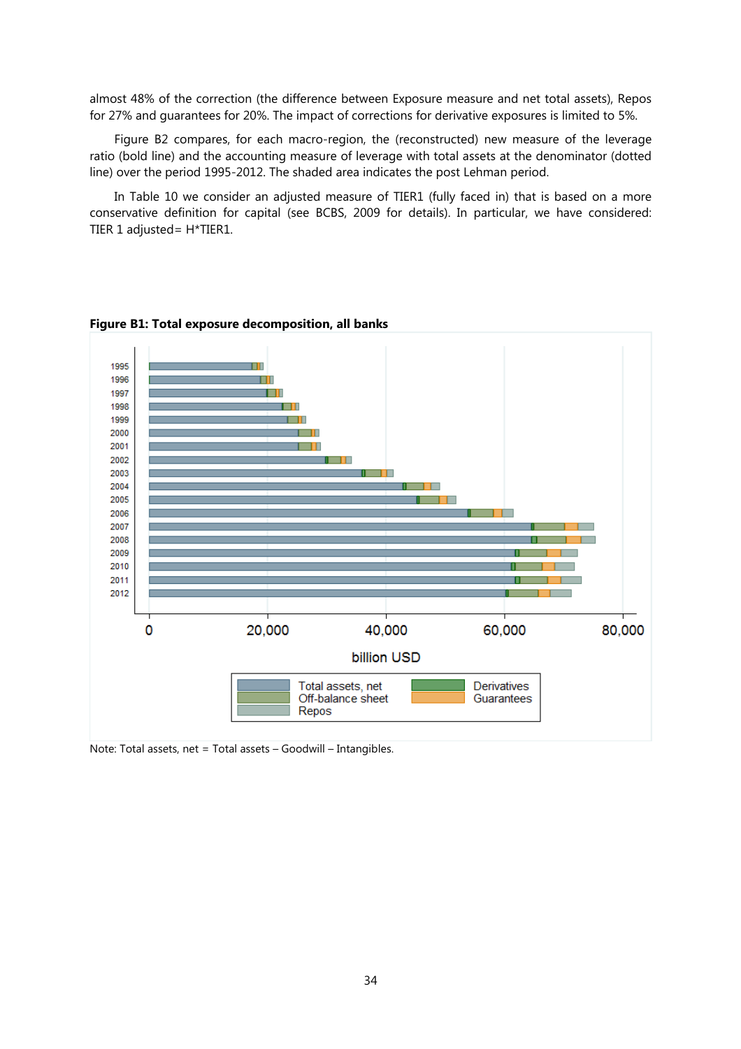almost 48% of the correction (the difference between Exposure measure and net total assets), Repos for 27% and guarantees for 20%. The impact of corrections for derivative exposures is limited to 5%.

Figure B2 compares, for each macro-region, the (reconstructed) new measure of the leverage ratio (bold line) and the accounting measure of leverage with total assets at the denominator (dotted line) over the period 1995-2012. The shaded area indicates the post Lehman period.

In Table 10 we consider an adjusted measure of TIER1 (fully faced in) that is based on a more conservative definition for capital (see BCBS, 2009 for details). In particular, we have considered: TIER 1 adjusted= H*TIER1.

**Figure B1: Total exposure decomposition, all banks**

Note: Total assets, net = Total assets – Goodwill – Intangibles.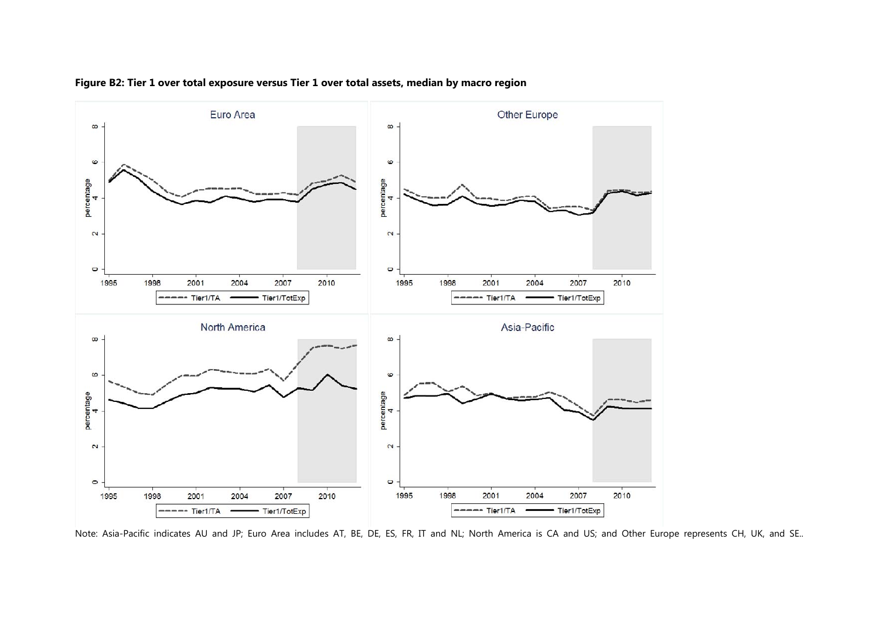**Figure B2: Tier 1 over total exposure versus Tier 1 over total assets, median by macro region**

Note: Asia-Pacific indicates AU and JP; Euro Area includes AT, BE, DE, ES, FR, IT and NL; North America is CA and US; and Other Europe represents CH, UK, and SE..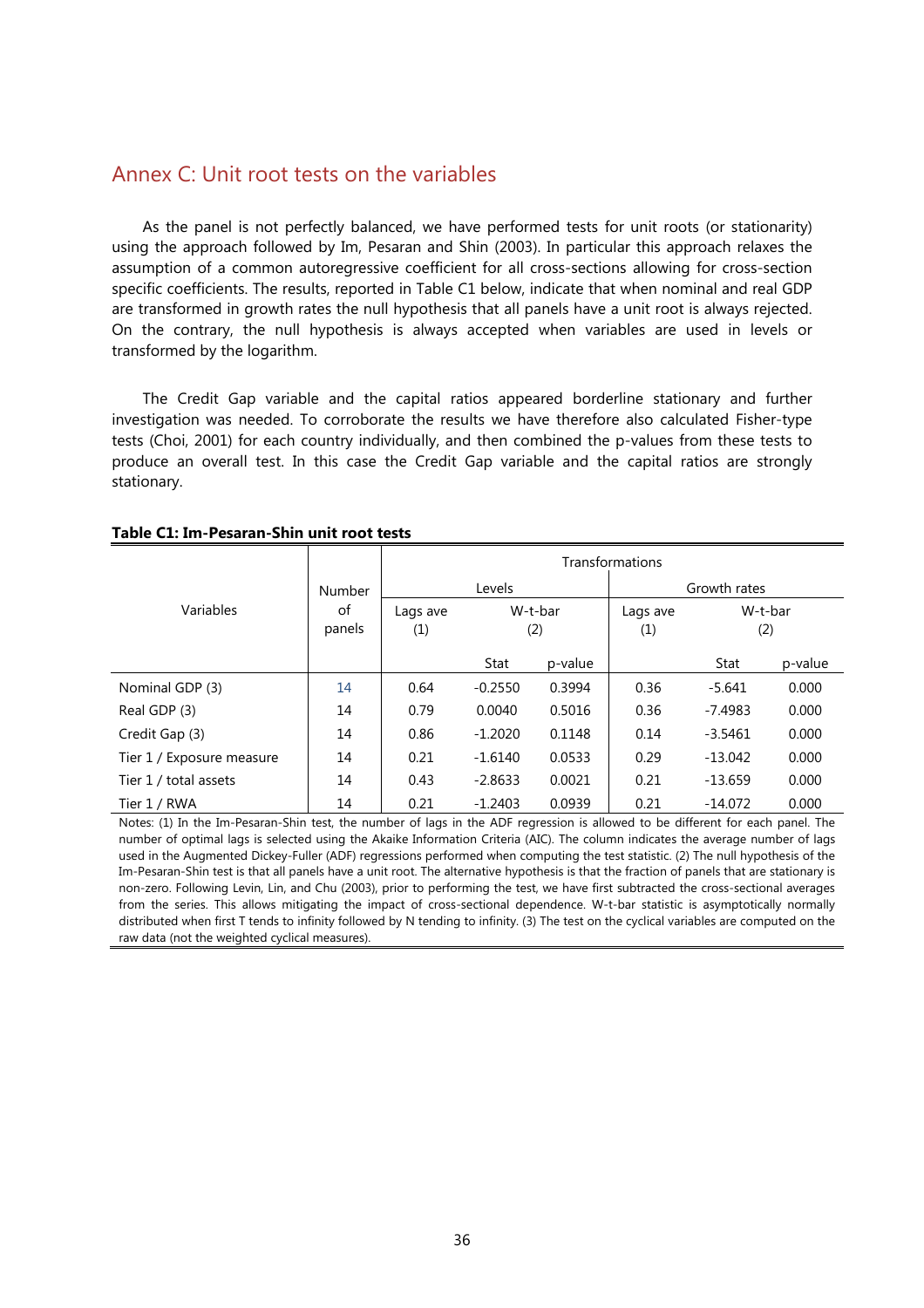## Annex C: Unit root tests on the variables

As the panel is not perfectly balanced, we have performed tests for unit roots (or stationarity) using the approach followed by Im, Pesaran and Shin (2003). In particular this approach relaxes the assumption of a common autoregressive coefficient for all cross-sections allowing for cross-section specific coefficients. The results, reported in Table C1 below, indicate that when nominal and real GDP are transformed in growth rates the null hypothesis that all panels have a unit root is always rejected. On the contrary, the null hypothesis is always accepted when variables are used in levels or transformed by the logarithm.

The Credit Gap variable and the capital ratios appeared borderline stationary and further investigation was needed. To corroborate the results we have therefore also calculated Fisher-type tests (Choi, 2001) for each country individually, and then combined the p-values from these tests to produce an overall test. In this case the Credit Gap variable and the capital ratios are strongly stationary.

**Table C1: Im-Pesaran-Shin unit root tests**

| Variables | Number of panels | Transformations | | | | | |
|---|---|---|---|---|---|---|---|
| | | Levels | | | Growth rates | | |
| | | Lags ave (1) | W-t-bar (2) | | Lags ave (1) | W-t-bar (2) | |
| | | | Stat | p-value | | Stat | p-value |
| Nominal GDP (3) | 14 | 0.64 | -0.2550 | 0.3994 | 0.36 | -5.641 | 0.000 |
| Real GDP (3) | 14 | 0.79 | 0.0040 | 0.5016 | 0.36 | -7.4983 | 0.000 |
| Credit Gap (3) | 14 | 0.86 | -1.2020 | 0.1148 | 0.14 | -3.5461 | 0.000 |
| Tier 1 / Exposure measure | 14 | 0.21 | -1.6140 | 0.0533 | 0.29 | -13.042 | 0.000 |
| Tier 1 / total assets | 14 | 0.43 | -2.8633 | 0.0021 | 0.21 | -13.659 | 0.000 |
| Tier 1 / RWA | 14 | 0.21 | -1.2403 | 0.0939 | 0.21 | -14.072 | 0.000 |

Notes: (1) In the Im-Pesaran-Shin test, the number of lags in the ADF regression is allowed to be different for each panel. The number of optimal lags is selected using the Akaike Information Criteria (AIC). The column indicates the average number of lags used in the Augmented Dickey-Fuller (ADF) regressions performed when computing the test statistic. (2) The null hypothesis of the Im-Pesaran-Shin test is that all panels have a unit root. The alternative hypothesis is that the fraction of panels that are stationary is non-zero. Following Levin, Lin, and Chu (2003), prior to performing the test, we have first subtracted the cross-sectional averages from the series. This allows mitigating the impact of cross-sectional dependence. W-t-bar statistic is asymptotically normally distributed when first T tends to infinity followed by N tending to infinity. (3) The test on the cyclical variables are computed on the raw data (not the weighted cyclical measures).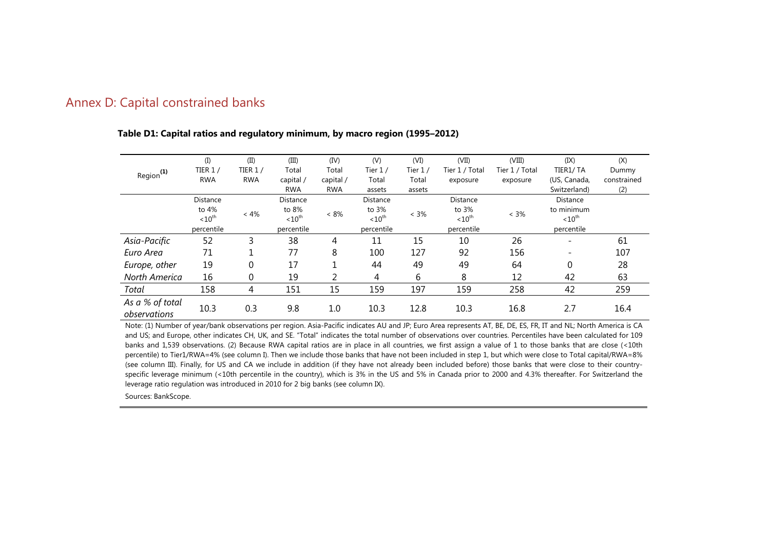## Annex D: Capital constrained banks

**Table D1: Capital ratios and regulatory minimum, by macro region (1995–2012)**

| Region[(1)] | (I) TIER 1 / RWA | (II) TIER 1 / RWA | (III) Total capital / RWA | (IV) Total capital / RWA | (V) Tier 1 / Total assets | (VI) Tier 1 / Total assets | (VII) Tier 1 / Total exposure | (VIII) Tier 1 / Total exposure | (IX) TIER1/ TA (US, Canada, Switzerland) | (X) Dummy constrained (2) |
|---|---|---|---|---|---|---|---|---|---|---|
| | Distance to 4% <10[th] percentile | < 4% | Distance to 8% <10[th] percentile | < 8% | Distance to 3% <10[th] percentile | < 3% | Distance to 3% <10[th] percentile | < 3% | Distance to minimum <10[th] percentile | |
| *Asia-Pacific* | 52 | 3 | 38 | 4 | 11 | 15 | 10 | 26 | - | 61 |
| *Euro Area* | 71 | 1 | 77 | 8 | 100 | 127 | 92 | 156 | - | 107 |
| *Europe, other* | 19 | 0 | 17 | 1 | 44 | 49 | 49 | 64 | 0 | 28 |
| *North America* | 16 | 0 | 19 | 2 | 4 | 6 | 8 | 12 | 42 | 63 |
| *Total* | 158 | 4 | 151 | 15 | 159 | 197 | 159 | 258 | 42 | 259 |
| *As a % of total observations* | 10.3 | 0.3 | 9.8 | 1.0 | 10.3 | 12.8 | 10.3 | 16.8 | 2.7 | 16.4 |

Note: (1) Number of year/bank observations per region. Asia-Pacific indicates AU and JP; Euro Area represents AT, BE, DE, ES, FR, IT and NL; North America is CA and US; and Europe, other indicates CH, UK, and SE. "Total" indicates the total number of observations over countries. Percentiles have been calculated for 109 banks and 1,539 observations. (2) Because RWA capital ratios are in place in all countries, we first assign a value of 1 to those banks that are close (<10th percentile) to Tier1/RWA=4% (see column I). Then we include those banks that have not been included in step 1, but which were close to Total capital/RWA=8% (see column III). Finally, for US and CA we include in addition (if they have not already been included before) those banks that were close to their country-specific leverage minimum (<10th percentile in the country), which is 3% in the US and 5% in Canada prior to 2000 and 4.3% thereafter. For Switzerland the leverage ratio regulation was introduced in 2010 for 2 big banks (see column IX).

Sources: BankScope.